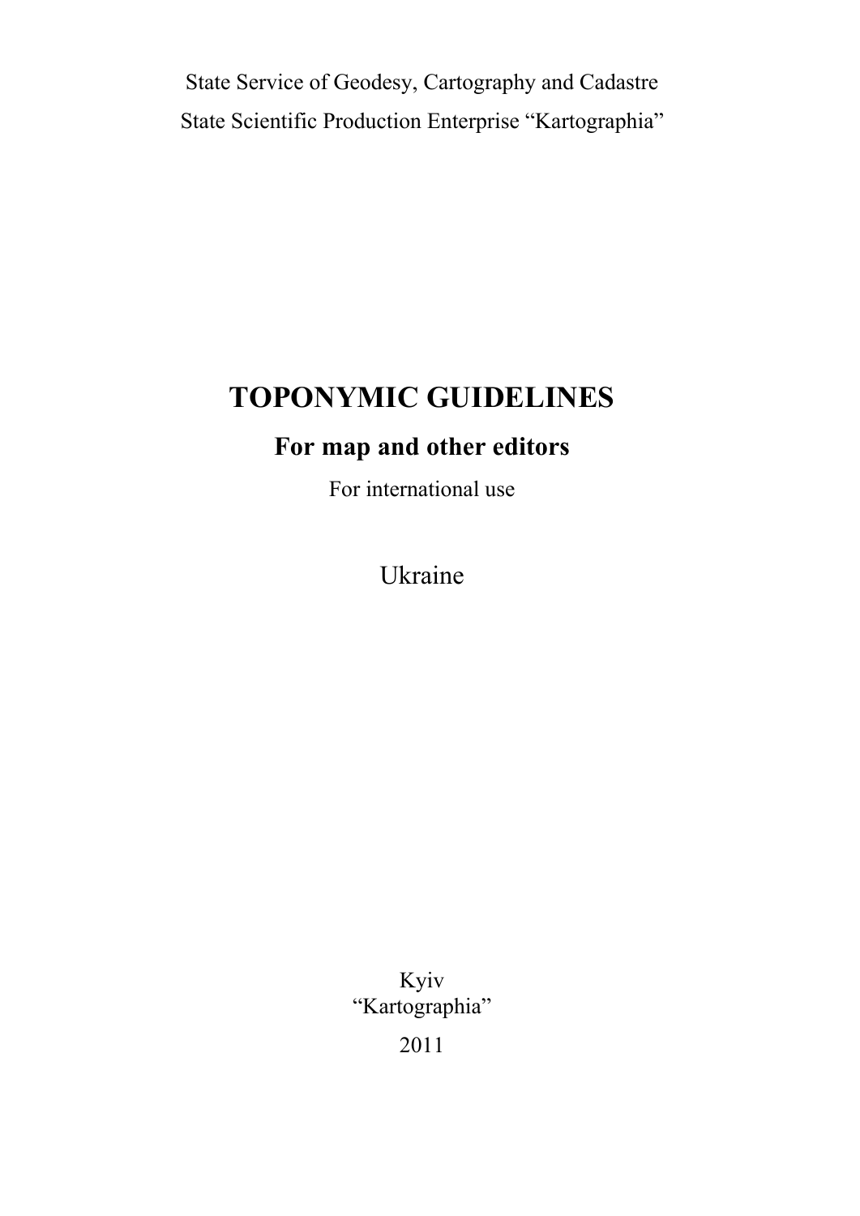State Service of Geodesy, Cartography and Cadastre

State Scientific Production Enterprise "Kartographia"

# TOPONYMIC GUIDELINES

## For map and other editors

For international use

Ukraine

Kyiv
"Kartographia"

2011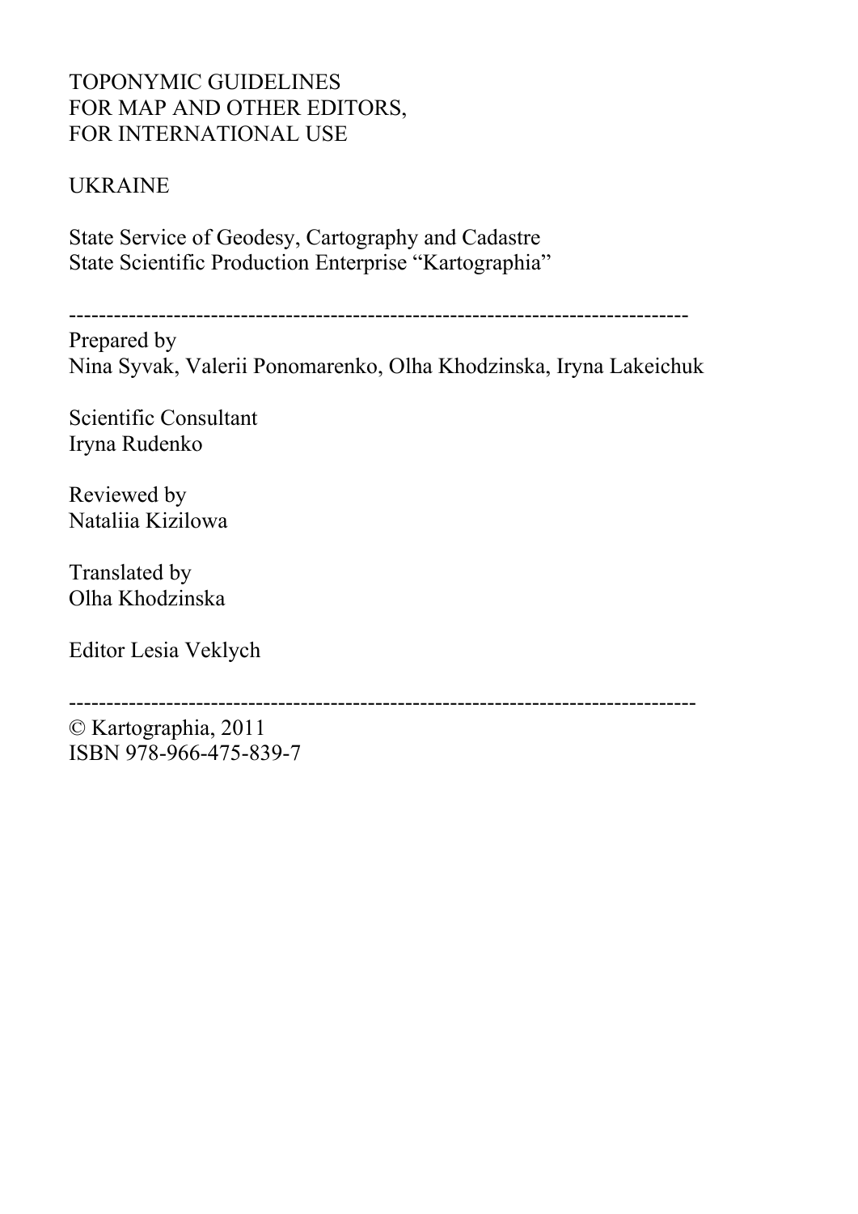TOPONYMIC GUIDELINES
FOR MAP AND OTHER EDITORS,
FOR INTERNATIONAL USE

UKRAINE

State Service of Geodesy, Cartography and Cadastre
State Scientific Production Enterprise "Kartographia"

---

Prepared by
Nina Syvak, Valerii Ponomarenko, Olha Khodzinska, Iryna Lakeichuk

Scientific Consultant
Iryna Rudenko

Reviewed by
Nataliia Kizilowa

Translated by
Olha Khodzinska

Editor Lesia Veklych

---

© Kartographia, 2011
ISBN 978-966-475-839-7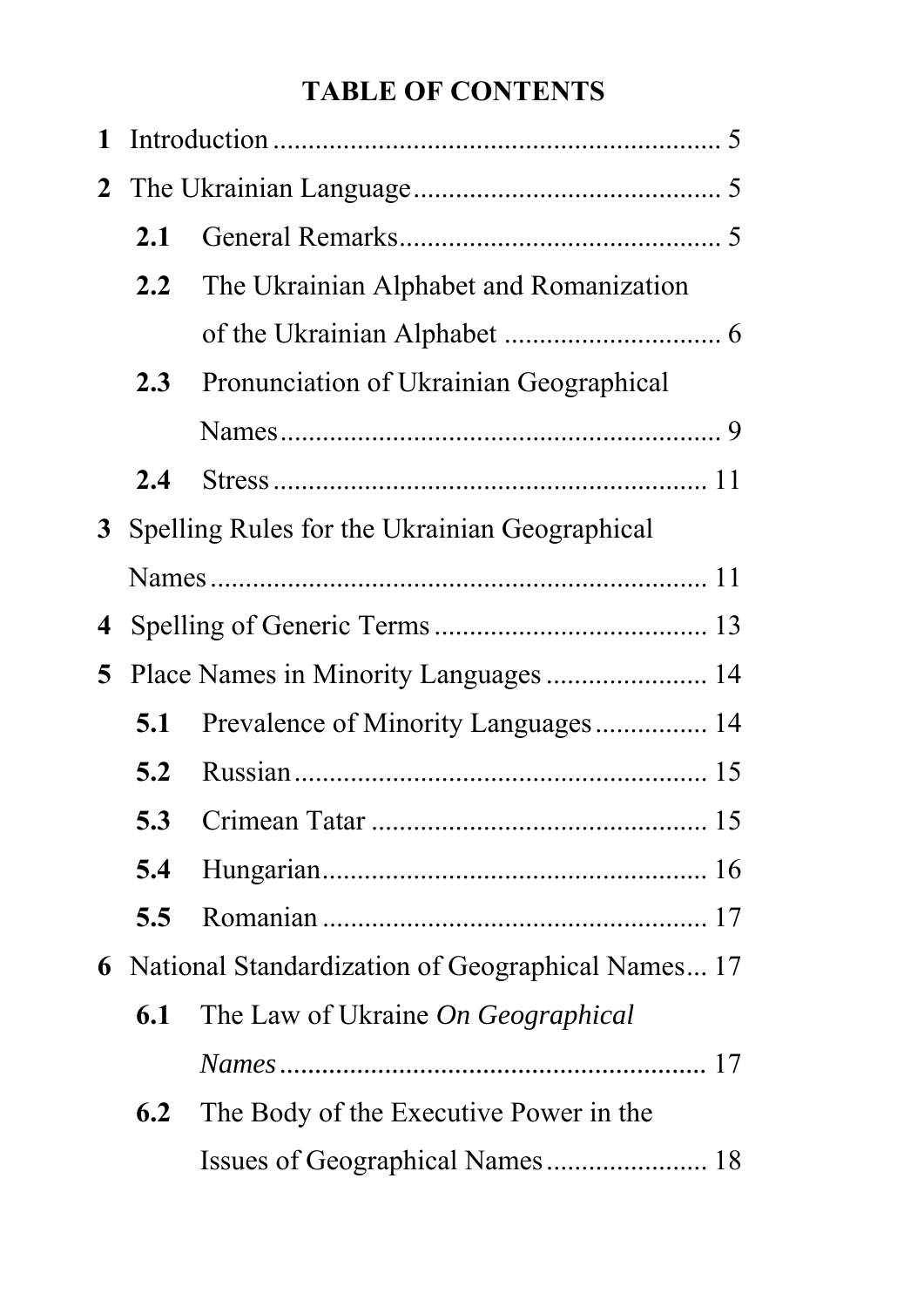# TABLE OF CONTENTS

**1** Introduction ................................................................ 5

**2** The Ukrainian Language ............................................ 5

- **2.1** General Remarks .............................................. 5
- **2.2** The Ukrainian Alphabet and Romanization of the Ukrainian Alphabet ............................... 6
- **2.3** Pronunciation of Ukrainian Geographical Names ............................................................... 9
- **2.4** Stress .............................................................. 11

**3** Spelling Rules for the Ukrainian Geographical Names ....................................................................... 11

**4** Spelling of Generic Terms ....................................... 13

**5** Place Names in Minority Languages ....................... 14

- **5.1** Prevalence of Minority Languages ................ 14
- **5.2** Russian ........................................................... 15
- **5.3** Crimean Tatar ................................................ 15
- **5.4** Hungarian ....................................................... 16
- **5.5** Romanian ....................................................... 17

**6** National Standardization of Geographical Names... 17

- **6.1** The Law of Ukraine *On Geographical Names* ............................................................ 17
- **6.2** The Body of the Executive Power in the Issues of Geographical Names ....................... 18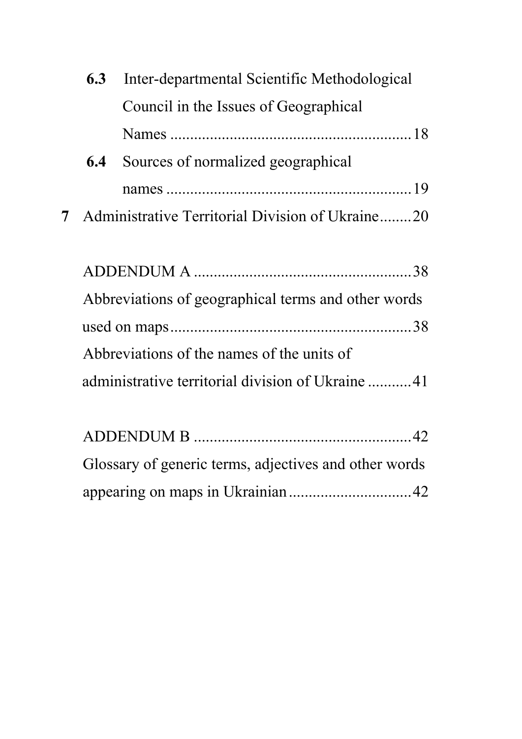**6.3** Inter-departmental Scientific Methodological Council in the Issues of Geographical Names ............................................................18

**6.4** Sources of normalized geographical names ..............................................................19

**7** Administrative Territorial Division of Ukraine........20

ADDENDUM A .......................................................38

Abbreviations of geographical terms and other words used on maps.............................................................38

Abbreviations of the names of the units of administrative territorial division of Ukraine ...........41

ADDENDUM B .......................................................42

Glossary of generic terms, adjectives and other words appearing on maps in Ukrainian...............................42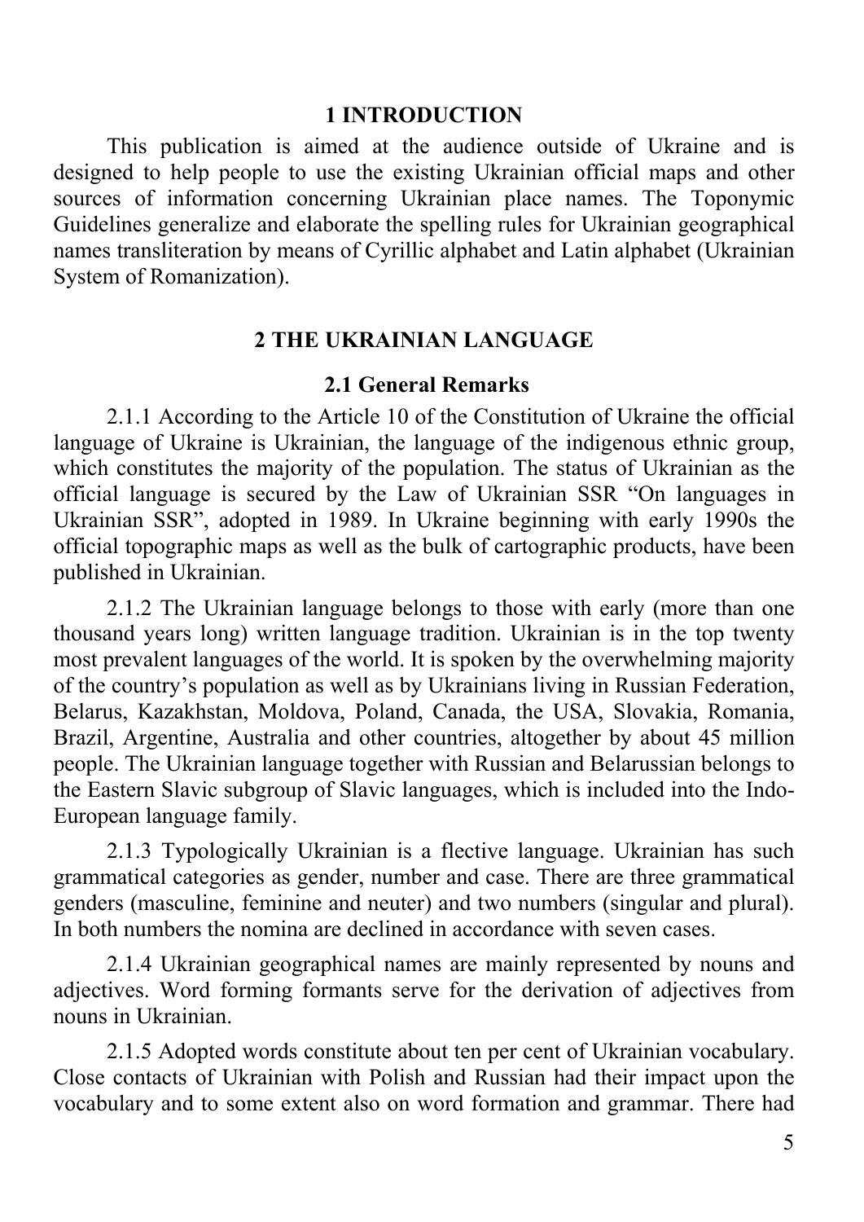# 1 INTRODUCTION

This publication is aimed at the audience outside of Ukraine and is designed to help people to use the existing Ukrainian official maps and other sources of information concerning Ukrainian place names. The Toponymic Guidelines generalize and elaborate the spelling rules for Ukrainian geographical names transliteration by means of Cyrillic alphabet and Latin alphabet (Ukrainian System of Romanization).

# 2 THE UKRAINIAN LANGUAGE

## 2.1 General Remarks

2.1.1 According to the Article 10 of the Constitution of Ukraine the official language of Ukraine is Ukrainian, the language of the indigenous ethnic group, which constitutes the majority of the population. The status of Ukrainian as the official language is secured by the Law of Ukrainian SSR "On languages in Ukrainian SSR", adopted in 1989. In Ukraine beginning with early 1990s the official topographic maps as well as the bulk of cartographic products, have been published in Ukrainian.

2.1.2 The Ukrainian language belongs to those with early (more than one thousand years long) written language tradition. Ukrainian is in the top twenty most prevalent languages of the world. It is spoken by the overwhelming majority of the country's population as well as by Ukrainians living in Russian Federation, Belarus, Kazakhstan, Moldova, Poland, Canada, the USA, Slovakia, Romania, Brazil, Argentine, Australia and other countries, altogether by about 45 million people. The Ukrainian language together with Russian and Belarussian belongs to the Eastern Slavic subgroup of Slavic languages, which is included into the Indo-European language family.

2.1.3 Typologically Ukrainian is a flective language. Ukrainian has such grammatical categories as gender, number and case. There are three grammatical genders (masculine, feminine and neuter) and two numbers (singular and plural). In both numbers the nomina are declined in accordance with seven cases.

2.1.4 Ukrainian geographical names are mainly represented by nouns and adjectives. Word forming formants serve for the derivation of adjectives from nouns in Ukrainian.

2.1.5 Adopted words constitute about ten per cent of Ukrainian vocabulary. Close contacts of Ukrainian with Polish and Russian had their impact upon the vocabulary and to some extent also on word formation and grammar. There had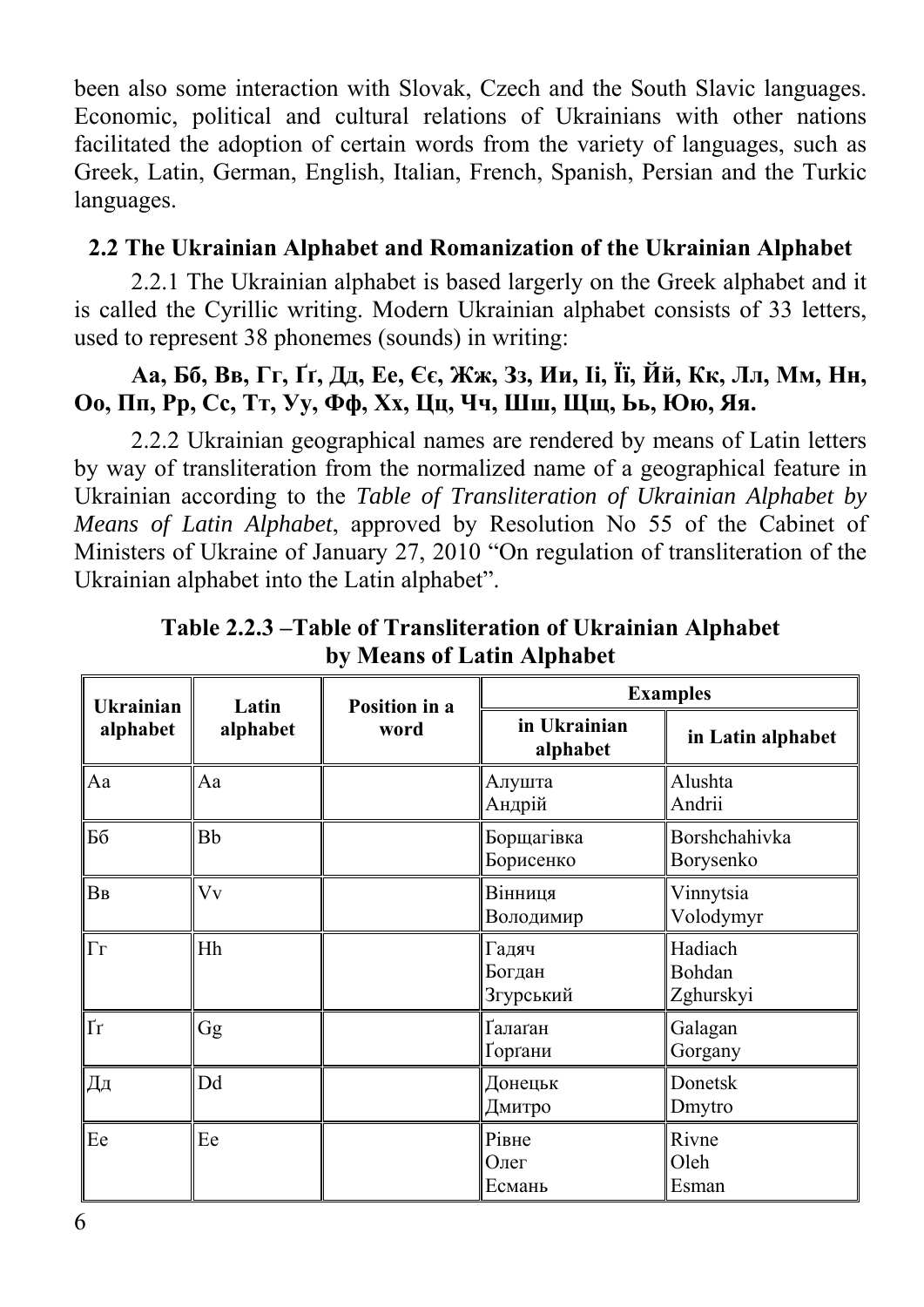been also some interaction with Slovak, Czech and the South Slavic languages. Economic, political and cultural relations of Ukrainians with other nations facilitated the adoption of certain words from the variety of languages, such as Greek, Latin, German, English, Italian, French, Spanish, Persian and the Turkic languages.

## 2.2 The Ukrainian Alphabet and Romanization of the Ukrainian Alphabet

2.2.1 The Ukrainian alphabet is based largerly on the Greek alphabet and it is called the Cyrillic writing. Modern Ukrainian alphabet consists of 33 letters, used to represent 38 phonemes (sounds) in writing:

**Аа, Бб, Вв, Гг, Ґґ, Дд, Ее, Єє, Жж, Зз, Ии, Іі, Її, Йй, Кк, Лл, Мм, Нн, Оо, Пп, Рр, Сс, Тт, Уу, Фф, Хх, Цц, Чч, Шш, Щщ, Ьь, Юю, Яя.**

2.2.2 Ukrainian geographical names are rendered by means of Latin letters by way of transliteration from the normalized name of a geographical feature in Ukrainian according to the *Table of Transliteration of Ukrainian Alphabet by Means of Latin Alphabet*, approved by Resolution No 55 of the Cabinet of Ministers of Ukraine of January 27, 2010 "On regulation of transliteration of the Ukrainian alphabet into the Latin alphabet".

**Table 2.2.3 –Table of Transliteration of Ukrainian Alphabet by Means of Latin Alphabet**

| Ukrainian alphabet | Latin alphabet | Position in a word | Examples | |
|---|---|---|---|---|
| | | | in Ukrainian alphabet | in Latin alphabet |
| Аа | Aa | | Алушта<br>Андрій | Alushta<br>Andrii |
| Бб | Bb | | Борщагівка<br>Борисенко | Borshchahivka<br>Borysenko |
| Вв | Vv | | Вінниця<br>Володимир | Vinnytsia<br>Volodymyr |
| Гг | Hh | | Гадяч<br>Богдан<br>Згурський | Hadiach<br>Bohdan<br>Zghurskyi |
| Ґґ | Gg | | Ґалаґан<br>Ґорґани | Galagan<br>Gorgany |
| Дд | Dd | | Донецьк<br>Дмитро | Donetsk<br>Dmytro |
| Ee | Ee | | Рівне<br>Олег<br>Есмань | Rivne<br>Oleh<br>Esman |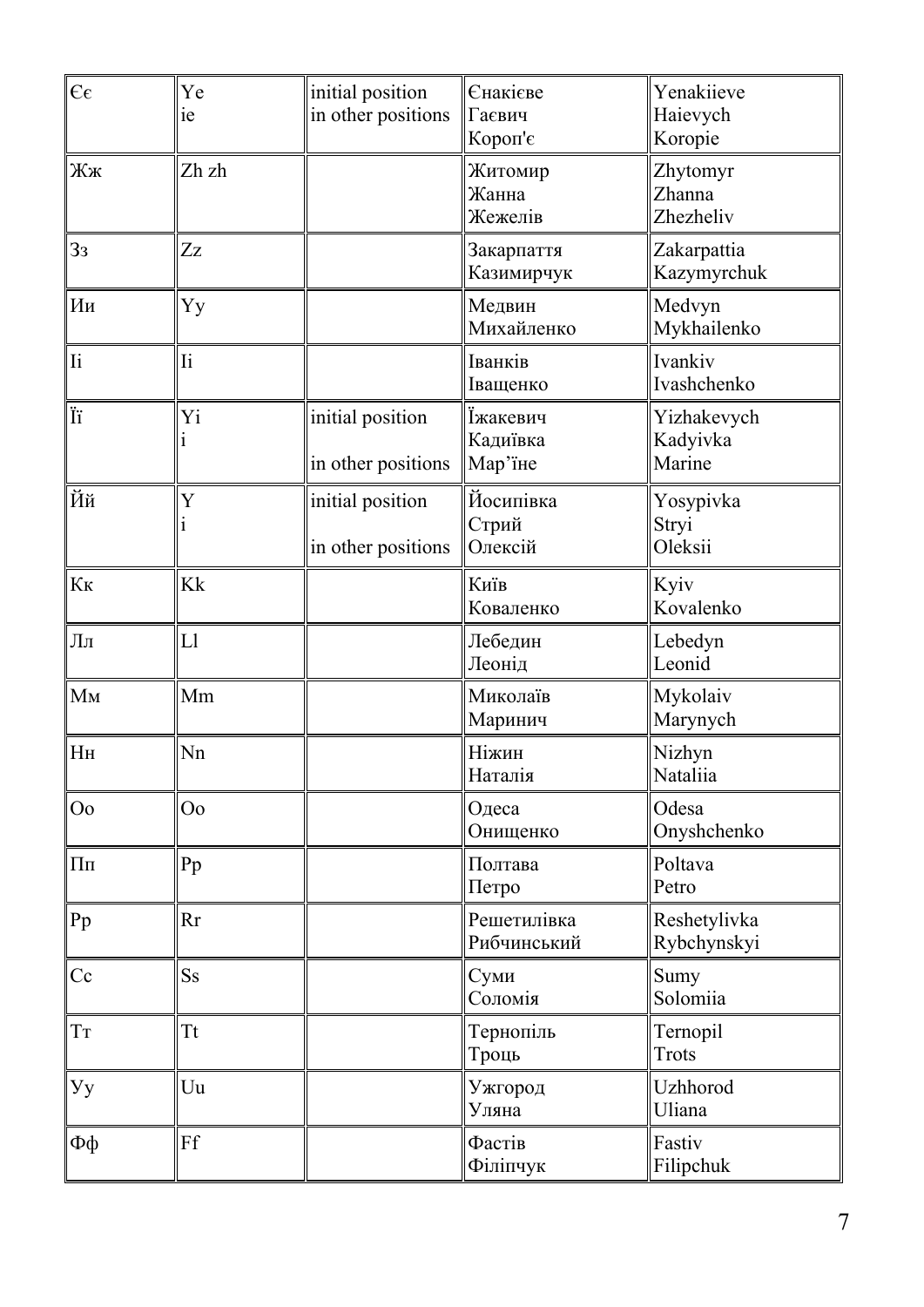| Єє | Ye<br>ie | initial position<br>in other positions | Єнакієве<br>Гаєвич<br>Короп'є | Yenakiieve<br>Haievych<br>Koropie |
|---|---|---|---|---|
| Жж | Zh zh | | Житомир<br>Жанна<br>Жежелів | Zhytomyr<br>Zhanna<br>Zhezheliv |
| Зз | Zz | | Закарпаття<br>Казимирчук | Zakarpattia<br>Kazymyrchuk |
| Ии | Yy | | Медвин<br>Михайленко | Medvyn<br>Mykhailenko |
| Іі | Ii | | Іванків<br>Іващенко | Ivankiv<br>Ivashchenko |
| Її | Yi<br>i | initial position<br>in other positions | Їжакевич<br>Кадиївка<br>Мар'їне | Yizhakevych<br>Kadyivka<br>Marine |
| Йй | Y<br>i | initial position<br>in other positions | Йосипівка<br>Стрий<br>Олексій | Yosypivka<br>Stryi<br>Oleksii |
| Кк | Kk | | Київ<br>Коваленко | Kyiv<br>Kovalenko |
| Лл | Ll | | Лебедин<br>Леонід | Lebedyn<br>Leonid |
| Мм | Mm | | Миколаїв<br>Маринич | Mykolaiv<br>Marynych |
| Нн | Nn | | Ніжин<br>Наталія | Nizhyn<br>Nataliia |
| Оо | Oo | | Одеса<br>Онищенко | Odesa<br>Onyshchenko |
| Пп | Pp | | Полтава<br>Петро | Poltava<br>Petro |
| Рр | Rr | | Решетилівка<br>Рибчинський | Reshetylivka<br>Rybchynskyi |
| Сс | Ss | | Суми<br>Соломія | Sumy<br>Solomiia |
| Тт | Tt | | Тернопіль<br>Троць | Ternopil<br>Trots |
| Уу | Uu | | Ужгород<br>Уляна | Uzhhorod<br>Uliana |
| Фф | Ff | | Фастів<br>Філіпчук | Fastiv<br>Filipchuk |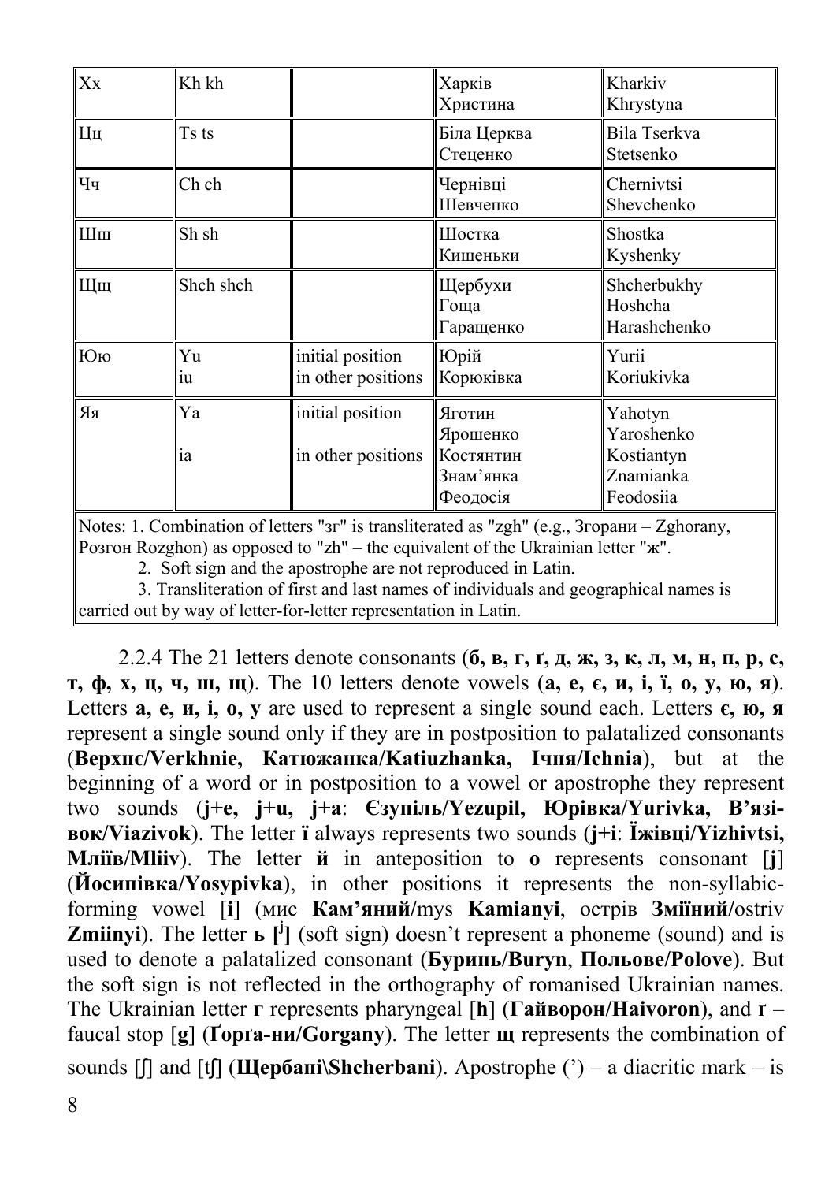| Хх | Kh kh | | Харків<br>Христина | Kharkiv<br>Khrystyna |
|---|---|---|---|---|
| Цц | Ts ts | | Біла Церква<br>Стеценко | Bila Tserkva<br>Stetsenko |
| Чч | Ch ch | | Чернівці<br>Шевченко | Chernivtsi<br>Shevchenko |
| Шш | Sh sh | | Шостка<br>Кишеньки | Shostka<br>Kyshenky |
| Щщ | Shch shch | | Щербухи<br>Гоща<br>Гаращенко | Shcherbukhy<br>Hoshcha<br>Harashchenko |
| Юю | Yu<br>iu | initial position<br>in other positions | Юрій<br>Корюківка | Yurii<br>Koriukivka |
| Яя | Ya<br><br>ia | initial position<br><br>in other positions | Яготин<br>Ярошенко<br>Костянтин<br>Знам'янка<br>Феодосія | Yahotyn<br>Yaroshenko<br>Kostiantyn<br>Znamianka<br>Feodosiia |

Notes: 1. Combination of letters "зг" is transliterated as "zgh" (e.g., Згорани – Zghorany, Розгон Rozghon) as opposed to "zh" – the equivalent of the Ukrainian letter "ж".

2. Soft sign and the apostrophe are not reproduced in Latin.

3. Transliteration of first and last names of individuals and geographical names is carried out by way of letter-for-letter representation in Latin.

2.2.4 The 21 letters denote consonants (**б, в, г, ґ, д, ж, з, к, л, м, н, п, р, с, т, ф, х, ц, ч, ш, щ**). The 10 letters denote vowels (**а, е, є, и, і, ї, о, у, ю, я**). Letters **а, е, и, і, о, у** are used to represent a single sound each. Letters **є, ю, я** represent a single sound only if they are in postposition to palatalized consonants (**Верхнє/Verkhnie, Катюжанка/Katiuzhanka, Ічня/Ichnia**), but at the beginning of a word or in postposition to a vowel or apostrophe they represent two sounds (**j+e, j+u, j+a**: **Єзупіль/Yezupil, Юрівка/Yurivka, В'язівок/Viazivok**). The letter **ї** always represents two sounds (**j+i**: **Їжівці/Yizhivtsi, Мліїв/Mliiv**). The letter **й** in anteposition to **о** represents consonant [**j**] (**Йосипівка/Yosypivka**), in other positions it represents the non-syllabic-forming vowel [**і**] (мис **Кам'яний**/mys **Kamianyi**, острів **Зміїний**/ostriv **Zmiinyi**). The letter **ь [ʲ]** (soft sign) doesn't represent a phoneme (sound) and is used to denote a palatalized consonant (**Буринь/Buryn**, **Польове/Polove**). But the soft sign is not reflected in the orthography of romanised Ukrainian names. The Ukrainian letter **г** represents pharyngeal [**h**] (**Гайворон/Haivoron**), and **ґ** – faucal stop [**g**] (**Ґорґа-ни/Gorgany**). The letter **щ** represents the combination of sounds [ʃ] and [tʃ] (**Щербані\Shcherbani**). Apostrophe (') – a diacritic mark – is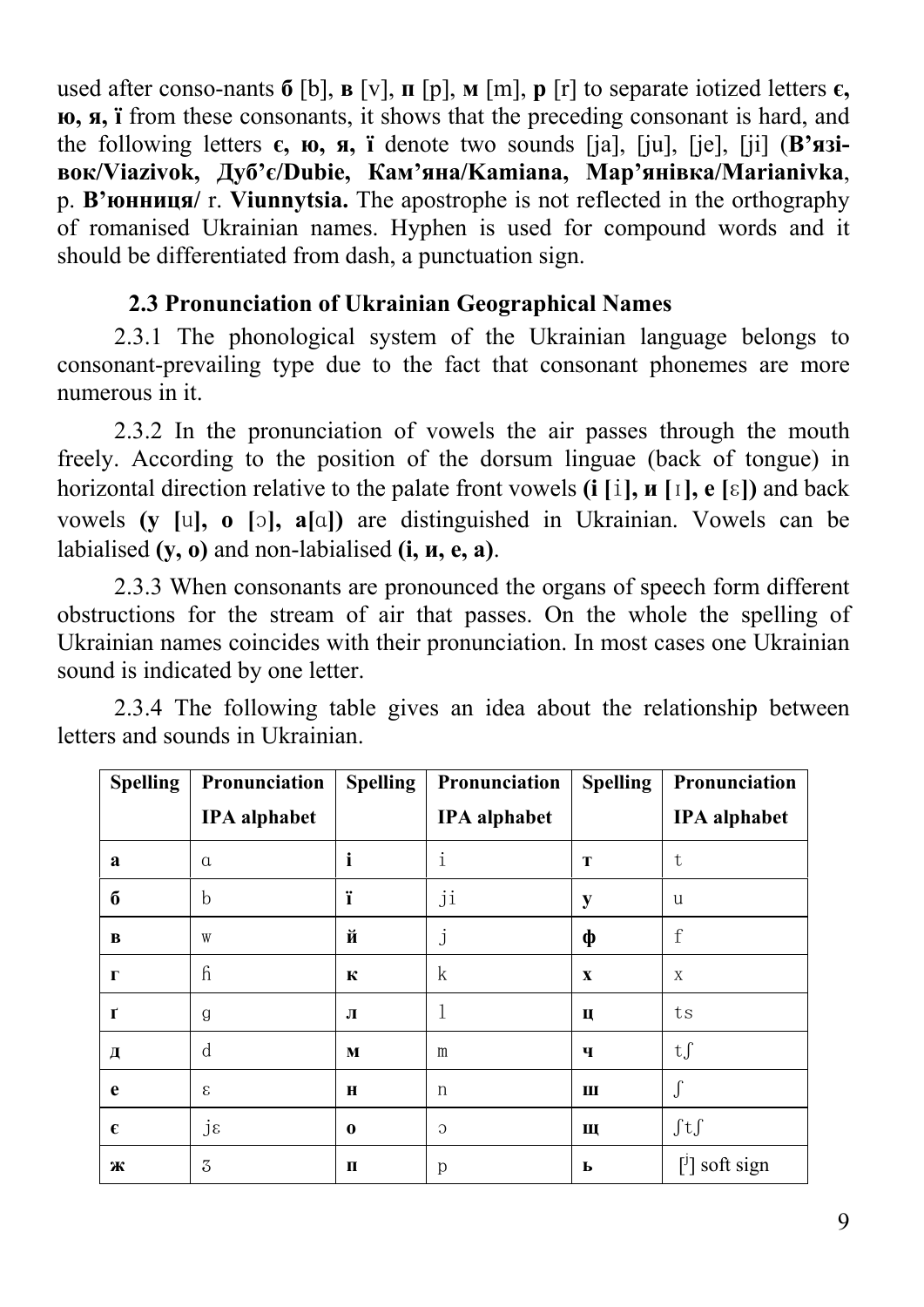used after conso-nants **б** [b], **в** [v], **п** [p], **м** [m], **р** [r] to separate iotized letters **є, ю, я, ї** from these consonants, it shows that the preceding consonant is hard, and the following letters **є, ю, я, ї** denote two sounds [ja], [ju], [je], [ji] (**В'язівок/Viazivok, Дуб'є/Dubie, Кам'яна/Kamiana, Мар'янівка/Marianivka**, р. **В'юнниця/** r. **Viunnytsia.** The apostrophe is not reflected in the orthography of romanised Ukrainian names. Hyphen is used for compound words and it should be differentiated from dash, a punctuation sign.

### 2.3 Pronunciation of Ukrainian Geographical Names

2.3.1 The phonological system of the Ukrainian language belongs to consonant-prevailing type due to the fact that consonant phonemes are more numerous in it.

2.3.2 In the pronunciation of vowels the air passes through the mouth freely. According to the position of the dorsum linguae (back of tongue) in horizontal direction relative to the palate front vowels **(і [i], и [ɪ], е [ɛ])** and back vowels **(у [u], о [ɔ], а[ɑ])** are distinguished in Ukrainian. Vowels can be labialised **(у, о)** and non-labialised **(і, и, е, а)**.

2.3.3 When consonants are pronounced the organs of speech form different obstructions for the stream of air that passes. On the whole the spelling of Ukrainian names coincides with their pronunciation. In most cases one Ukrainian sound is indicated by one letter.

2.3.4 The following table gives an idea about the relationship between letters and sounds in Ukrainian.

| Spelling | Pronunciation IPA alphabet | Spelling | Pronunciation IPA alphabet | Spelling | Pronunciation IPA alphabet |
|---|---|---|---|---|---|
| **а** | ɑ | **і** | i | **т** | t |
| **б** | b | **ї** | ji | **у** | u |
| **в** | w | **й** | j | **ф** | f |
| **г** | ɦ | **к** | k | **х** | x |
| **ґ** | g | **л** | l | **ц** | ts |
| **д** | d | **м** | m | **ч** | tʃ |
| **е** | ɛ | **н** | n | **ш** | ʃ |
| **є** | jɛ | **о** | ɔ | **щ** | ʃtʃ |
| **ж** | ʒ | **п** | p | **ь** | [ʲ] soft sign |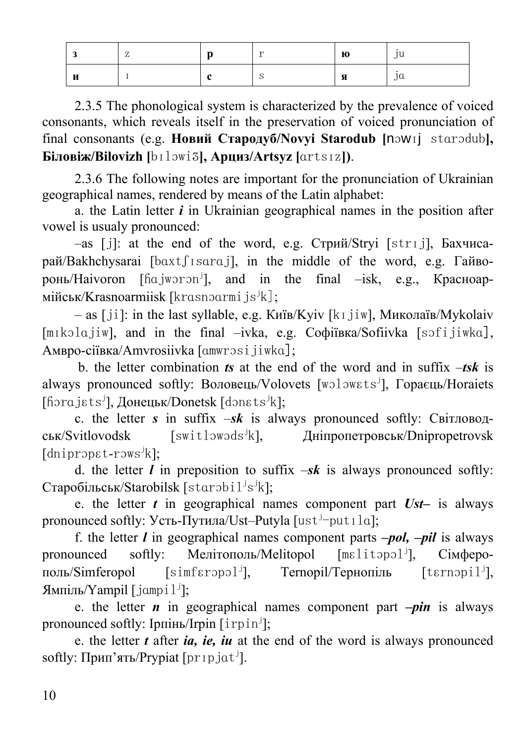| **з** | z | **р** | r | **ю** | ju |
|---|---|---|---|---|---|
| **и** | ɪ | **с** | s | **я** | jɑ |

2.3.5 The phonological system is characterized by the prevalence of voiced consonants, which reveals itself in the preservation of voiced pronunciation of final consonants (e.g. **Новий Стародуб/Novyi Starodub [**nɔwɪj stɑrɔdub**], Біловіж/Bilovizh [**bɪlɔwiʒ**], Арциз/Artsyz [**ɑrtsɪz**])**.

2.3.6 The following notes are important for the pronunciation of Ukrainian geographical names, rendered by means of the Latin alphabet:

a. the Latin letter ***i*** in Ukrainian geographical names in the position after vowel is usualy pronounced:

–as [j]: at the end of the word, e.g. Стрий/Stryi [strɪj], Бахчисарай/Bakhchysarai [bɑxtʃɪsɑrɑj], in the middle of the word, e.g. Гайворонь/Haivoron [ɦɑjwɔrɔnʲ], and in the final –isk, e.g., Красноармійськ/Krasnoarmiisk [krɑsnɔɑrmijsʲk];

– as [ji]: in the last syllable, e.g. Київ/Kyiv [kɪjiw], Миколаїв/Mykolaiv [mɪkɔlɑjiw], and in the final –ivka, e.g. Софіївка/Sofiivka [sɔfijiwkɑ], Амвро-сіївка/Amvrosiivka [ɑmwrɔsijiwkɑ];

b. the letter combination ***ts*** at the end of the word and in suffix ***–tsk*** is always pronounced softly: Воловець/Volovets [wɔlɔwɛtsʲ], Гораєць/Horaiets [ɦɔrɑjɛtsʲ], Донецьк/Donetsk [dɔnɛtsʲk];

c. the letter ***s*** in suffix ***–sk*** is always pronounced softly: Світловодськ/Svitlovodsk [switlɔwɔdsʲk], Дніпропетровськ/Dnipropetrovsk [dniprɔpɛt-rɔwsʲk];

d. the letter ***l*** in preposition to suffix ***–sk*** is always pronounced softly: Старобільськ/Starobilsk [stɑrɔbilʲsʲk];

e. the letter ***t*** in geographical names component part ***Ust–*** is always pronounced softly: Усть-Путила/Ust–Putyla [ustʲ–putɪlɑ];

f. the letter ***l*** in geographical names component parts ***–pol, –pil*** is always pronounced softly: Мелітополь/Melitopol [mɛlitɔpɔlʲ], Сімферополь/Simferopol [simfɛrɔpɔlʲ], Ternopil/Тернопіль [tɛrnɔpilʲ], Ямпіль/Yampil [jɑmpilʲ];

e. the letter ***n*** in geographical names component part ***–pin*** is always pronounced softly: Ірпінь/Irpin [irpinʲ];

e. the letter ***t*** after ***ia, ie, iu*** at the end of the word is always pronounced softly: Прип'ять/Prypiat [prɪpjɑtʲ].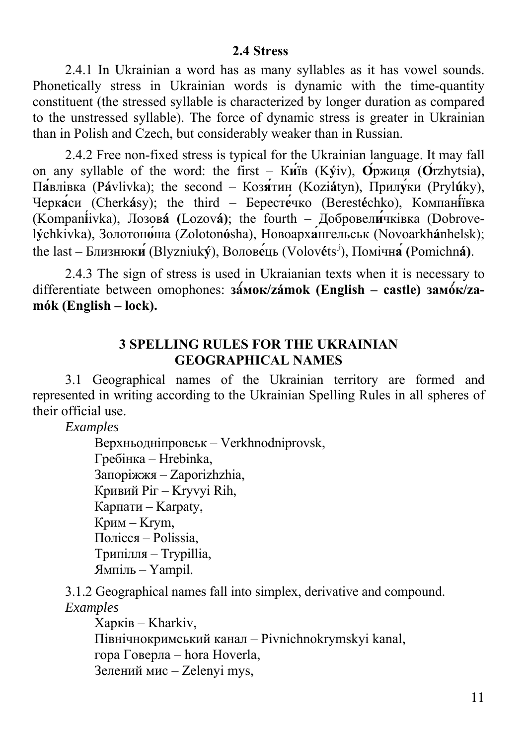## 2.4 Stress

2.4.1 In Ukrainian a word has as many syllables as it has vowel sounds. Phonetically stress in Ukrainian words is dynamic with the time-quantity constituent (the stressed syllable is characterized by longer duration as compared to the unstressed syllable). The force of dynamic stress is greater in Ukrainian than in Polish and Czech, but considerably weaker than in Russian.

2.4.2 Free non-fixed stress is typical for the Ukrainian language. It may fall on any syllable of the word: the first – К**и́**їв (K**ý**iv), **О́**ржиця (**Ó**rzhytsia), П**а́**влівка (P**á**vlivka); the second – Коз**я́**тин (Kozi**á**tyn), Прил**у́**ки (Pryl**ú**ky), Черк**а́**си (Cherk**á**sy); the third – Берест**е́**чко (Berest**é**chko), Компан**і́**ївка (Kompan**í**ivka), Лозов**á** (Lozov**á**); the fourth – Доброрвел**и́**чківка (Dobrove-l**ý**chkivka), Золотон**о́**ша (Zoloton**ó**sha), Новоарх**а́**нгельськ (Novoarkh**á**nhelsk); the last – Близнюк**и́** (Blyzniuk**ý**), Волов**е́**ць (Volov**é**ts[j]), Помічн**а́** (Pomichn**á**).

2.4.3 The sign of stress is used in Ukraianian texts when it is necessary to differentiate between omophones: **за́мок/zámok (English – castle) замо́к/za-mók (English – lock).**

## 3 SPELLING RULES FOR THE UKRAINIAN GEOGRAPHICAL NAMES

3.1 Geographical names of the Ukrainian territory are formed and represented in writing according to the Ukrainian Spelling Rules in all spheres of their official use.

*Examples*

Верхньодніпровськ – Verkhnodniprovsk,
Гребінка – Hrebinka,
Запоріжжя – Zaporizhzhia,
Кривий Ріг – Kryvyi Rih,
Карпати – Karpaty,
Крим – Krym,
Полісся – Polissia,
Трипілля – Trypillia,
Ямпіль – Yampil.

3.1.2 Geographical names fall into simplex, derivative and compound.

*Examples*

Харків – Kharkiv,
Північнокримський канал – Pivnichnokrymskyi kanal,
гора Говерла – hora Hoverla,
Зелений мис – Zelenyi mys,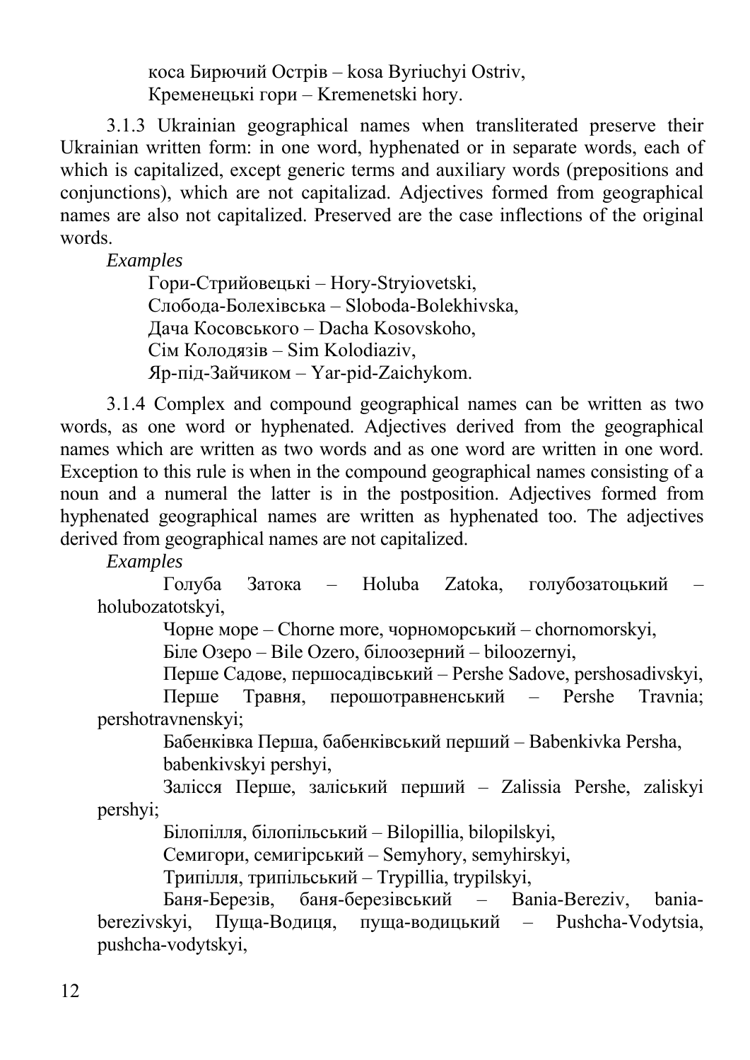коса Бирючий Острів – kosa Byriuchyi Ostriv,
Кременецькі гори – Kremenetski hory.

3.1.3 Ukrainian geographical names when transliterated preserve their Ukrainian written form: in one word, hyphenated or in separate words, each of which is capitalized, except generic terms and auxiliary words (prepositions and conjunctions), which are not capitalizad. Adjectives formed from geographical names are also not capitalized. Preserved are the case inflections of the original words.

*Examples*

Гори-Стрийовецькі – Hory-Stryiovetski,
Слобода-Болехівська – Sloboda-Bolekhivska,
Дача Косовського – Dacha Kosovskoho,
Сім Колодязів – Sim Kolodiaziv,
Яр-під-Зайчиком – Yar-pid-Zaichykom.

3.1.4 Complex and compound geographical names can be written as two words, as one word or hyphenated. Adjectives derived from the geographical names which are written as two words and as one word are written in one word. Exception to this rule is when in the compound geographical names consisting of a noun and a numeral the latter is in the postposition. Adjectives formed from hyphenated geographical names are written as hyphenated too. The adjectives derived from geographical names are not capitalized.

*Examples*

Голуба Затока – Holuba Zatoka, голубозатоцький – holubozatotskyi,
Чорне море – Chorne more, чорноморський – chornomorskyi,
Біле Озеро – Bile Ozero, білоозерний – biloozernyi,
Перше Садове, першосадівський – Pershe Sadove, pershosadivskyi,
Перше Травня, перошотравненський – Pershe Travnia; pershotravnenskyi;
Бабенківка Перша, бабенківський перший – Babenkivka Persha, babenkivskyi pershyi,
Залісся Перше, заліський перший – Zalissia Pershe, zaliskyi pershyi;
Білопілля, білопільський – Bilopillia, bilopilskyi,
Семигори, семигірський – Semyhory, semyhirskyi,
Трипілля, трипільський – Trypillia, trypilskyi,
Баня-Березів, баня-березівський – Bania-Bereziv, bania-berezivskyi, Пуща-Водиця, пуща-водицький – Pushcha-Vodytsia, pushcha-vodytskyi,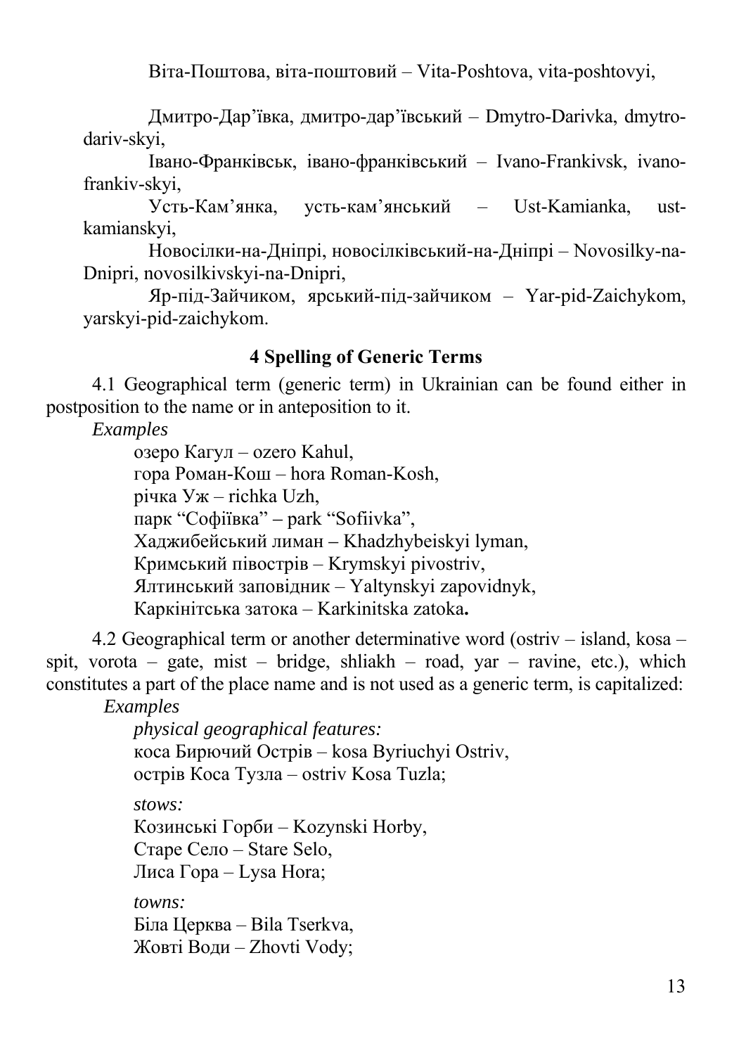Віта-Поштова, віта-поштовий – Vita-Poshtova, vita-poshtovyi,

Дмитро-Дар'ївка, дмитро-дар'ївський – Dmytro-Darivka, dmytro-dariv-skyi,

Івано-Франківськ, івано-франківський – Ivano-Frankivsk, ivano-frankiv-skyi,

Усть-Кам'янка, усть-кам'янський – Ust-Kamianka, ust-kamianskyi,

Новосілки-на-Дніпрі, новосілківський-на-Дніпрі – Novosilky-na-Dnipri, novosilkivskyi-na-Dnipri,

Яр-під-Зайчиком, ярський-під-зайчиком – Yar-pid-Zaichykom, yarskyi-pid-zaichykom.

## 4 Spelling of Generic Terms

4.1 Geographical term (generic term) in Ukrainian can be found either in postposition to the name or in anteposition to it.

*Examples*

озеро Кагул – ozero Kahul,
гора Роман-Кош – hora Roman-Kosh,
річка Уж – richka Uzh,
парк "Софіївка" – park "Sofiivka",
Хаджибейський лиман – Khadzhybeiskyi lyman,
Кримський півострів – Krymskyi pivostriv,
Ялтинський заповідник – Yaltynskyi zapovidnyk,
Каркінітська затока – Karkinitska zatoka**.**

4.2 Geographical term or another determinative word (ostriv – island, kosa – spit, vorota – gate, mist – bridge, shliakh – road, yar – ravine, etc.), which constitutes a part of the place name and is not used as a generic term, is capitalized:

*Examples*

*physical geographical features:*
коса Бирючий Острів – kosa Byriuchyi Ostriv,
острів Коса Тузла – ostriv Kosa Tuzla;

*stows:*
Козинські Горби – Kozynski Horby,
Старе Село – Stare Selo,
Лиса Гора – Lysa Hora;

*towns:*
Біла Церква – Bila Tserkva,
Жовті Води – Zhovti Vody;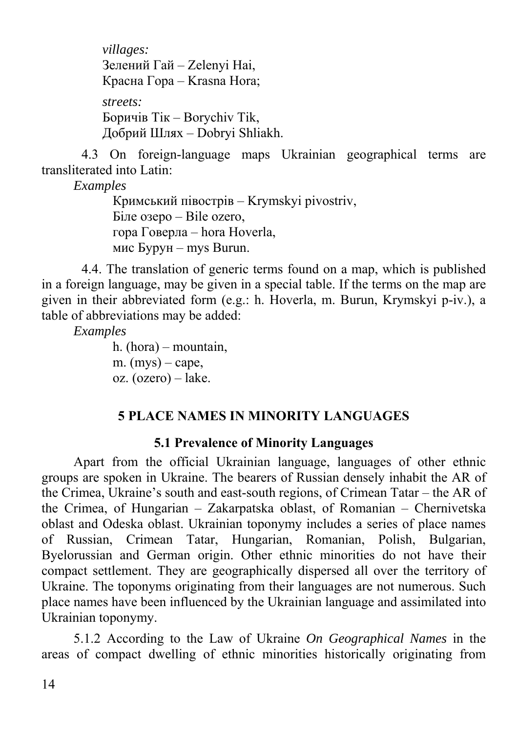*villages:*
Зелений Гай – Zelenyi Hai,
Красна Гора – Krasna Hora;

*streets:*
Боричів Тік – Borychiv Tik,
Добрий Шлях – Dobryi Shliakh.

4.3 On foreign-language maps Ukrainian geographical terms are transliterated into Latin:

*Examples*

Кримський півострів – Krymskyi pivostriv,
Біле озеро – Bile ozero,
гора Говерла – hora Hoverla,
мис Бурун – mys Burun.

4.4. The translation of generic terms found on a map, which is published in a foreign language, may be given in a special table. If the terms on the map are given in their abbreviated form (e.g.: h. Hoverla, m. Burun, Krymskyi p-iv.), a table of abbreviations may be added:

*Examples*

h. (hora) – mountain,
m. (mys) – cape,
oz. (ozero) – lake.

## 5 PLACE NAMES IN MINORITY LANGUAGES

### 5.1 Prevalence of Minority Languages

Apart from the official Ukrainian language, languages of other ethnic groups are spoken in Ukraine. The bearers of Russian densely inhabit the AR of the Crimea, Ukraine's south and east-south regions, of Crimean Tatar – the AR of the Crimea, of Hungarian – Zakarpatska oblast, of Romanian – Chernivetska oblast and Odeska oblast. Ukrainian toponymy includes a series of place names of Russian, Crimean Tatar, Hungarian, Romanian, Polish, Bulgarian, Byelorussian and German origin. Other ethnic minorities do not have their compact settlement. They are geographically dispersed all over the territory of Ukraine. The toponyms originating from their languages are not numerous. Such place names have been influenced by the Ukrainian language and assimilated into Ukrainian toponymy.

5.1.2 According to the Law of Ukraine *On Geographical Names* in the areas of compact dwelling of ethnic minorities historically originating from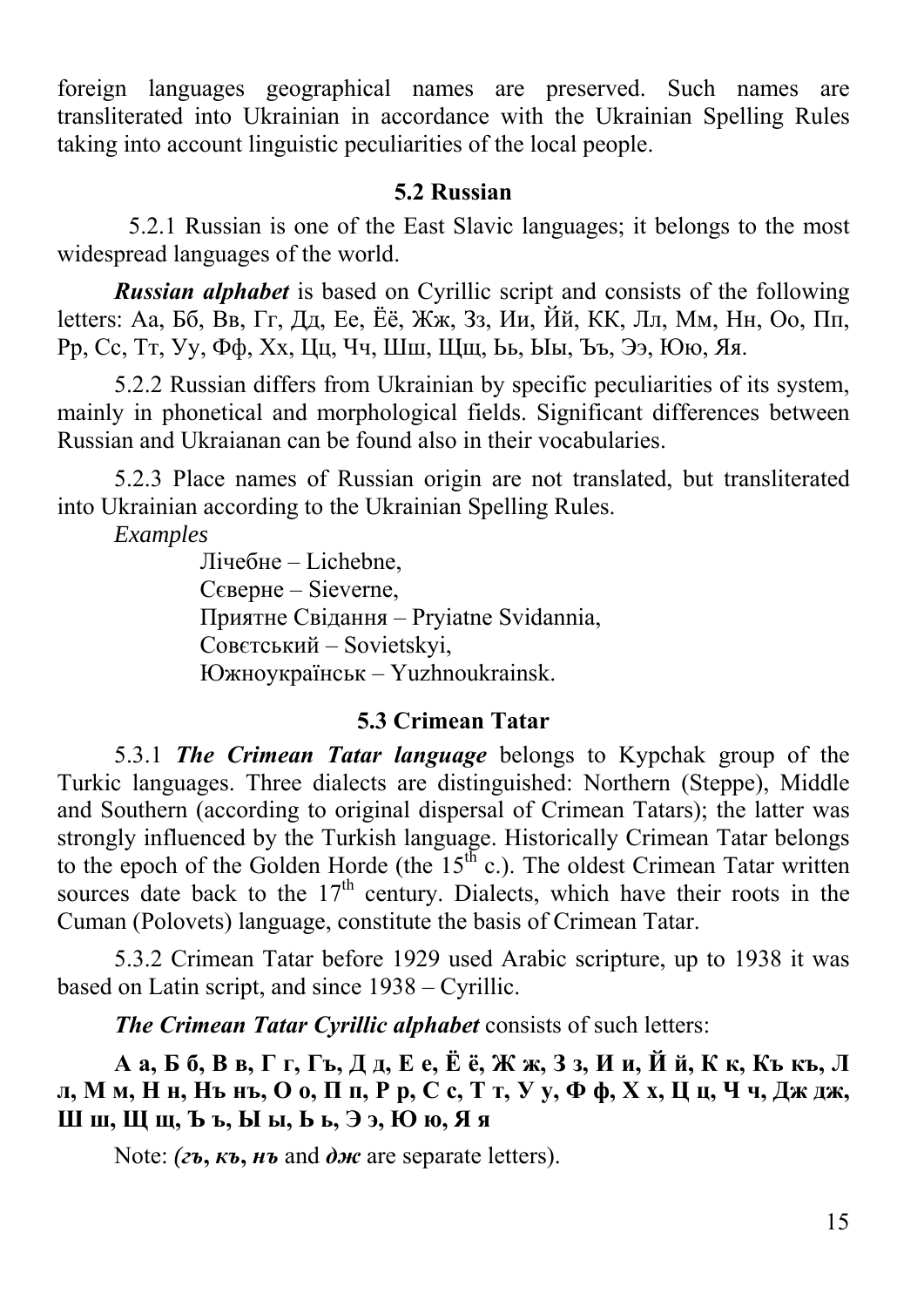foreign languages geographical names are preserved. Such names are transliterated into Ukrainian in accordance with the Ukrainian Spelling Rules taking into account linguistic peculiarities of the local people.

### 5.2 Russian

5.2.1 Russian is one of the East Slavic languages; it belongs to the most widespread languages of the world.

***Russian alphabet*** is based on Cyrillic script and consists of the following letters: Аа, Бб, Вв, Гг, Дд, Ее, Ёё, Жж, Зз, Ии, Йй, КК, Лл, Мм, Нн, Оо, Пп, Рр, Сс, Тт, Уу, Фф, Хх, Цц, Чч, Шш, Щщ, Ьь, Ыы, Ъъ, Ээ, Юю, Яя.

5.2.2 Russian differs from Ukrainian by specific peculiarities of its system, mainly in phonetical and morphological fields. Significant differences between Russian and Ukraianan can be found also in their vocabularies.

5.2.3 Place names of Russian origin are not translated, but transliterated into Ukrainian according to the Ukrainian Spelling Rules.

*Examples*

Лічебне – Lichebne,
Сєверне – Sieverne,
Приятне Свідання – Pryiatne Svidannia,
Совєтський – Sovietskyi,
Южноукраїнськ – Yuzhnoukrainsk.

### 5.3 Crimean Tatar

5.3.1 ***The Crimean Tatar language*** belongs to Kypchak group of the Turkic languages. Three dialects are distinguished: Northern (Steppe), Middle and Southern (according to original dispersal of Crimean Tatars); the latter was strongly influenced by the Turkish language. Historically Crimean Tatar belongs to the epoch of the Golden Horde (the 15th c.). The oldest Crimean Tatar written sources date back to the 17th century. Dialects, which have their roots in the Cuman (Polovets) language, constitute the basis of Crimean Tatar.

5.3.2 Crimean Tatar before 1929 used Arabic scripture, up to 1938 it was based on Latin script, and since 1938 – Cyrillic.

***The Crimean Tatar Cyrillic alphabet*** consists of such letters:

**А а, Б б, В в, Г г, Гъ, Д д, Е е, Ё ё, Ж ж, З з, И и, Й й, К к, Къ къ, Л л, М м, Н н, Нъ нъ, О о, П п, Р р, С с, Т т, У у, Ф ф, Х х, Ц ц, Ч ч, Дж дж, Ш ш, Щ щ, Ъ ъ, Ы ы, Ь ь, Э э, Ю ю, Я я**

Note: *(**гъ**, **къ**, **нъ*** and ***дж*** are separate letters).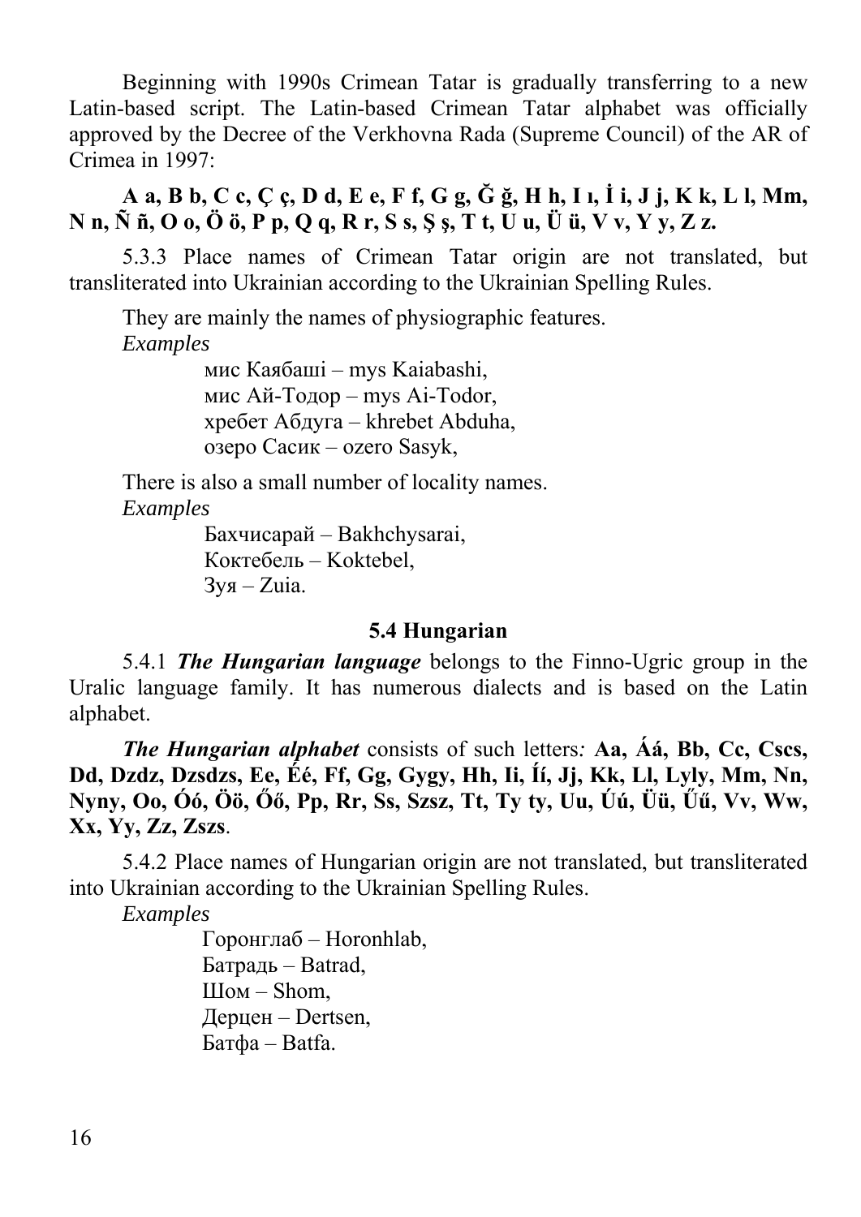Beginning with 1990s Crimean Tatar is gradually transferring to a new Latin-based script. The Latin-based Crimean Tatar alphabet was officially approved by the Decree of the Verkhovna Rada (Supreme Council) of the AR of Crimea in 1997:

**A a, B b, C c, Ç ç, D d, E e, F f, G g, Ğ ğ, H h, I ı, İ i, J j, K k, L l, Mm, N n, Ñ ñ, O o, Ö ö, P p, Q q, R r, S s, Ş ş, T t, U u, Ü ü, V v, Y y, Z z.**

5.3.3 Place names of Crimean Tatar origin are not translated, but transliterated into Ukrainian according to the Ukrainian Spelling Rules.

They are mainly the names of physiographic features.

*Examples*

мис Каябаші – mys Kaiabashi,
мис Ай-Тодор – mys Ai-Todor,
хребет Абдуга – khrebet Abduha,
озеро Сасик – ozero Sasyk,

There is also a small number of locality names.

*Examples*

Бахчисарай – Bakhchysarai,
Коктебель – Koktebel,
Зуя – Zuia.

### 5.4 Hungarian

5.4.1 ***The Hungarian language*** belongs to the Finno-Ugric group in the Uralic language family. It has numerous dialects and is based on the Latin alphabet.

***The Hungarian alphabet*** consists of such letters*:* **Aa, Áá, Bb, Cc, Cscs, Dd, Dzdz, Dzsdzs, Ee, Éé, Ff, Gg, Gygy, Hh, Ii, Íí, Jj, Kk, Ll, Lyly, Mm, Nn, Nyny, Oo, Óó, Öö, Őő, Pp, Rr, Ss, Szsz, Tt, Ty ty, Uu, Úú, Üü, Űű, Vv, Ww, Xx, Yy, Zz, Zszs**.

5.4.2 Place names of Hungarian origin are not translated, but transliterated into Ukrainian according to the Ukrainian Spelling Rules.

*Examples*

Горонглаб – Horonhlab,
Батрадь – Batrad,
Шом – Shom,
Дерцен – Dertsen,
Батфа – Batfa.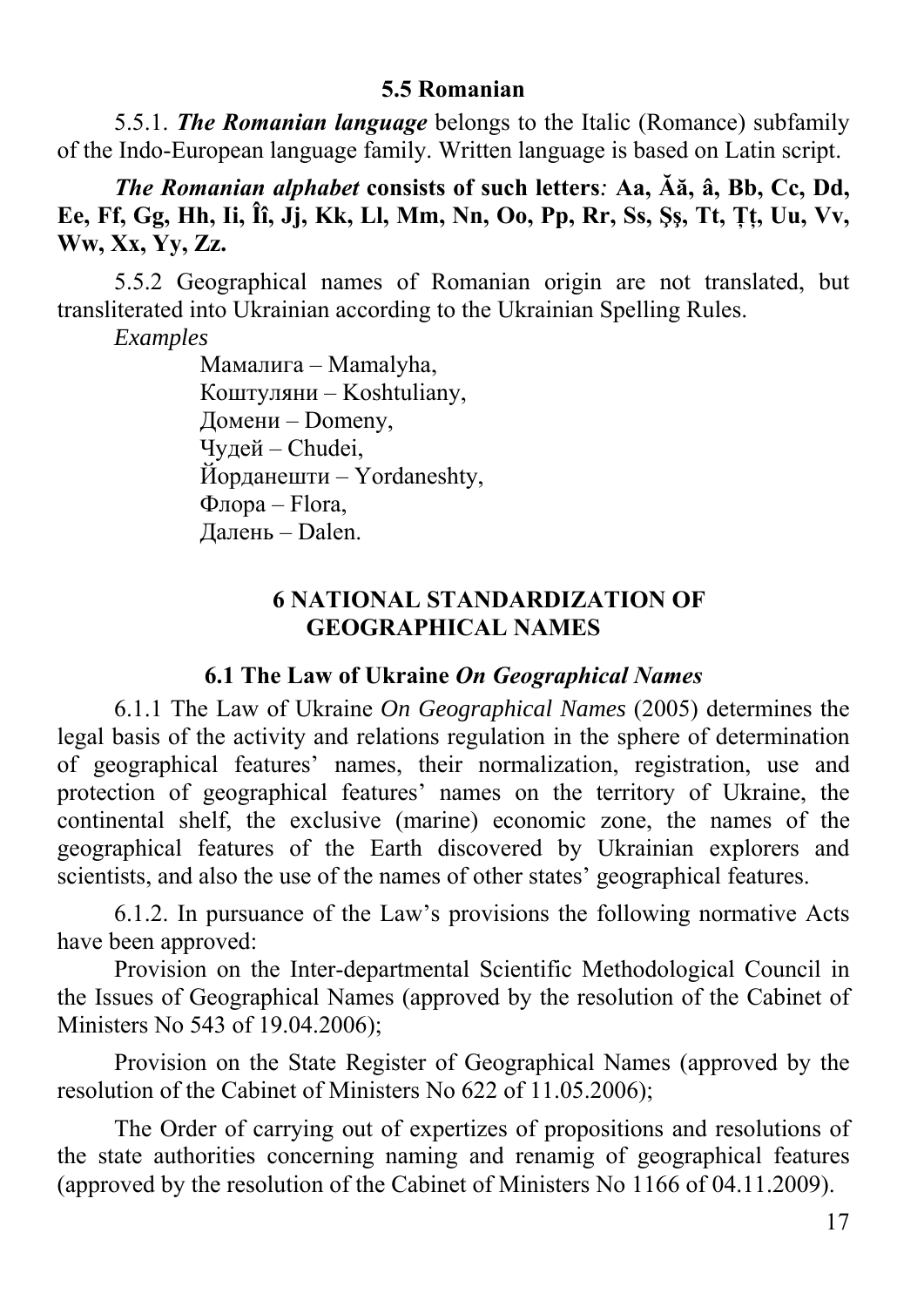### 5.5 Romanian

5.5.1. ***The Romanian language*** belongs to the Italic (Romance) subfamily of the Indo-European language family. Written language is based on Latin script.

***The Romanian alphabet* consists of such letters*:* Aa, Ăă, â, Bb, Cc, Dd, Ee, Ff, Gg, Hh, Ii, Îî, Jj, Kk, Ll, Mm, Nn, Oo, Pp, Rr, Ss, Şş, Tt, Ţţ, Uu, Vv, Ww, Xx, Yy, Zz.**

5.5.2 Geographical names of Romanian origin are not translated, but transliterated into Ukrainian according to the Ukrainian Spelling Rules.

*Examples*

Мамалига – Mamalyha,
Коштуляни – Koshtuliany,
Домени – Domeny,
Чудей – Chudei,
Йорданешти – Yordaneshty,
Флора – Flora,
Далень – Dalen.

# 6 NATIONAL STANDARDIZATION OF GEOGRAPHICAL NAMES

## 6.1 The Law of Ukraine *On Geographical Names*

6.1.1 The Law of Ukraine *On Geographical Names* (2005) determines the legal basis of the activity and relations regulation in the sphere of determination of geographical features' names, their normalization, registration, use and protection of geographical features' names on the territory of Ukraine, the continental shelf, the exclusive (marine) economic zone, the names of the geographical features of the Earth discovered by Ukrainian explorers and scientists, and also the use of the names of other states' geographical features.

6.1.2. In pursuance of the Law's provisions the following normative Acts have been approved:

Provision on the Inter-departmental Scientific Methodological Council in the Issues of Geographical Names (approved by the resolution of the Cabinet of Ministers No 543 of 19.04.2006);

Provision on the State Register of Geographical Names (approved by the resolution of the Cabinet of Ministers No 622 of 11.05.2006);

The Order of carrying out of expertizes of propositions and resolutions of the state authorities concerning naming and renamig of geographical features (approved by the resolution of the Cabinet of Ministers No 1166 of 04.11.2009).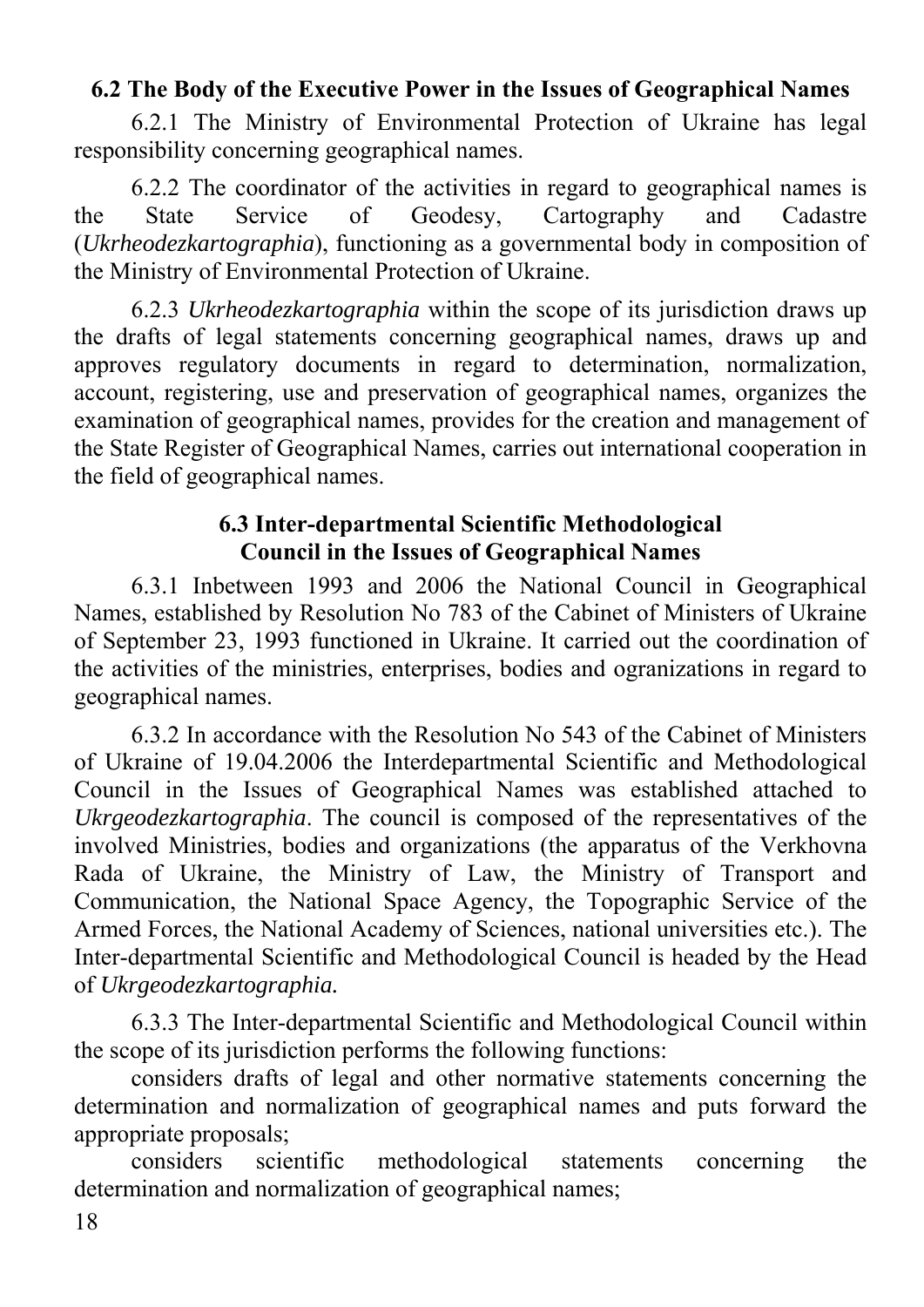### 6.2 The Body of the Executive Power in the Issues of Geographical Names

6.2.1 The Ministry of Environmental Protection of Ukraine has legal responsibility concerning geographical names.

6.2.2 The coordinator of the activities in regard to geographical names is the State Service of Geodesy, Cartography and Cadastre (*Ukrheodezkartographia*), functioning as a governmental body in composition of the Ministry of Environmental Protection of Ukraine.

6.2.3 *Ukrheodezkartographia* within the scope of its jurisdiction draws up the drafts of legal statements concerning geographical names, draws up and approves regulatory documents in regard to determination, normalization, account, registering, use and preservation of geographical names, organizes the examination of geographical names, provides for the creation and management of the State Register of Geographical Names, carries out international cooperation in the field of geographical names.

### 6.3 Inter-departmental Scientific Methodological Council in the Issues of Geographical Names

6.3.1 Inbetween 1993 and 2006 the National Council in Geographical Names, established by Resolution No 783 of the Cabinet of Ministers of Ukraine of September 23, 1993 functioned in Ukraine. It carried out the coordination of the activities of the ministries, enterprises, bodies and ogranizations in regard to geographical names.

6.3.2 In accordance with the Resolution No 543 of the Cabinet of Ministers of Ukraine of 19.04.2006 the Interdepartmental Scientific and Methodological Council in the Issues of Geographical Names was established attached to *Ukrgeodezkartographia*. The council is composed of the representatives of the involved Ministries, bodies and organizations (the apparatus of the Verkhovna Rada of Ukraine, the Ministry of Law, the Ministry of Transport and Communication, the National Space Agency, the Topographic Service of the Armed Forces, the National Academy of Sciences, national universities etc.). The Inter-departmental Scientific and Methodological Council is headed by the Head of *Ukrgeodezkartographia.*

6.3.3 The Inter-departmental Scientific and Methodological Council within the scope of its jurisdiction performs the following functions:

considers drafts of legal and other normative statements concerning the determination and normalization of geographical names and puts forward the appropriate proposals;

considers scientific methodological statements concerning the determination and normalization of geographical names;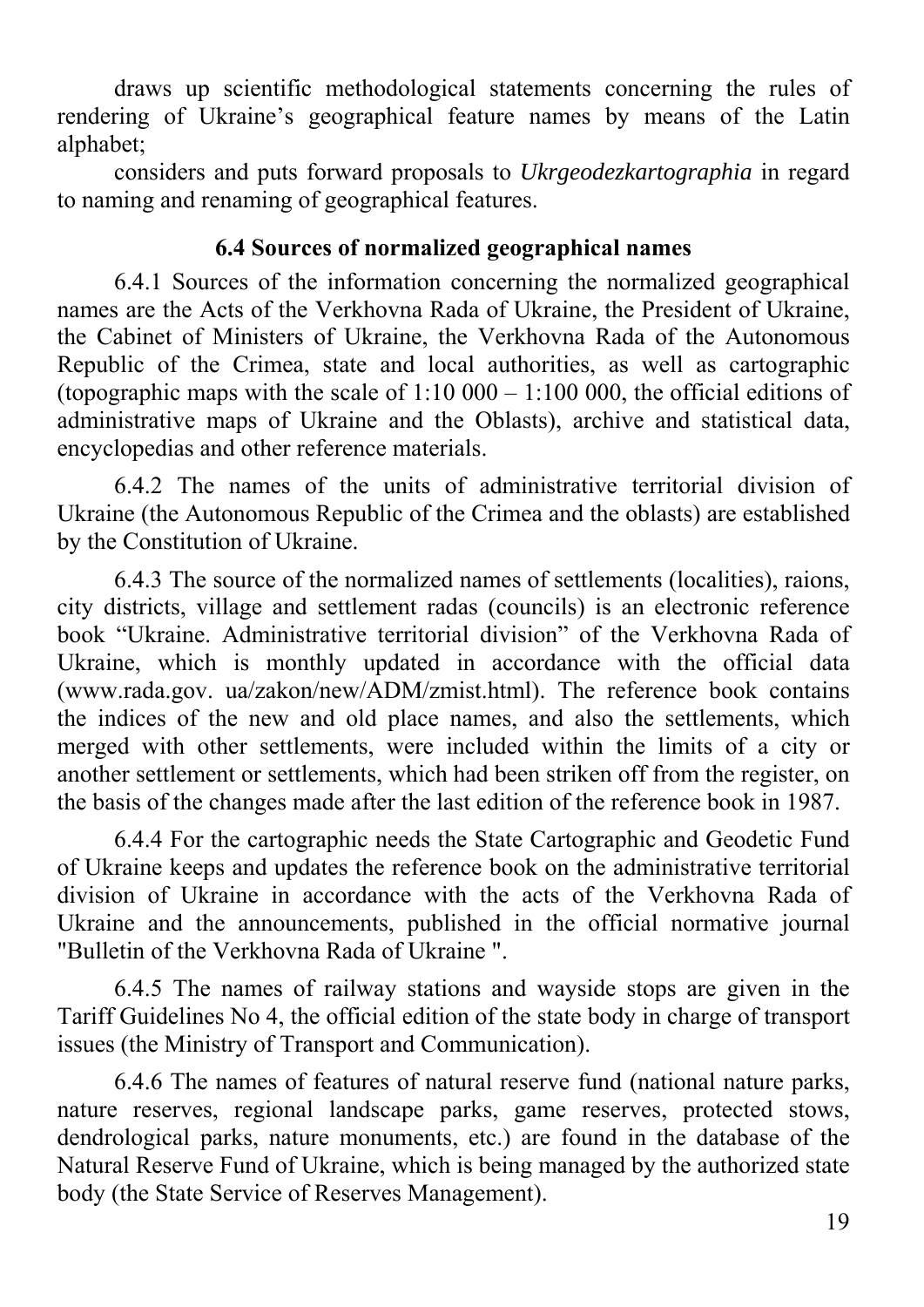draws up scientific methodological statements concerning the rules of rendering of Ukraine's geographical feature names by means of the Latin alphabet;

considers and puts forward proposals to *Ukrgeodezkartographia* in regard to naming and renaming of geographical features.

### 6.4 Sources of normalized geographical names

6.4.1 Sources of the information concerning the normalized geographical names are the Acts of the Verkhovna Rada of Ukraine, the President of Ukraine, the Cabinet of Ministers of Ukraine, the Verkhovna Rada of the Autonomous Republic of the Crimea, state and local authorities, as well as cartographic (topographic maps with the scale of 1:10 000 – 1:100 000, the official editions of administrative maps of Ukraine and the Oblasts), archive and statistical data, encyclopedias and other reference materials.

6.4.2 The names of the units of administrative territorial division of Ukraine (the Autonomous Republic of the Crimea and the oblasts) are established by the Constitution of Ukraine.

6.4.3 The source of the normalized names of settlements (localities), raions, city districts, village and settlement radas (councils) is an electronic reference book "Ukraine. Administrative territorial division" of the Verkhovna Rada of Ukraine, which is monthly updated in accordance with the official data (www.rada.gov. ua/zakon/new/ADM/zmist.html). The reference book contains the indices of the new and old place names, and also the settlements, which merged with other settlements, were included within the limits of a city or another settlement or settlements, which had been striken off from the register, on the basis of the changes made after the last edition of the reference book in 1987.

6.4.4 For the cartographic needs the State Cartographic and Geodetic Fund of Ukraine keeps and updates the reference book on the administrative territorial division of Ukraine in accordance with the acts of the Verkhovna Rada of Ukraine and the announcements, published in the official normative journal "Bulletin of the Verkhovna Rada of Ukraine ".

6.4.5 The names of railway stations and wayside stops are given in the Tariff Guidelines No 4, the official edition of the state body in charge of transport issues (the Ministry of Transport and Communication).

6.4.6 The names of features of natural reserve fund (national nature parks, nature reserves, regional landscape parks, game reserves, protected stows, dendrological parks, nature monuments, etc.) are found in the database of the Natural Reserve Fund of Ukraine, which is being managed by the authorized state body (the State Service of Reserves Management).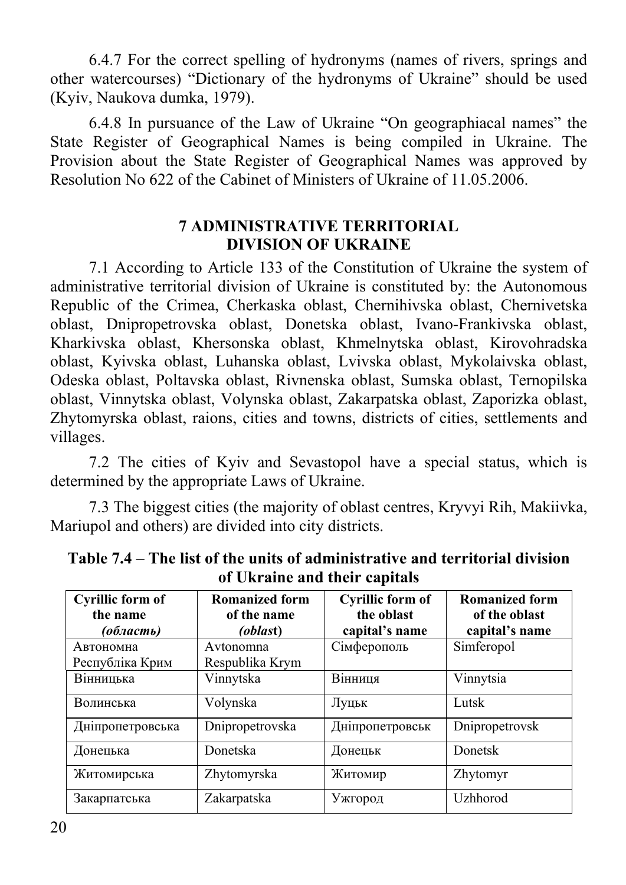6.4.7 For the correct spelling of hydronyms (names of rivers, springs and other watercourses) "Dictionary of the hydronyms of Ukraine" should be used (Kyiv, Naukova dumka, 1979).

6.4.8 In pursuance of the Law of Ukraine "On geographiacal names" the State Register of Geographical Names is being compiled in Ukraine. The Provision about the State Register of Geographical Names was approved by Resolution No 622 of the Cabinet of Ministers of Ukraine of 11.05.2006.

## 7 ADMINISTRATIVE TERRITORIAL DIVISION OF UKRAINE

7.1 According to Article 133 of the Constitution of Ukraine the system of administrative territorial division of Ukraine is constituted by: the Autonomous Republic of the Crimea, Cherkaska oblast, Chernihivska oblast, Chernivetska oblast, Dnipropetrovska oblast, Donetska oblast, Ivano-Frankivska oblast, Kharkivska oblast, Khersonska oblast, Khmelnytska oblast, Kirovohradska oblast, Kyivska oblast, Luhanska oblast, Lvivska oblast, Mykolaivska oblast, Odeska oblast, Poltavska oblast, Rivnenska oblast, Sumska oblast, Ternopilska oblast, Vinnytska oblast, Volynska oblast, Zakarpatska oblast, Zaporizka oblast, Zhytomyrska oblast, raions, cities and towns, districts of cities, settlements and villages.

7.2 The cities of Kyiv and Sevastopol have a special status, which is determined by the appropriate Laws of Ukraine.

7.3 The biggest cities (the majority of oblast centres, Kryvyi Rih, Makiivka, Mariupol and others) are divided into city districts.

**Table 7.4** – **The list of the units of administrative and territorial division of Ukraine and their capitals**

| Cyrillic form of the name *(область)* | Romanized form of the name *(oblast)* | Cyrillic form of the oblast capital's name | Romanized form of the oblast capital's name |
|---|---|---|---|
| Автономна Республіка Крим | Avtonomna Respublika Krym | Сімферополь | Simferopol |
| Вінницька | Vinnytska | Вінниця | Vinnytsia |
| Волинська | Volynska | Луцьк | Lutsk |
| Дніпропетровська | Dnipropetrovska | Дніпропетровськ | Dnipropetrovsk |
| Донецька | Donetska | Донецьк | Donetsk |
| Житомирська | Zhytomyrska | Житомир | Zhytomyr |
| Закарпатська | Zakarpatska | Ужгород | Uzhhorod |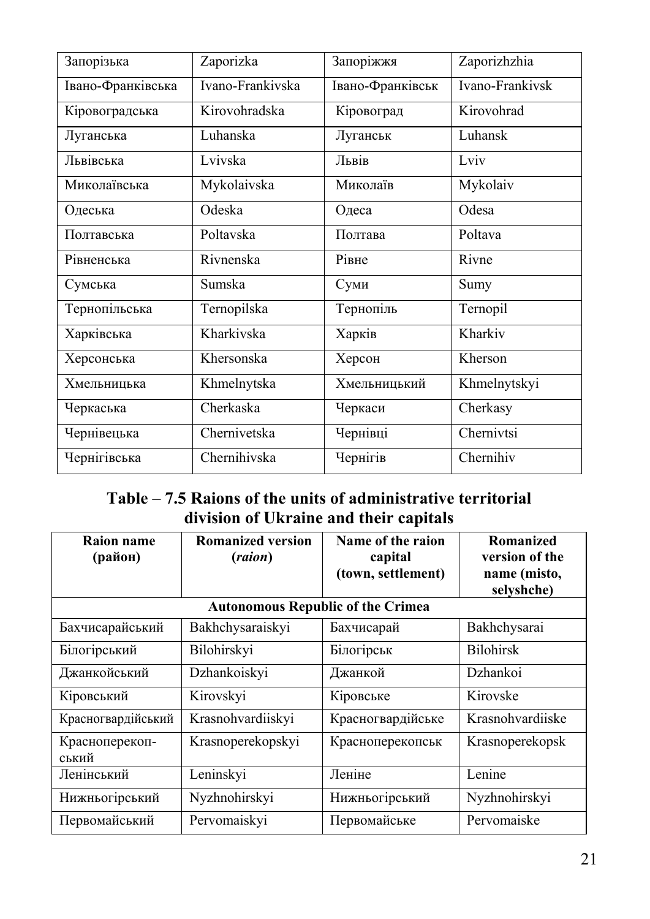| Запорізька | Zaporizka | Запоріжжя | Zaporizhzhia |
|---|---|---|---|
| Івано-Франківська | Ivano-Frankivska | Івано-Франківськ | Ivano-Frankivsk |
| Кіровоградська | Kirovohradska | Кіровоград | Kirovohrad |
| Луганська | Luhanska | Луганськ | Luhansk |
| Львівська | Lvivska | Львів | Lviv |
| Миколаївська | Mykolaivska | Миколаїв | Mykolaiv |
| Одеська | Odeska | Одеса | Odesa |
| Полтавська | Poltavska | Полтава | Poltava |
| Рівненська | Rivnenska | Рівне | Rivne |
| Сумська | Sumska | Суми | Sumy |
| Тернопільська | Ternopilska | Тернопіль | Ternopil |
| Харківська | Kharkivska | Харків | Kharkiv |
| Херсонська | Khersonska | Херсон | Kherson |
| Хмельницька | Khmelnytska | Хмельницький | Khmelnytskyi |
| Черкаська | Cherkaska | Черкаси | Cherkasy |
| Чернівецька | Chernivetska | Чернівці | Chernivtsi |
| Чернігівська | Chernihivska | Чернігів | Chernihiv |

**Table – 7.5 Raions of the units of administrative territorial division of Ukraine and their capitals**

| Raion name (район) | Romanized version (*raion*) | Name of the raion capital (town, settlement) | Romanized version of the name (misto, selyshche) |
|---|---|---|---|
| **Autonomous Republic of the Crimea** | | | |
| Бахчисарайський | Bakhchysaraiskyi | Бахчисарай | Bakhchysarai |
| Білогірський | Bilohirskyi | Білогірськ | Bilohirsk |
| Джанкойський | Dzhankoiskyi | Джанкой | Dzhankoi |
| Кіровський | Kirovskyi | Кіровське | Kirovske |
| Красногвардійський | Krasnohvardiiskyi | Красногвардійське | Krasnohvardiiske |
| Красноперекоп-ський | Krasnoperekopskyi | Красноперекопськ | Krasnoperekopsk |
| Ленінський | Leninskyi | Леніне | Lenine |
| Нижньогірський | Nyzhnohirskyi | Нижньогірський | Nyzhnohirskyi |
| Первомайський | Pervomaiskyi | Первомайське | Pervomaiske |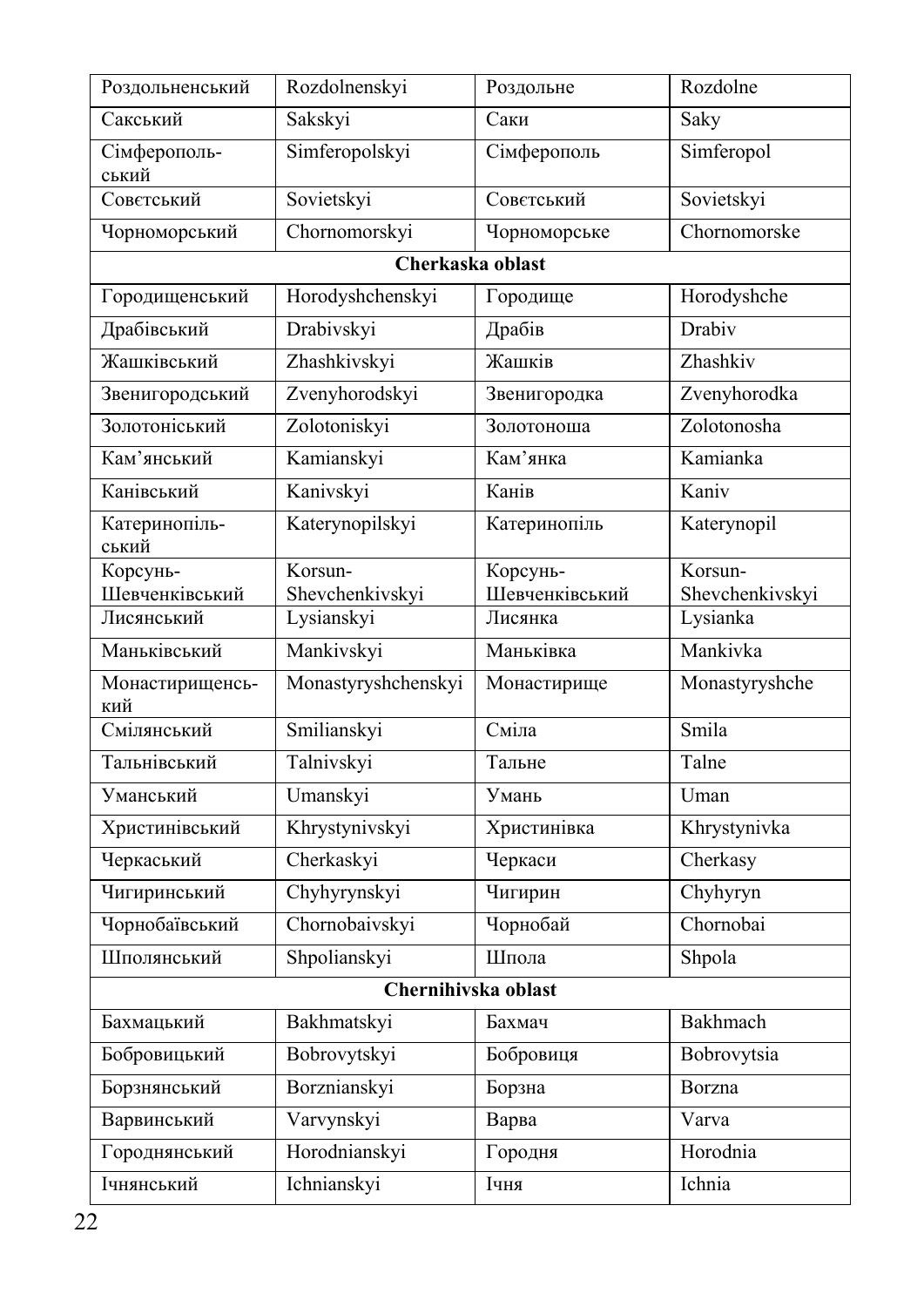| Роздольненський | Rozdolnenskyi | Роздольне | Rozdolne |
|---|---|---|---|
| Сакський | Sakskyi | Саки | Saky |
| Сімферопольський | Simferopolskyi | Сімферополь | Simferopol |
| Совєтський | Sovietskyi | Совєтський | Sovietskyi |
| Чорноморський | Chornomorskyi | Чорноморське | Chornomorske |
| **Cherkaska oblast** | | | |
| Городищенський | Horodyshchenskyi | Городище | Horodyshche |
| Драбівський | Drabivskyi | Драбів | Drabiv |
| Жашківський | Zhashkivskyi | Жашків | Zhashkiv |
| Звенигородський | Zvenyhorodskyi | Звенигородка | Zvenyhorodka |
| Золотоніський | Zolotoniskyi | Золотоноша | Zolotonosha |
| Кам’янський | Kamianskyi | Кам’янка | Kamianka |
| Канівський | Kanivskyi | Канів | Kaniv |
| Катеринопільський | Katerynopilskyi | Катеринопіль | Katerynopil |
| Корсунь-Шевченківський | Korsun-Shevchenkivskyi | Корсунь-Шевченківський | Korsun-Shevchenkivskyi |
| Лисянський | Lysianskyi | Лисянка | Lysianka |
| Маньківський | Mankivskyi | Маньківка | Mankivka |
| Монастирищенський | Monastyryshchenskyi | Монастирище | Monastyryshche |
| Смілянський | Smilianskyi | Сміла | Smila |
| Тальнівський | Talnivskyi | Тальне | Talne |
| Уманський | Umanskyi | Умань | Uman |
| Христинівський | Khrystynivskyi | Христинівка | Khrystynivka |
| Черкаський | Cherkaskyi | Черкаси | Cherkasy |
| Чигиринський | Chyhyrynskyi | Чигирин | Chyhyryn |
| Чорнобаївський | Chornobaivskyi | Чорнобай | Chornobai |
| Шполянський | Shpolianskyi | Шпола | Shpola |
| **Chernihivska oblast** | | | |
| Бахмацький | Bakhmatskyi | Бахмач | Bakhmach |
| Бобровицький | Bobrovytskyi | Бобровиця | Bobrovytsia |
| Борзнянський | Borznianskyi | Борзна | Borzna |
| Варвинський | Varvynskyi | Варва | Varva |
| Городнянський | Horodnianskyi | Городня | Horodnia |
| Ічнянський | Ichnianskyi | Ічня | Ichnia |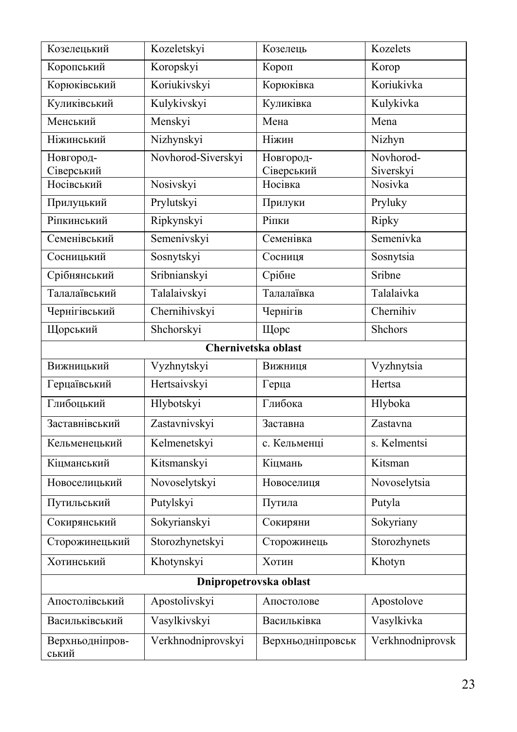| Козелецький | Kozeletskyi | Козелець | Kozelets |
|---|---|---|---|
| Коропський | Koropskyi | Короп | Korop |
| Корюківський | Koriukivskyi | Корюківка | Koriukivka |
| Куликівський | Kulykivskyi | Куликівка | Kulykivka |
| Менський | Menskyi | Мена | Mena |
| Ніжинський | Nizhynskyi | Ніжин | Nizhyn |
| Новгород-Сіверський | Novhorod-Siverskyi | Новгород-Сіверський | Novhorod-Siverskyi |
| Носівський | Nosivskyi | Носівка | Nosivka |
| Прилуцький | Prylutskyi | Прилуки | Pryluky |
| Ріпкинський | Ripkynskyi | Ріпки | Ripky |
| Семенівський | Semenivskyi | Семенівка | Semenivka |
| Сосницький | Sosnytskyi | Сосниця | Sosnytsia |
| Срібнянський | Sribnianskyi | Срібне | Sribne |
| Талалаївський | Talalaivskyi | Талалаївка | Talalaivka |
| Чернігівський | Chernihivskyi | Чернігів | Chernihiv |
| Щорський | Shchorskyi | Щорс | Shchors |
| **Chernivetska oblast** | | | |
| Вижницький | Vyzhnytskyi | Вижниця | Vyzhnytsia |
| Герцаївський | Hertsaivskyi | Герца | Hertsa |
| Глибоцький | Hlybotskyi | Глибока | Hlyboka |
| Заставнівський | Zastavnivskyi | Заставна | Zastavna |
| Кельменецький | Kelmenetskyi | с. Кельменці | s. Kelmentsi |
| Кіцманський | Kitsmanskyi | Кіцмань | Kitsman |
| Новоселицький | Novoselytskyi | Новоселиця | Novoselytsia |
| Путильський | Putylskyi | Путила | Putyla |
| Сокирянський | Sokyrianskyi | Сокиряни | Sokyriany |
| Сторожинецький | Storozhynetskyi | Сторожинець | Storozhynets |
| Хотинський | Khotynskyi | Хотин | Khotyn |
| **Dnipropetrovska oblast** | | | |
| Апостолівський | Apostolivskyi | Апостолове | Apostolove |
| Васильківський | Vasylkivskyi | Васильківка | Vasylkivka |
| Верхньодніпров-ський | Verkhnodniprovskyi | Верхньодніпровськ | Verkhnodniprovsk |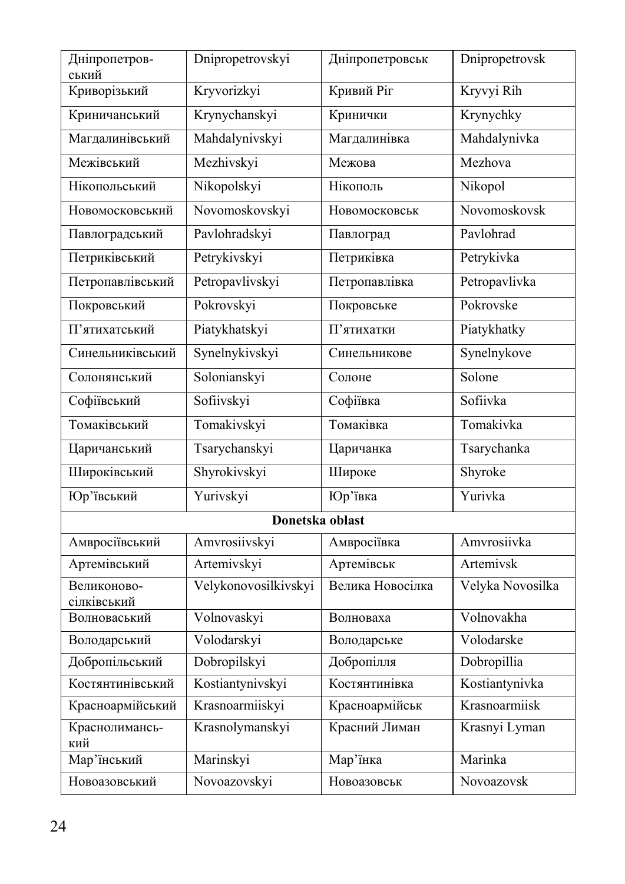| Дніпропетров-ський | Dnipropetrovskyi | Дніпропетровськ | Dnipropetrovsk |
|---|---|---|---|
| Криворізький | Kryvorizkyi | Кривий Ріг | Kryvyi Rih |
| Криничанський | Krynychanskyi | Кринички | Krynychky |
| Магдалинівський | Mahdalynivskyi | Магдалинівка | Mahdalynivka |
| Межівський | Mezhivskyi | Межова | Mezhova |
| Нікопольський | Nikopolskyi | Нікополь | Nikopol |
| Новомосковський | Novomoskovskyi | Новомосковськ | Novomoskovsk |
| Павлоградський | Pavlohradskyi | Павлоград | Pavlohrad |
| Петриківський | Petrykivskyi | Петриківка | Petrykivka |
| Петропавлівський | Petropavlivskyi | Петропавлівка | Petropavlivka |
| Покровський | Pokrovskyi | Покровське | Pokrovske |
| П’ятихатський | Piatykhatskyi | П’ятихатки | Piatykhatky |
| Синельниківський | Synelnykivskyi | Синельникове | Synelnykove |
| Солонянський | Solonianskyi | Солоне | Solone |
| Софіївський | Sofiivskyi | Софіївка | Sofiivka |
| Томаківський | Tomakivskyi | Томаківка | Tomakivka |
| Царичанський | Tsarychanskyi | Царичанка | Tsarychanka |
| Широківський | Shyrokivskyi | Широке | Shyroke |
| Юр’ївський | Yurivskyi | Юр’ївка | Yurivka |
| **Donetska oblast** | | | |
| Амвросіївський | Amvrosiivskyi | Амвросіївка | Amvrosiivka |
| Артемівський | Artemivskyi | Артемівськ | Artemivsk |
| Великоново-сілківський | Velykonovosilkivskyi | Велика Новосілка | Velyka Novosilka |
| Волноваський | Volnovaskyi | Волноваха | Volnovakha |
| Володарський | Volodarskyi | Володарське | Volodarske |
| Добропільський | Dobropilskyi | Добропілля | Dobropillia |
| Костянтинівський | Kostiantynivskyi | Костянтинівка | Kostiantynivka |
| Красноармійський | Krasnoarmiiskyi | Красноармійськ | Krasnoarmiisk |
| Краснолиманський | Krasnolymanskyi | Красний Лиман | Krasnyi Lyman |
| Мар’їнський | Marinskyi | Мар’їнка | Marinka |
| Новоазовський | Novoazovskyi | Новоазовськ | Novoazovsk |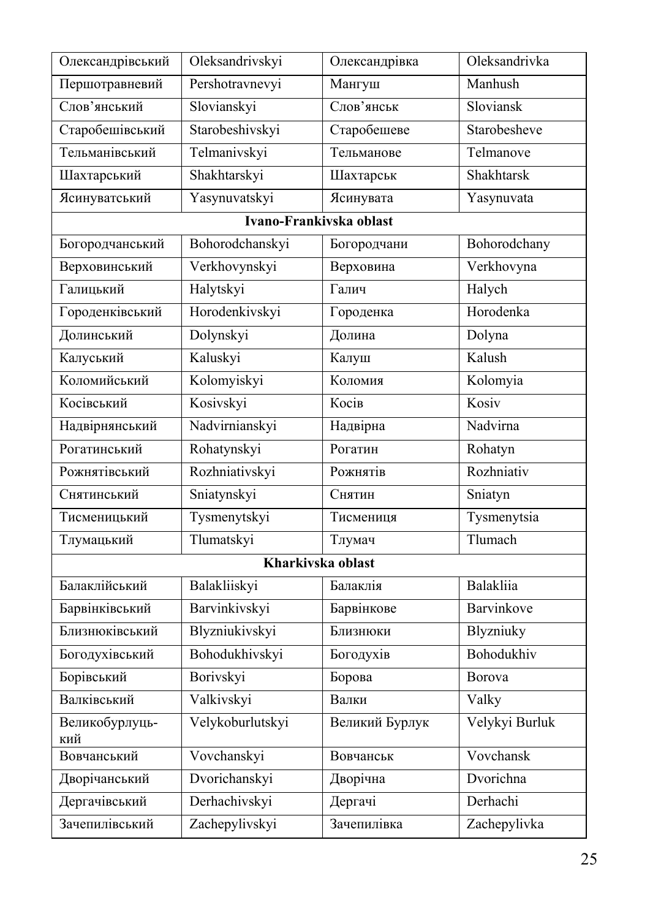| Олександрівський | Oleksandrivskyi | Олександрівка | Oleksandrivka |
|---|---|---|---|
| Першотравневий | Pershotravnevyi | Мангуш | Manhush |
| Слов’янський | Slovianskyi | Слов’янськ | Sloviansk |
| Старобешівський | Starobeshivskyi | Старобешеве | Starobesheve |
| Тельманівський | Telmanivskyi | Тельманове | Telmanove |
| Шахтарський | Shakhtarskyi | Шахтарськ | Shakhtarsk |
| Ясинуватський | Yasynuvatskyi | Ясинувата | Yasynuvata |
| **Ivano-Frankivska oblast** | | | |
| Богородчанський | Bohorodchanskyi | Богородчани | Bohorodchany |
| Верховинський | Verkhovynskyi | Верховина | Verkhovyna |
| Галицький | Halytskyi | Галич | Halych |
| Городенківський | Horodenkivskyi | Городенка | Horodenka |
| Долинський | Dolynskyi | Долина | Dolyna |
| Калуський | Kaluskyi | Калуш | Kalush |
| Коломийський | Kolomyiskyi | Коломия | Kolomyia |
| Косівський | Kosivskyi | Косів | Kosiv |
| Надвірнянський | Nadvirnianskyi | Надвірна | Nadvirna |
| Рогатинський | Rohatynskyi | Рогатин | Rohatyn |
| Рожнятівський | Rozhniativskyi | Рожнятів | Rozhniativ |
| Снятинський | Sniatynskyi | Снятин | Sniatyn |
| Тисменицький | Tysmenytskyi | Тисмениця | Tysmenytsia |
| Тлумацький | Tlumatskyi | Тлумач | Tlumach |
| **Kharkivska oblast** | | | |
| Балаклійський | Balakliiskyi | Балаклія | Balakliia |
| Барвінківський | Barvinkivskyi | Барвінкове | Barvinkove |
| Близнюківський | Blyzniukivskyi | Близнюки | Blyzniuky |
| Богодухівський | Bohodukhivskyi | Богодухів | Bohodukhiv |
| Борівський | Borivskyi | Борова | Borova |
| Валківський | Valkivskyi | Валки | Valky |
| Великобурлуць-кий | Velykoburlutskyi | Великий Бурлук | Velykyi Burluk |
| Вовчанський | Vovchanskyi | Вовчанськ | Vovchansk |
| Дворічанський | Dvorichanskyi | Дворічна | Dvorichna |
| Дергачівський | Derhachivskyi | Дергачі | Derhachi |
| Зачепилівський | Zachepylivskyi | Зачепилівка | Zachepylivka |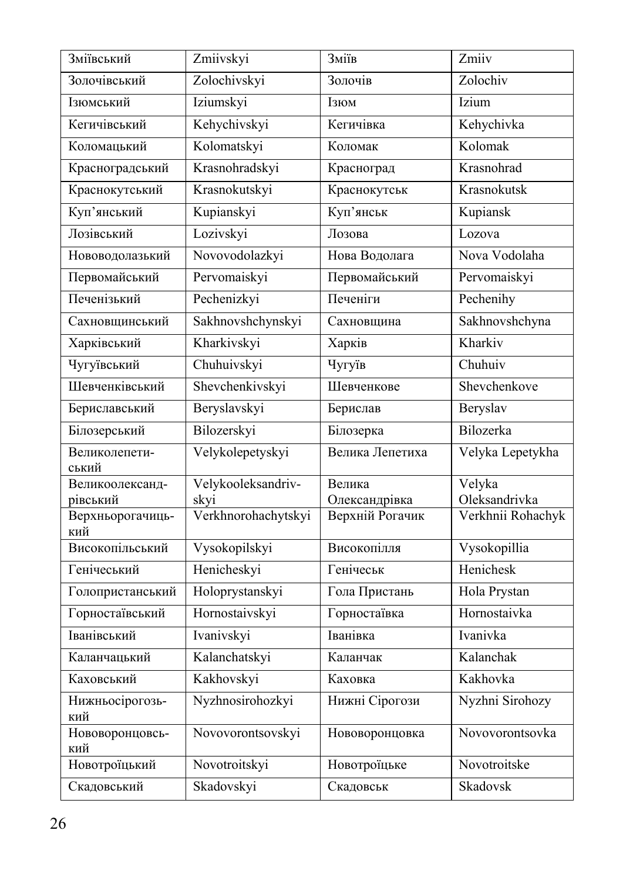| Зміївський | Zmiivskyi | Зміїв | Zmiiv |
|---|---|---|---|
| Золочівський | Zolochivskyi | Золочів | Zolochiv |
| Ізюмський | Iziumskyi | Ізюм | Izium |
| Кегичівський | Kehychivskyi | Кегичівка | Kehychivka |
| Коломацький | Kolomatskyi | Коломак | Kolomak |
| Красноградський | Krasnohradskyi | Красноград | Krasnohrad |
| Краснокутський | Krasnokutskyi | Краснокутськ | Krasnokutsk |
| Куп’янський | Kupianskyi | Куп’янськ | Kupiansk |
| Лозівський | Lozivskyi | Лозова | Lozova |
| Нововодолазький | Novovodolazkyi | Нова Водолага | Nova Vodolaha |
| Первомайський | Pervomaiskyi | Первомайський | Pervomaiskyi |
| Печенізький | Pechenizkyi | Печеніги | Pechenihy |
| Сахновщинський | Sakhnovshchynskyi | Сахновщина | Sakhnovshchyna |
| Харківський | Kharkivskyi | Харків | Kharkiv |
| Чугуївський | Chuhuivskyi | Чугуїв | Chuhuiv |
| Шевченківський | Shevchenkivskyi | Шевченкове | Shevchenkove |
| Бериславський | Beryslavskyi | Берислав | Beryslav |
| Білозерський | Bilozerskyi | Білозерка | Bilozerka |
| Великолепетиський | Velykolepetyskyi | Велика Лепетиха | Velyka Lepetykha |
| Великоолександрівський | Velykooleksandrivskyi | Велика Олександрівка | Velyka Oleksandrivka |
| Верхньорогачицький | Verkhnorohachytskyi | Верхній Рогачик | Verkhnii Rohachyk |
| Високопільський | Vysokopilskyi | Високопілля | Vysokopillia |
| Генічеський | Henicheskyi | Генічеськ | Henichesk |
| Голопристанський | Holoprystanskyi | Гола Пристань | Hola Prystan |
| Горностаївський | Hornostaivskyi | Горностаївка | Hornostaivka |
| Іванівський | Ivanivskyi | Іванівка | Ivanivka |
| Каланчацький | Kalanchatskyi | Каланчак | Kalanchak |
| Каховський | Kakhovskyi | Каховка | Kakhovka |
| Нижньосірогозький | Nyzhnosirohozkyi | Нижні Сірогози | Nyzhni Sirohozy |
| Нововоронцовський | Novovorontsovskyi | Нововоронцовка | Novovorontsovka |
| Новотроїцький | Novotroitskyi | Новотроїцьке | Novotroitske |
| Скадовський | Skadovskyi | Скадовськ | Skadovsk |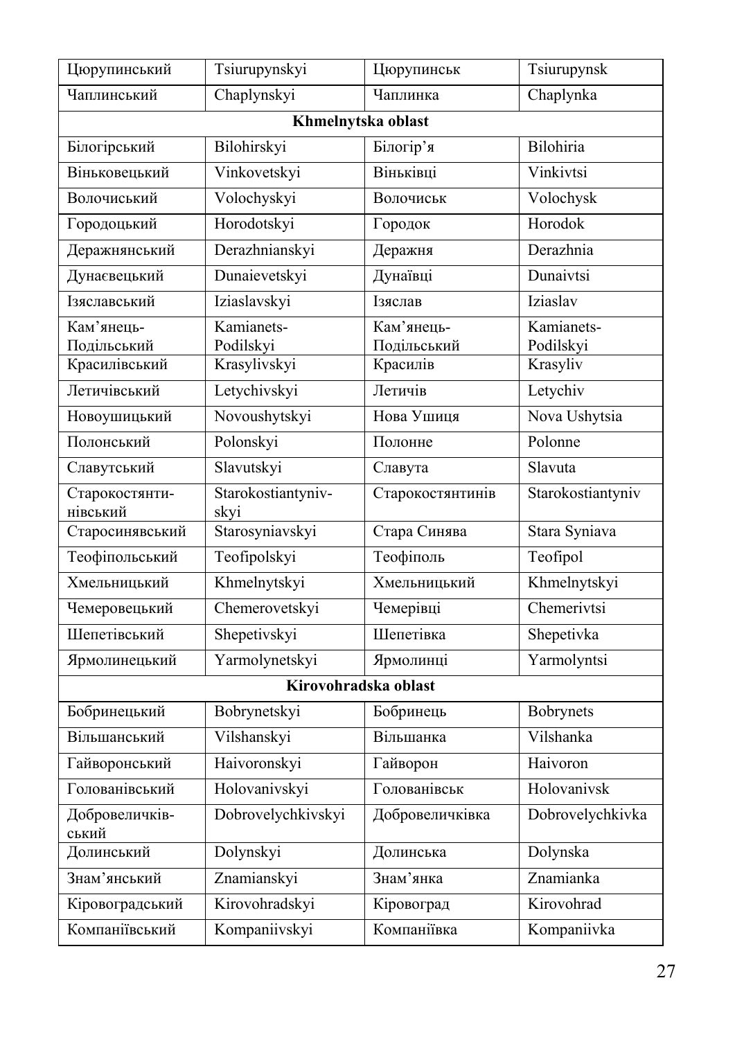| Цюрупинський | Tsiurupynskyi | Цюрупинськ | Tsiurupynsk |
|---|---|---|---|
| Чаплинський | Chaplynskyi | Чаплинка | Chaplynka |
| **Khmelnytska oblast** | | | |
| Білогірський | Bilohirskyi | Білогір'я | Bilohiria |
| Віньковецький | Vinkovetskyi | Віньківці | Vinkivtsi |
| Волочиський | Volochyskyi | Волочиськ | Volochysk |
| Городоцький | Horodotskyi | Городок | Horodok |
| Деражнянський | Derazhnianskyi | Деражня | Derazhnia |
| Дунаєвецький | Dunaievetskyi | Дунаївці | Dunaivtsi |
| Ізяславський | Iziaslavskyi | Ізяслав | Iziaslav |
| Кам'янець-Подільський | Kamianets-Podilskyi | Кам'янець-Подільський | Kamianets-Podilskyi |
| Красилівський | Krasylivskyi | Красилів | Krasyliv |
| Летичівський | Letychivskyi | Летичів | Letychiv |
| Новоушицький | Novoushytskyi | Нова Ушиця | Nova Ushytsia |
| Полонський | Polonskyi | Полонне | Polonne |
| Славутський | Slavutskyi | Славута | Slavuta |
| Старокостянтинівський | Starokostiantynivskyi | Старокостянтинів | Starokostiantyniv |
| Старосинявський | Starosyniavskyi | Стара Синява | Stara Syniava |
| Теофіпольський | Teofipolskyi | Теофіполь | Teofipol |
| Хмельницький | Khmelnytskyi | Хмельницький | Khmelnytskyi |
| Чемеровецький | Chemerovetskyi | Чемерівці | Chemerivtsi |
| Шепетівський | Shepetivskyi | Шепетівка | Shepetivka |
| Ярмолинецький | Yarmolynetskyi | Ярмолинці | Yarmolyntsi |
| **Kirovohradska oblast** | | | |
| Бобринецький | Bobrynetskyi | Бобринець | Bobrynets |
| Вільшанський | Vilshanskyi | Вільшанка | Vilshanka |
| Гайворонський | Haivoronskyi | Гайворон | Haivoron |
| Голованівський | Holovanivskyi | Голованівськ | Holovanivsk |
| Добровеличківський | Dobrovelychkivskyi | Добровеличківка | Dobrovelychkivka |
| Долинський | Dolynskyi | Долинська | Dolynska |
| Знам'янський | Znamianskyi | Знам'янка | Znamianka |
| Кіровоградський | Kirovohradskyi | Кіровоград | Kirovohrad |
| Компаніївський | Kompaniivskyi | Компаніївка | Kompaniivka |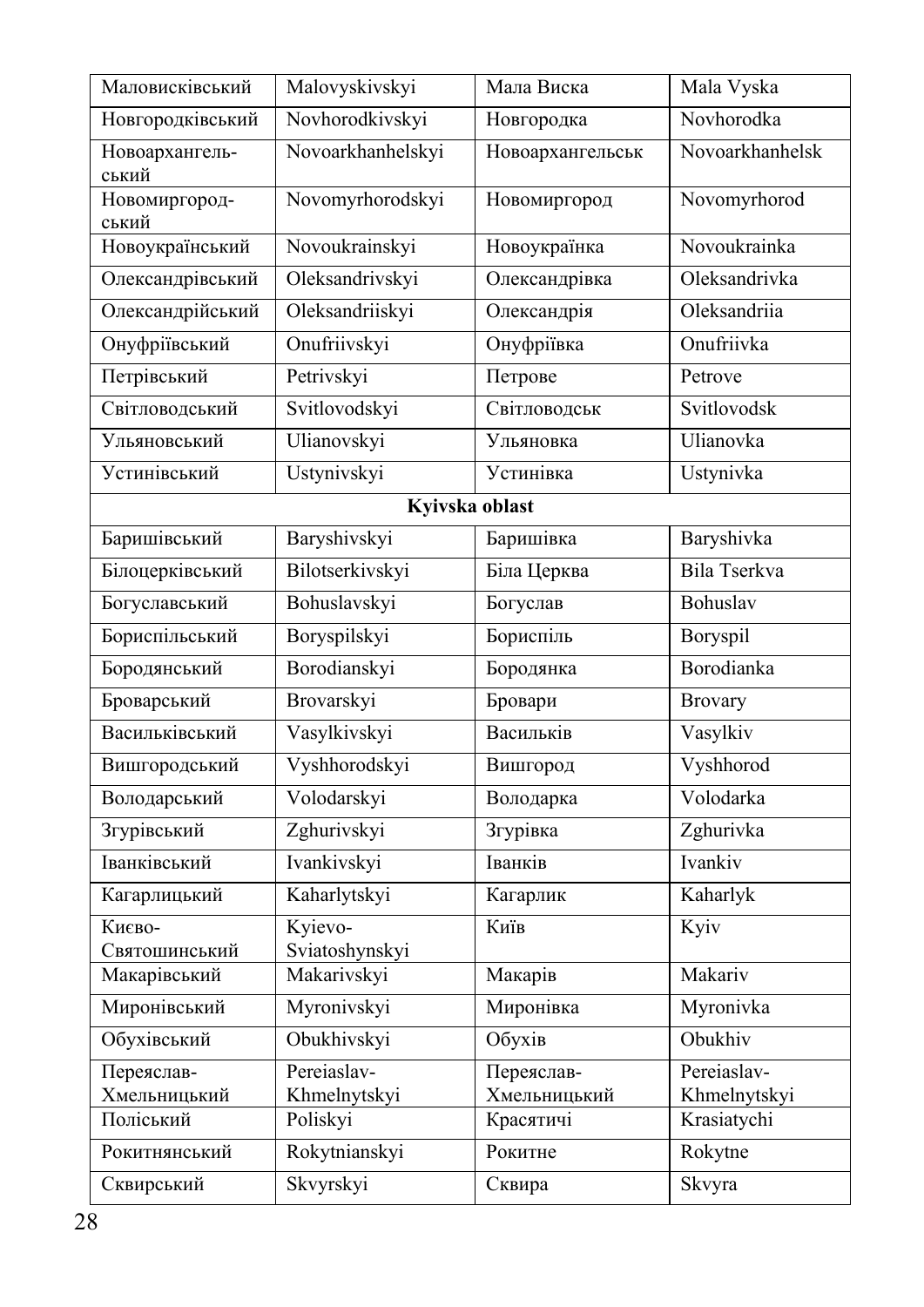| Маловисківський | Malovyskivskyi | Мала Виска | Mala Vyska |
|---|---|---|---|
| Новгородківський | Novhorodkivskyi | Новгородка | Novhorodka |
| Новоархангель-ський | Novoarkhanhelskyi | Новоархангельськ | Novoarkhanhelsk |
| Новомиргород-ський | Novomyrhorodskyi | Новомиргород | Novomyrhorod |
| Новоукраїнський | Novoukrainskyi | Новоукраїнка | Novoukrainka |
| Олександрівський | Oleksandrivskyi | Олександрівка | Oleksandrivka |
| Олександрійський | Oleksandriiskyi | Олександрія | Oleksandriia |
| Онуфріївський | Onufriivskyi | Онуфріївка | Onufriivka |
| Петрівський | Petrivskyi | Петрове | Petrove |
| Світловодський | Svitlovodskyi | Світловодськ | Svitlovodsk |
| Ульяновський | Ulianovskyi | Ульяновка | Ulianovka |
| Устинівський | Ustynivskyi | Устинівка | Ustynivka |
| **Kyivska oblast** | | | |
| Баришівський | Baryshivskyi | Баришівка | Baryshivka |
| Білоцерківський | Bilotserkivskyi | Біла Церква | Bila Tserkva |
| Богуславський | Bohuslavskyi | Богуслав | Bohuslav |
| Бориспільський | Boryspilskyi | Бориспіль | Boryspil |
| Бородянський | Borodianskyi | Бородянка | Borodianka |
| Броварський | Brovarskyi | Бровари | Brovary |
| Васильківський | Vasylkivskyi | Васильків | Vasylkiv |
| Вишгородський | Vyshhorodskyi | Вишгород | Vyshhorod |
| Володарський | Volodarskyi | Володарка | Volodarka |
| Згурівський | Zghurivskyi | Згурівка | Zghurivka |
| Іванківський | Ivankivskyi | Іванків | Ivankiv |
| Кагарлицький | Kaharlytskyi | Кагарлик | Kaharlyk |
| Києво-Святошинський | Kyievo-Sviatoshynskyi | Київ | Kyiv |
| Макарівський | Makarivskyi | Макарів | Makariv |
| Миронівський | Myronivskyi | Миронівка | Myronivka |
| Обухівський | Obukhivskyi | Обухів | Obukhiv |
| Переяслав-Хмельницький | Pereiaslav-Khmelnytskyi | Переяслав-Хмельницький | Pereiaslav-Khmelnytskyi |
| Поліський | Poliskyi | Красятичі | Krasiatychi |
| Рокитнянський | Rokytnianskyi | Рокитне | Rokytne |
| Сквирський | Skvyrskyi | Сквира | Skvyra |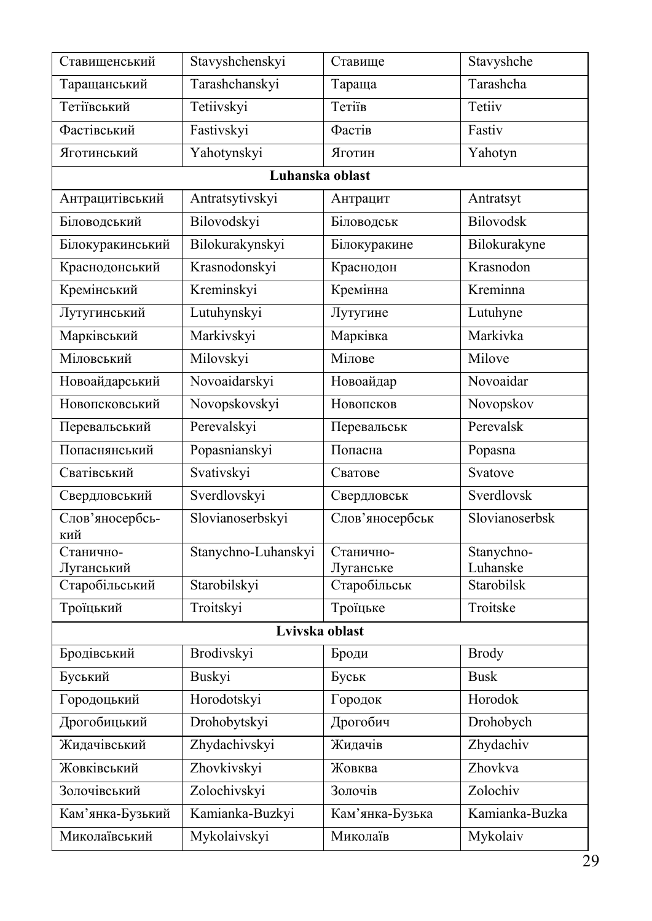| Ставищенський | Stavyshchenskyi | Ставище | Stavyshche |
|---|---|---|---|
| Таращанський | Tarashchanskyi | Тараща | Tarashcha |
| Тетіївський | Tetiivskyi | Тетіїв | Tetiiv |
| Фастівський | Fastivskyi | Фастів | Fastiv |
| Яготинський | Yahotynskyi | Яготин | Yahotyn |
| **Luhanska oblast** | | | |
| Антрацитівський | Antratsytivskyi | Антрацит | Antratsyt |
| Біловодський | Bilovodskyi | Біловодськ | Bilovodsk |
| Білокуракинський | Bilokurakynskyi | Білокуракине | Bilokurakyne |
| Краснодонський | Krasnodonskyi | Краснодон | Krasnodon |
| Кремінський | Kreminskyi | Кремінна | Kreminna |
| Лутугинський | Lutuhynskyi | Лутугине | Lutuhyne |
| Марківський | Markivskyi | Марківка | Markivka |
| Міловський | Milovskyi | Мілове | Milove |
| Новоайдарський | Novoaidarskyi | Новоайдар | Novoaidar |
| Новопсковський | Novopskovskyi | Новопсков | Novopskov |
| Перевальський | Perevalskyi | Перевальськ | Perevalsk |
| Попаснянський | Popasnianskyi | Попасна | Popasna |
| Сватівський | Svativskyi | Сватове | Svatove |
| Свердловський | Sverdlovskyi | Свердловськ | Sverdlovsk |
| Слов’яносербсь-кий | Slovianoserbskyi | Слов’яносербськ | Slovianoserbsk |
| Станично-Луганський | Stanychno-Luhanskyi | Станично-Луганське | Stanychno-Luhanske |
| Старобільський | Starobilskyi | Старобільськ | Starobilsk |
| Троїцький | Troitskyi | Троїцьке | Troitske |
| **Lvivska oblast** | | | |
| Бродівський | Brodivskyi | Броди | Brody |
| Буський | Buskyi | Буськ | Busk |
| Городоцький | Horodotskyi | Городок | Horodok |
| Дрогобицький | Drohobytskyi | Дрогобич | Drohobych |
| Жидачівський | Zhydachivskyi | Жидачів | Zhydachiv |
| Жовківський | Zhovkivskyi | Жовква | Zhovkva |
| Золочівський | Zolochivskyi | Золочів | Zolochiv |
| Кам’янка-Бузький | Kamianka-Buzkyi | Кам’янка-Бузька | Kamianka-Buzka |
| Миколаївський | Mykolaivskyi | Миколаїв | Mykolaiv |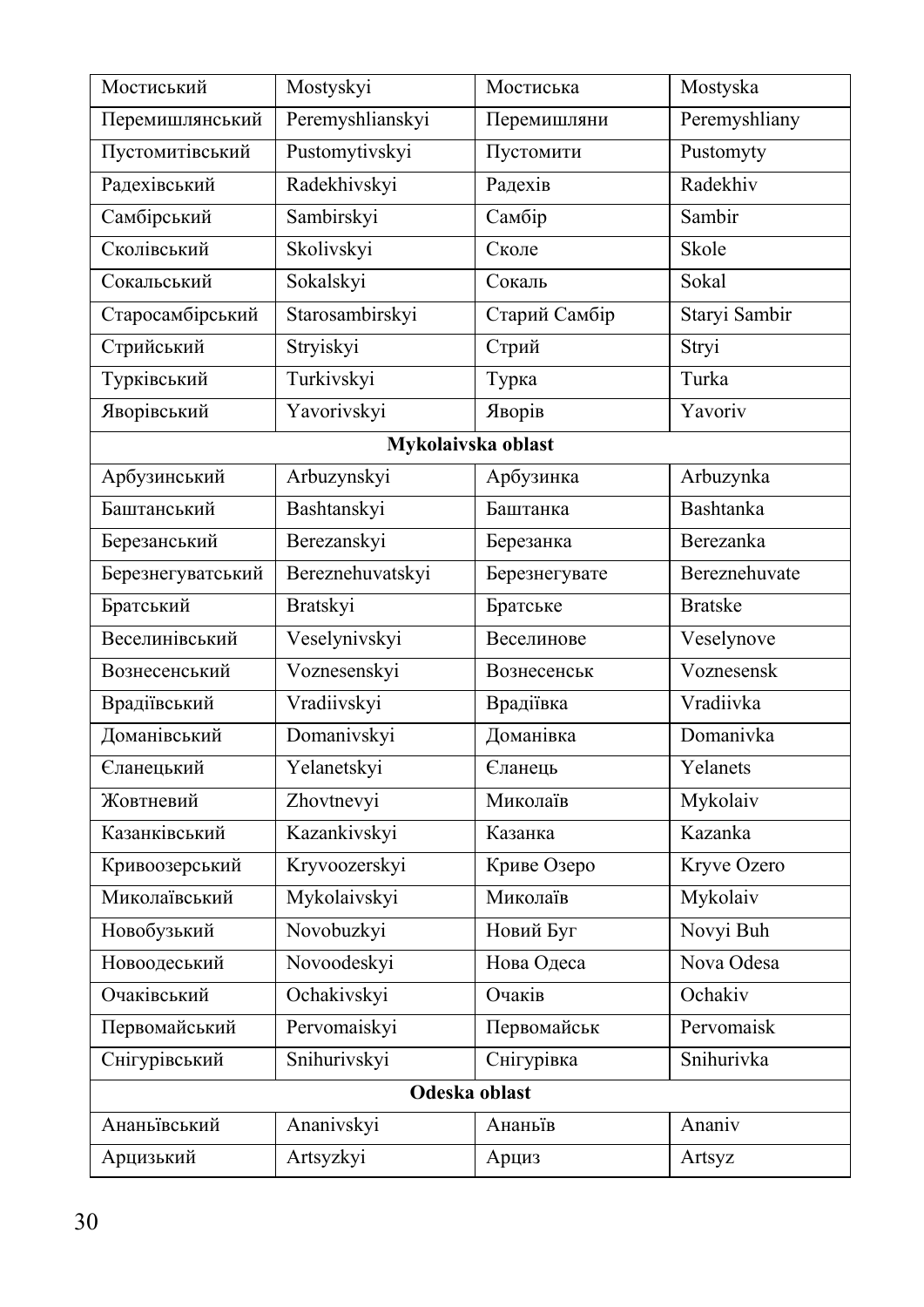| | | | |
|---|---|---|---|
| Мостиський | Mostyskyi | Мостиська | Mostyska |
| Перемишлянський | Peremyshlianskyi | Перемишляни | Peremyshliany |
| Пустомитівський | Pustomytivskyi | Пустомити | Pustomyty |
| Радехівський | Radekhivskyi | Радехів | Radekhiv |
| Самбірський | Sambirskyi | Самбір | Sambir |
| Сколівський | Skolivskyi | Сколе | Skole |
| Сокальський | Sokalskyi | Сокаль | Sokal |
| Старосамбірський | Starosambirskyi | Старий Самбір | Staryi Sambir |
| Стрийський | Stryiskyi | Стрий | Stryi |
| Турківський | Turkivskyi | Турка | Turka |
| Яворівський | Yavorivskyi | Яворів | Yavoriv |
| **Mykolaivska oblast** | | | |
| Арбузинський | Arbuzynskyi | Арбузинка | Arbuzynka |
| Баштанський | Bashtanskyi | Баштанка | Bashtanka |
| Березанський | Berezanskyi | Березанка | Berezanka |
| Березнегуватський | Bereznehuvatskyi | Березнегувате | Bereznehuvate |
| Братський | Bratskyi | Братське | Bratske |
| Веселинівський | Veselynivskyi | Веселинове | Veselynove |
| Вознесенський | Voznesenskyi | Вознесенськ | Voznesensk |
| Врадіївський | Vradiivskyi | Врадіївка | Vradiivka |
| Доманівський | Domanivskyi | Доманівка | Domanivka |
| Єланецький | Yelanetskyi | Єланець | Yelanets |
| Жовтневий | Zhovtnevyi | Миколаїв | Mykolaiv |
| Казанківський | Kazankivskyi | Казанка | Kazanka |
| Кривоозерський | Kryvoozerskyi | Криве Озеро | Kryve Ozero |
| Миколаївський | Mykolaivskyi | Миколаїв | Mykolaiv |
| Новобузький | Novobuzkyi | Новий Буг | Novyi Buh |
| Новоодеський | Novoodeskyi | Нова Одеса | Nova Odesa |
| Очаківський | Ochakivskyi | Очаків | Ochakiv |
| Первомайський | Pervomaiskyi | Первомайськ | Pervomaisk |
| Снігурівський | Snihurivskyi | Снігурівка | Snihurivka |
| **Odeska oblast** | | | |
| Ананьївський | Ananivskyi | Ананьїв | Ananiv |
| Арцизький | Artsyzkyi | Арциз | Artsyz |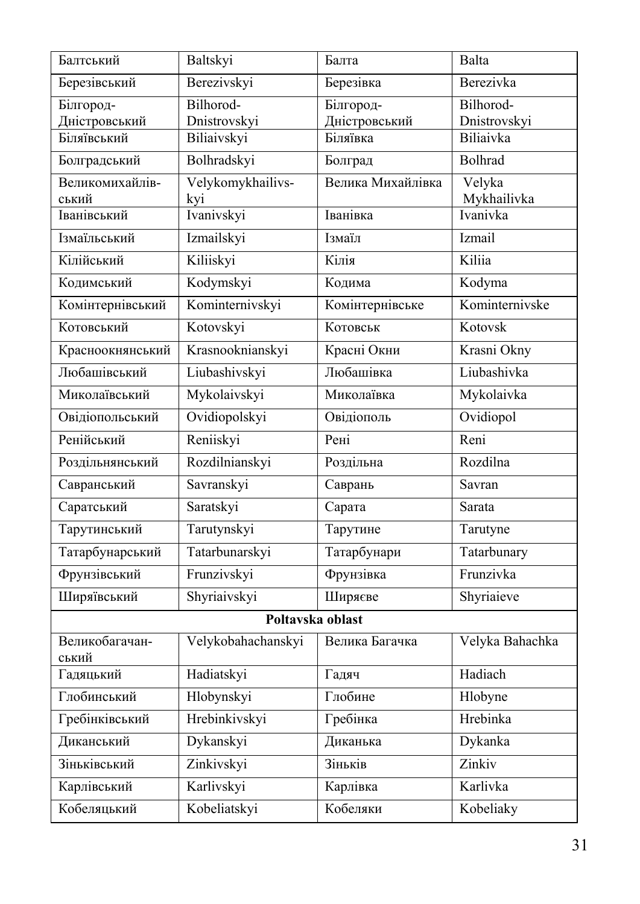| Балтський | Baltskyi | Балта | Balta |
|---|---|---|---|
| Березівський | Berezivskyi | Березівка | Berezivka |
| Білгород-Дністровський | Bilhorod-Dnistrovskyi | Білгород-Дністровський | Bilhorod-Dnistrovskyi |
| Біляївський | Biliaivskyi | Біляївка | Biliaivka |
| Болградський | Bolhradskyi | Болград | Bolhrad |
| Великомихайлівський | Velykomykhailivskyi | Велика Михайлівка | Velyka Mykhailivka |
| Іванівський | Ivanivskyi | Іванівка | Ivanivka |
| Ізмаїльський | Izmailskyi | Ізмаїл | Izmail |
| Кілійський | Kiliiskyi | Кілія | Kiliia |
| Кодимський | Kodymskyi | Кодима | Kodyma |
| Комінтернівський | Kominternivskyi | Комінтернівське | Kominternivske |
| Котовський | Kotovskyi | Котовськ | Kotovsk |
| Красноокнянський | Krasnooknianskyi | Красні Окни | Krasni Okny |
| Любашівський | Liubashivskyi | Любашівка | Liubashivka |
| Миколаївський | Mykolaivskyi | Миколаївка | Mykolaivka |
| Овідіопольський | Ovidiopolskyi | Овідіополь | Ovidiopol |
| Ренійський | Reniiskyi | Рені | Reni |
| Роздільнянський | Rozdilnianskyi | Роздільна | Rozdilna |
| Савранський | Savranskyi | Саврань | Savran |
| Саратський | Saratskyi | Сарата | Sarata |
| Тарутинський | Tarutynskyi | Тарутине | Tarutyne |
| Татарбунарський | Tatarbunarskyi | Татарбунари | Tatarbunary |
| Фрунзівський | Frunzivskyi | Фрунзівка | Frunzivka |
| Ширяївський | Shyriaivskyi | Ширяєве | Shyriaieve |
| **Poltavska oblast** | | | |
| Великобагачанський | Velykobahachanskyi | Велика Багачка | Velyka Bahachka |
| Гадяцький | Hadiatskyi | Гадяч | Hadiach |
| Глобинський | Hlobynskyi | Глобине | Hlobyne |
| Гребінківський | Hrebinkivskyi | Гребінка | Hrebinka |
| Диканський | Dykanskyi | Диканька | Dykanka |
| Зіньківський | Zinkivskyi | Зіньків | Zinkiv |
| Карлівський | Karlivskyi | Карлівка | Karlivka |
| Кобеляцький | Kobeliatskyi | Кобеляки | Kobeliaky |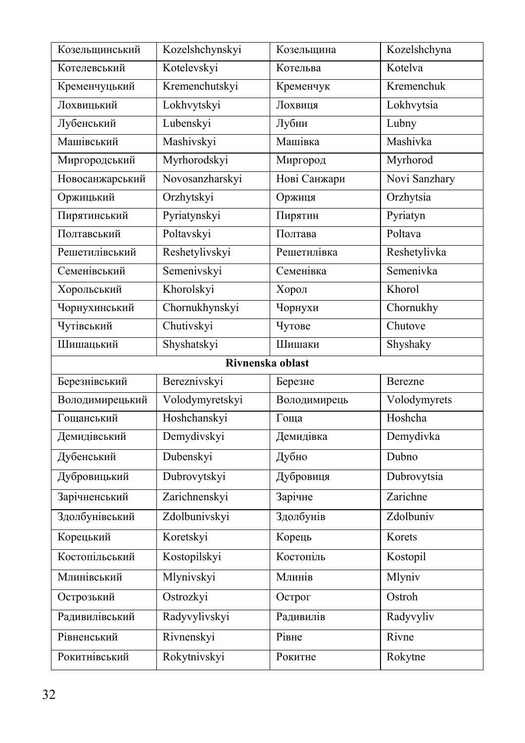| Козельщинський | Kozelshchynskyi | Козельщина | Kozelshchyna |
|---|---|---|---|
| Котелевський | Kotelevskyi | Котельва | Kotelva |
| Кременчуцький | Kremenchutskyi | Кременчук | Kremenchuk |
| Лохвицький | Lokhvytskyi | Лохвиця | Lokhvytsia |
| Лубенський | Lubenskyi | Лубни | Lubny |
| Машівський | Mashivskyi | Машівка | Mashivka |
| Миргородський | Myrhorodskyi | Миргород | Myrhorod |
| Новосанжарський | Novosanzharskyi | Нові Санжари | Novi Sanzhary |
| Оржицький | Orzhytskyi | Оржиця | Orzhytsia |
| Пирятинський | Pyriatynskyi | Пирятин | Pyriatyn |
| Полтавський | Poltavskyi | Полтава | Poltava |
| Решетилівський | Reshetylivskyi | Решетилівка | Reshetylivka |
| Семенівський | Semenivskyi | Семенівка | Semenivka |
| Хорольський | Khorolskyi | Хорол | Khorol |
| Чорнухинський | Chornukhynskyi | Чорнухи | Chornukhy |
| Чутівський | Chutivskyi | Чутове | Chutove |
| Шишацький | Shyshatskyi | Шишаки | Shyshaky |
| **Rivnenska oblast** | | | |
| Березнівський | Bereznivskyi | Березне | Berezne |
| Володимирецький | Volodymyretskyi | Володимирець | Volodymyrets |
| Гощанський | Hoshchanskyi | Гоща | Hoshcha |
| Демидівський | Demydivskyi | Демидівка | Demydivka |
| Дубенський | Dubenskyi | Дубно | Dubno |
| Дубровицький | Dubrovytskyi | Дубровиця | Dubrovytsia |
| Зарічненський | Zarichnenskyi | Зарічне | Zarichne |
| Здолбунівський | Zdolbunivskyi | Здолбунів | Zdolbuniv |
| Корецький | Koretskyi | Корець | Korets |
| Костопільський | Kostopilskyi | Костопіль | Kostopil |
| Млинівський | Mlynivskyi | Млинів | Mlyniv |
| Острозький | Ostrozkyi | Острог | Ostroh |
| Радивилівський | Radyvylivskyi | Радивилів | Radyvyliv |
| Рівненський | Rivnenskyi | Рівне | Rivne |
| Рокитнівський | Rokytnivskyi | Рокитне | Rokytne |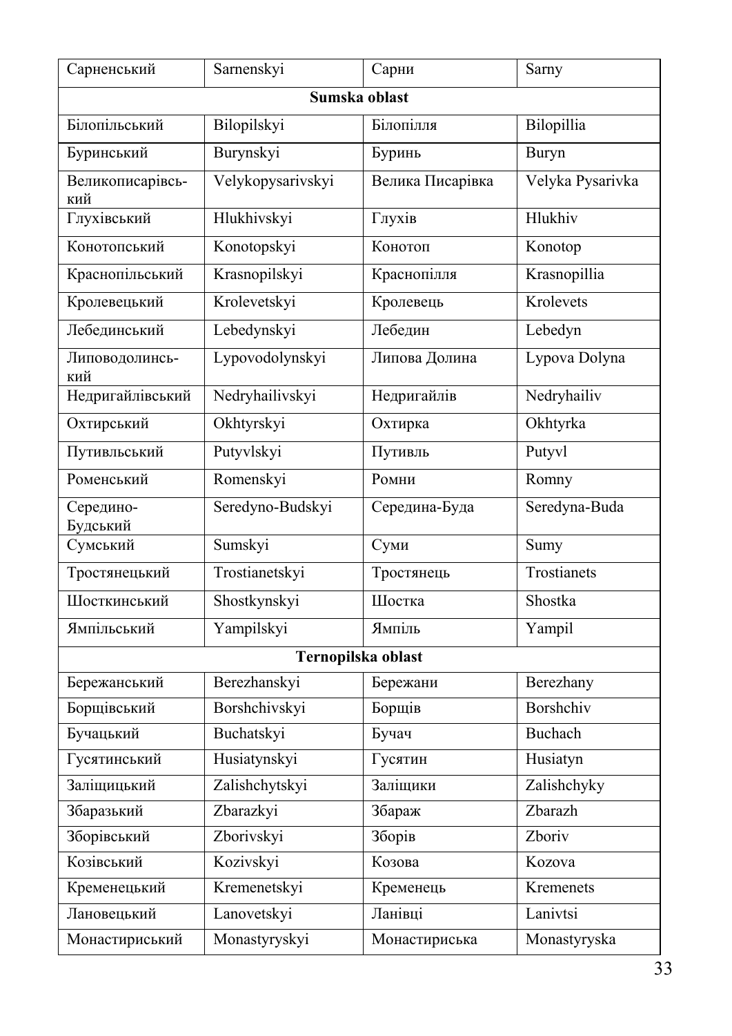| Сарненський | Sarnenskyi | Сарни | Sarny |
|---|---|---|---|
| **Sumska oblast** | | | |
| Білопільський | Bilopilskyi | Білопілля | Bilopillia |
| Буринський | Burynskyi | Буринь | Buryn |
| Великописарівсь-кий | Velykopysarivskyi | Велика Писарівка | Velyka Pysarivka |
| Глухівський | Hlukhivskyi | Глухів | Hlukhiv |
| Конотопський | Konotopskyi | Конотоп | Konotop |
| Краснопільський | Krasnopilskyi | Краснопілля | Krasnopillia |
| Кролевецький | Krolevetskyi | Кролевець | Krolevets |
| Лебединський | Lebedynskyi | Лебедин | Lebedyn |
| Липоводолинсь-кий | Lypovodolynskyi | Липова Долина | Lypova Dolyna |
| Недригайлівський | Nedryhailivskyi | Недригайлів | Nedryhailiv |
| Охтирський | Okhtyrskyi | Охтирка | Okhtyrka |
| Путивльський | Putyvlskyi | Путивль | Putyvl |
| Роменський | Romenskyi | Ромни | Romny |
| Середино-Будський | Seredyno-Budskyi | Середина-Буда | Seredyna-Buda |
| Сумський | Sumskyi | Суми | Sumy |
| Тростянецький | Trostianetskyi | Тростянець | Trostianets |
| Шосткинський | Shostkynskyi | Шостка | Shostka |
| Ямпільський | Yampilskyi | Ямпіль | Yampil |
| **Ternopilska oblast** | | | |
| Бережанський | Berezhanskyi | Бережани | Berezhany |
| Борщівський | Borshchivskyi | Борщів | Borshchiv |
| Бучацький | Buchatskyi | Бучач | Buchach |
| Гусятинський | Husiatynskyi | Гусятин | Husiatyn |
| Заліщицький | Zalishchytskyi | Заліщики | Zalishchyky |
| Збаразький | Zbarazkyi | Збараж | Zbarazh |
| Зборівський | Zborivskyi | Зборів | Zboriv |
| Козівський | Kozivskyi | Козова | Kozova |
| Кременецький | Kremenetskyi | Кременець | Kremenets |
| Лановецький | Lanovetskyi | Ланівці | Lanivtsi |
| Монастириський | Monastyryskyi | Монастириська | Monastyryska |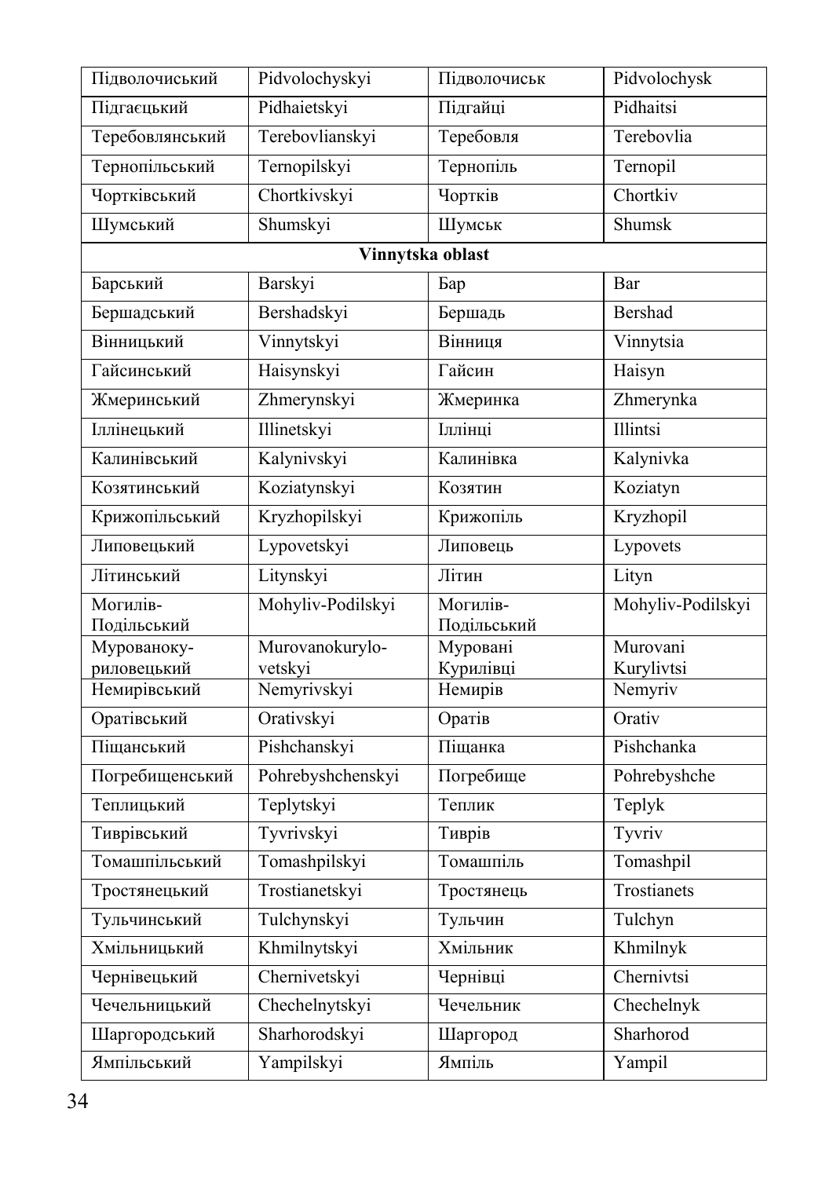| Підволочиський | Pidvolochyskyi | Підволочиськ | Pidvolochysk |
|---|---|---|---|
| Підгаєцький | Pidhaietskyi | Підгайці | Pidhaitsi |
| Теребовлянський | Terebovlianskyi | Теребовля | Terebovlia |
| Тернопільський | Ternopilskyi | Тернопіль | Ternopil |
| Чортківський | Chortkivskyi | Чортків | Chortkiv |
| Шумський | Shumskyi | Шумськ | Shumsk |
| **Vinnytska oblast** | | | |
| Барський | Barskyi | Бар | Bar |
| Бершадський | Bershadskyi | Бершадь | Bershad |
| Вінницький | Vinnytskyi | Вінниця | Vinnytsia |
| Гайсинський | Haisynskyi | Гайсин | Haisyn |
| Жмеринський | Zhmerynskyi | Жмеринка | Zhmerynka |
| Іллінецький | Illinetskyi | Іллінці | Illintsi |
| Калинівський | Kalynivskyi | Калинівка | Kalynivka |
| Козятинський | Koziatynskyi | Козятин | Koziatyn |
| Крижопільський | Kryzhopilskyi | Крижопіль | Kryzhopil |
| Липовецький | Lypovetskyi | Липовець | Lypovets |
| Літинський | Litynskyi | Літин | Lityn |
| Могилів-Подільський | Mohyliv-Podilskyi | Могилів-Подільський | Mohyliv-Podilskyi |
| Мурованокуриловецький | Murovanokurylovetskyi | Муровані Курилівці | Murovani Kurylivtsi |
| Немирівський | Nemyrivskyi | Немирів | Nemyriv |
| Оратівський | Orativskyi | Оратів | Orativ |
| Піщанський | Pishchanskyi | Піщанка | Pishchanka |
| Погребищенський | Pohrebyshchenskyi | Погребище | Pohrebyshche |
| Теплицький | Teplytskyi | Теплик | Teplyk |
| Тиврівський | Tyvrivskyi | Тиврів | Tyvriv |
| Томашпільський | Tomashpilskyi | Томашпіль | Tomashpil |
| Тростянецький | Trostianetskyi | Тростянець | Trostianets |
| Тульчинський | Tulchynskyi | Тульчин | Tulchyn |
| Хмільницький | Khmilnytskyi | Хмільник | Khmilnyk |
| Чернівецький | Chernivetskyi | Чернівці | Chernivtsi |
| Чечельницький | Chechelnytskyi | Чечельник | Chechelnyk |
| Шаргородський | Sharhorodskyi | Шаргород | Sharhorod |
| Ямпільський | Yampilskyi | Ямпіль | Yampil |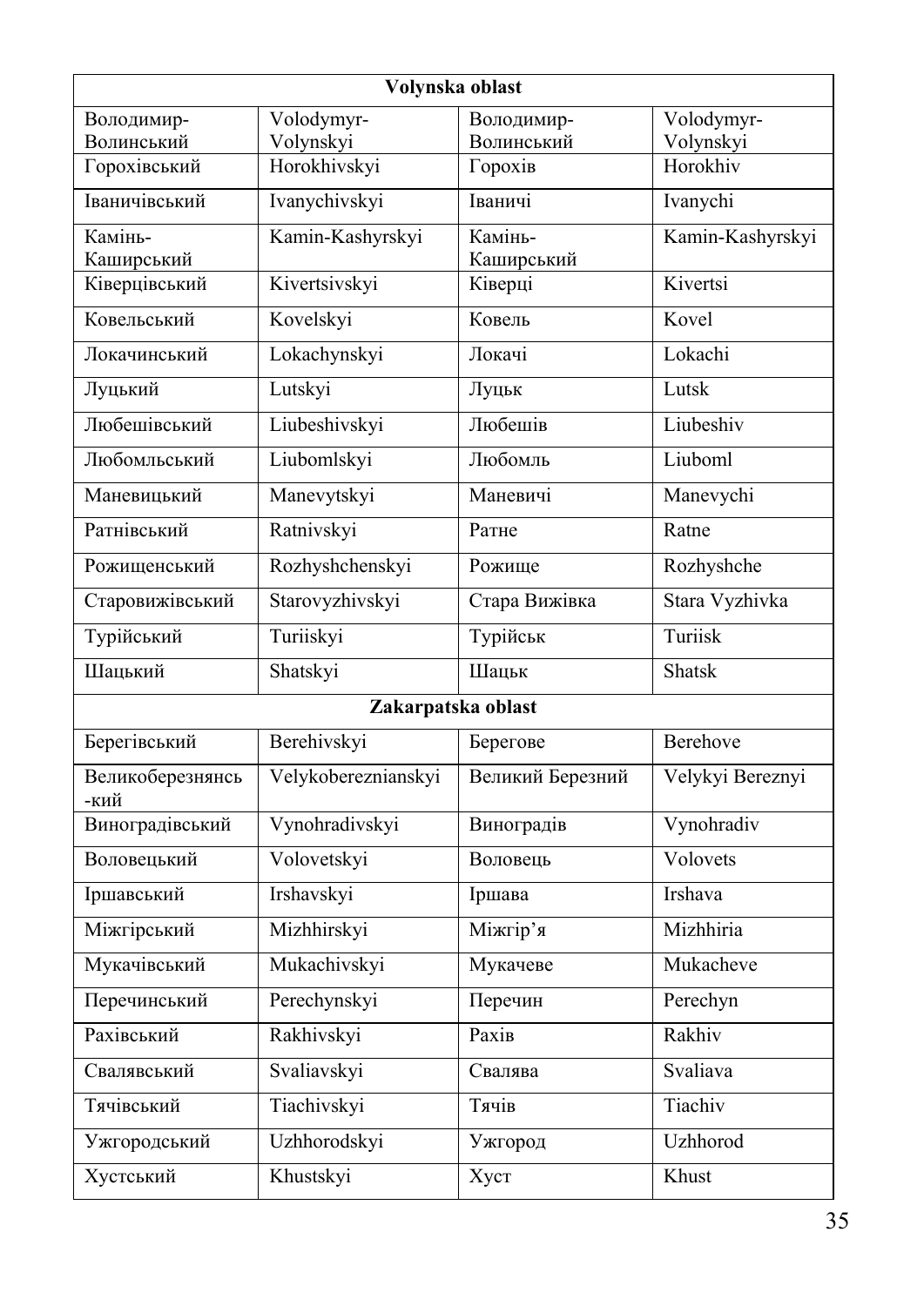| Volynska oblast | | | |
|---|---|---|---|
| Володимир-Волинський | Volodymyr-Volynskyi | Володимир-Волинський | Volodymyr-Volynskyi |
| Горохівський | Horokhivskyi | Горохів | Horokhiv |
| Іваничівський | Ivanychivskyi | Іваничі | Ivanychi |
| Камінь-Каширський | Kamin-Kashyrskyi | Камінь-Каширський | Kamin-Kashyrskyi |
| Ківерцівський | Kivertsivskyi | Ківерці | Kivertsi |
| Ковельський | Kovelskyi | Ковель | Kovel |
| Локачинський | Lokachynskyi | Локачі | Lokachi |
| Луцький | Lutskyi | Луцьк | Lutsk |
| Любешівський | Liubeshivskyi | Любешів | Liubeshiv |
| Любомльський | Liubomlskyi | Любомль | Liuboml |
| Маневицький | Manevytskyi | Маневичі | Manevychi |
| Ратнівський | Ratnivskyi | Ратне | Ratne |
| Рожищенський | Rozhyshchenskyi | Рожище | Rozhyshche |
| Старовижівський | Starovyzhivskyi | Стара Вижівка | Stara Vyzhivka |
| Турійський | Turiiskyi | Турійськ | Turiisk |
| Шацький | Shatskyi | Шацьк | Shatsk |
| **Zakarpatska oblast** | | | |
| Берегівський | Berehivskyi | Берегове | Berehove |
| Великоберезнянсь-кий | Velykobereznianskyi | Великий Березний | Velykyi Bereznyi |
| Виноградівський | Vynohradivskyi | Виноградів | Vynohradiv |
| Воловецький | Volovetskyi | Воловець | Volovets |
| Іршавський | Irshavskyi | Іршава | Irshava |
| Міжгірський | Mizhhirskyi | Міжгір'я | Mizhhiria |
| Мукачівський | Mukachivskyi | Мукачеве | Mukacheve |
| Перечинський | Perechynskyi | Перечин | Perechyn |
| Рахівський | Rakhivskyi | Рахів | Rakhiv |
| Свалявський | Svaliavskyi | Свалява | Svaliava |
| Тячівський | Tiachivskyi | Тячів | Tiachiv |
| Ужгородський | Uzhhorodskyi | Ужгород | Uzhhorod |
| Хустський | Khustskyi | Хуст | Khust |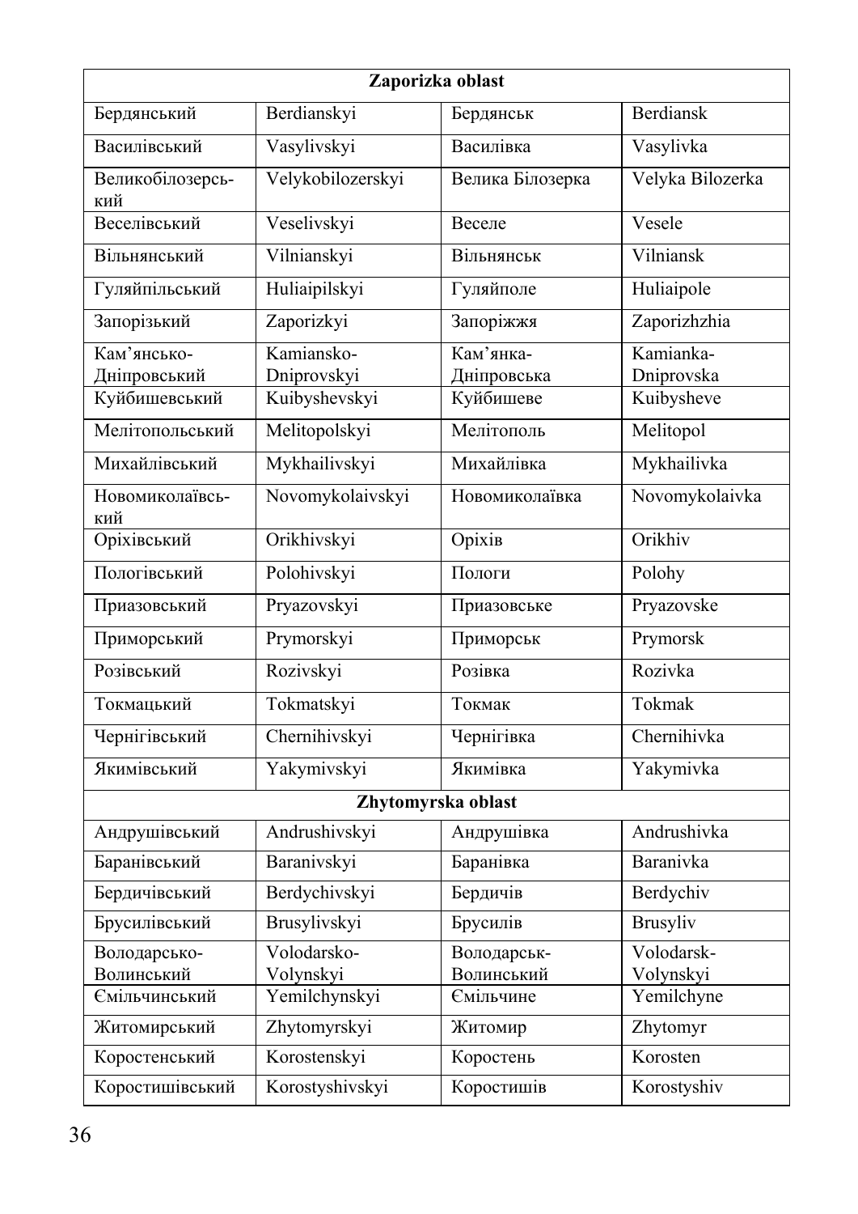| Zaporizka oblast | | | |
|---|---|---|---|
| Бердянський | Berdianskyi | Бердянськ | Berdiansk |
| Василівський | Vasylivskyi | Василівка | Vasylivka |
| Великобілозерський | Velykobilozerskyi | Велика Білозерка | Velyka Bilozerka |
| Веселівський | Veselivskyi | Веселе | Vesele |
| Вільнянський | Vilnianskyi | Вільнянськ | Vilniansk |
| Гуляйпільський | Huliaipilskyi | Гуляйполе | Huliaipole |
| Запорізький | Zaporizkyi | Запоріжжя | Zaporizhzhia |
| Кам’янсько-Дніпровський | Kamiansko-Dniprovskyi | Кам’янка-Дніпровська | Kamianka-Dniprovska |
| Куйбишевський | Kuibyshevskyi | Куйбишеве | Kuibysheve |
| Мелітопольський | Melitopolskyi | Мелітополь | Melitopol |
| Михайлівський | Mykhailivskyi | Михайлівка | Mykhailivka |
| Новомиколаївський | Novomykolaivskyi | Новомиколаївка | Novomykolaivka |
| Оріхівський | Orikhivskyi | Оріхів | Orikhiv |
| Пологівський | Polohivskyi | Пологи | Polohy |
| Приазовський | Pryazovskyi | Приазовське | Pryazovske |
| Приморський | Prymorskyi | Приморськ | Prymorsk |
| Розівський | Rozivskyi | Розівка | Rozivka |
| Токмацький | Tokmatskyi | Токмак | Tokmak |
| Чернігівський | Chernihivskyi | Чернігівка | Chernihivka |
| Якимівський | Yakymivskyi | Якимівка | Yakymivka |
| **Zhytomyrska oblast** | | | |
| Андрушівський | Andrushivskyi | Андрушівка | Andrushivka |
| Баранівський | Baranivskyi | Баранівка | Baranivka |
| Бердичівський | Berdychivskyi | Бердичів | Berdychiv |
| Брусилівський | Brusylivskyi | Брусилів | Brusyliv |
| Володарсько-Волинський | Volodarsko-Volynskyi | Володарськ-Волинський | Volodarsk-Volynskyi |
| Ємільчинський | Yemilchynskyi | Ємільчине | Yemilchyne |
| Житомирський | Zhytomyrskyi | Житомир | Zhytomyr |
| Коростенський | Korostenskyi | Коростень | Korosten |
| Коростишівський | Korostyshivskyi | Коростишів | Korostyshiv |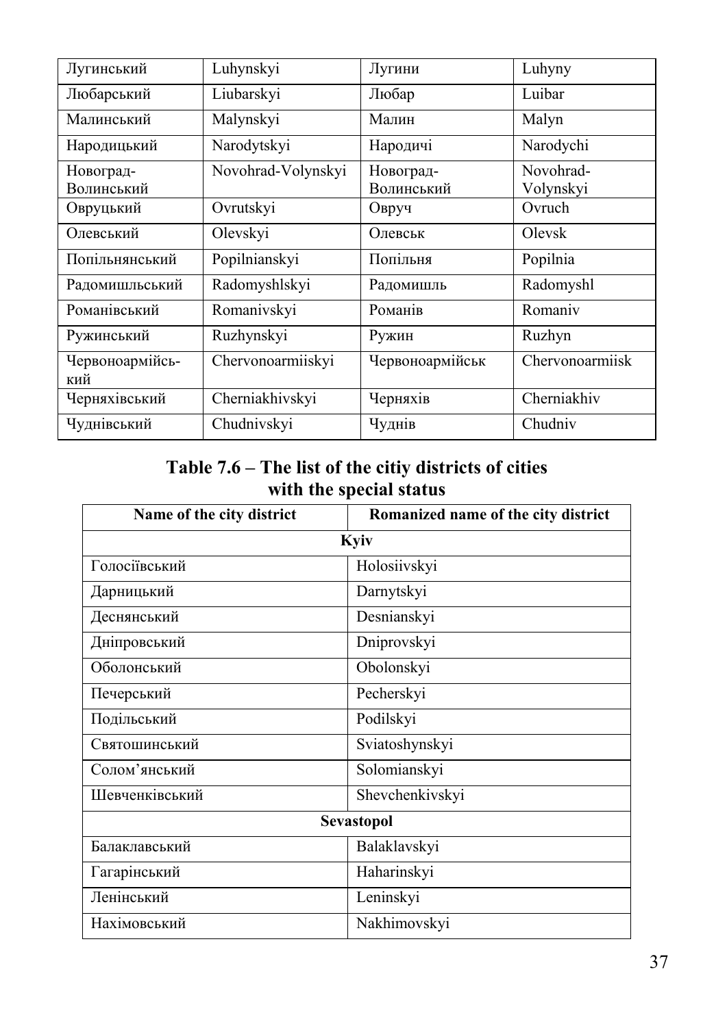| Лугинський | Luhynskyi | Лугини | Luhyny |
|---|---|---|---|
| Любарський | Liubarskyi | Любар | Luibar |
| Малинський | Malynskyi | Малин | Malyn |
| Народицький | Narodytskyi | Народичі | Narodychi |
| Новоград-Волинський | Novohrad-Volynskyi | Новоград-Волинський | Novohrad-Volynskyi |
| Овруцький | Ovrutskyi | Овруч | Ovruch |
| Олевський | Olevskyi | Олевськ | Olevsk |
| Попільнянський | Popilnianskyi | Попільня | Popilnia |
| Радомишльський | Radomyshlskyi | Радомишль | Radomyshl |
| Романівський | Romanivskyi | Романів | Romaniv |
| Ружинський | Ruzhynskyi | Ружин | Ruzhyn |
| Червоноармійський | Chervonoarmiiskyi | Червоноармійськ | Chervonoarmiisk |
| Черняхівський | Cherniakhivskyi | Черняхів | Cherniakhiv |
| Чуднівський | Chudnivskyi | Чуднів | Chudniv |

**Table 7.6 – The list of the citiy districts of cities with the special status**

| Name of the city district | Romanized name of the city district |
|---|---|
| **Kyiv** | |
| Голосіївський | Holosiivskyi |
| Дарницький | Darnytskyi |
| Деснянський | Desnianskyi |
| Дніпровський | Dniprovskyi |
| Оболонський | Obolonskyi |
| Печерський | Pecherskyi |
| Подільський | Podilskyi |
| Святошинський | Sviatoshynskyi |
| Солом'янський | Solomianskyi |
| Шевченківський | Shevchenkivskyi |
| **Sevastopol** | |
| Балаклавський | Balaklavskyi |
| Гагарінський | Haharinskyi |
| Ленінський | Leninskyi |
| Нахімовський | Nakhimovskyi |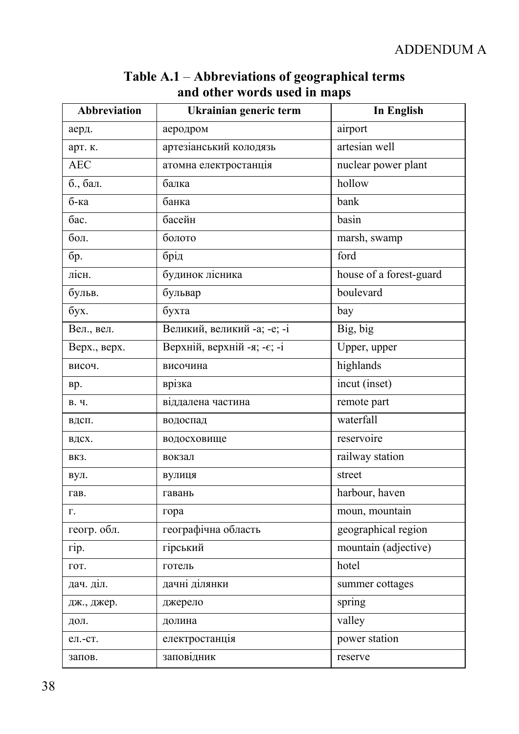ADDENDUM A

**Table A.1 – Abbreviations of geographical terms and other words used in maps**

| Abbreviation | Ukrainian generic term | In English |
|---|---|---|
| аерд. | аеродром | airport |
| арт. к. | артезіанський колодязь | artesian well |
| АЕС | атомна електростанція | nuclear power plant |
| б., бал. | балка | hollow |
| б-ка | банка | bank |
| бас. | басейн | basin |
| бол. | болото | marsh, swamp |
| бр. | брід | ford |
| лісн. | будинок лісника | house of a forest-guard |
| бульв. | бульвар | boulevard |
| бух. | бухта | bay |
| Вел., вел. | Великий, великий -а; -е; -і | Big, big |
| Верх., верх. | Верхній, верхній -я; -є; -і | Upper, upper |
| височ. | височина | highlands |
| вр. | врізка | incut (inset) |
| в. ч. | віддалена частина | remote part |
| вдсп. | водоспад | waterfall |
| вдсх. | водосховище | reservoire |
| вкз. | вокзал | railway station |
| вул. | вулиця | street |
| гав. | гавань | harbour, haven |
| г. | гора | moun, mountain |
| геогр. обл. | географічна область | geographical region |
| гір. | гірський | mountain (adjective) |
| гот. | готель | hotel |
| дач. діл. | дачні ділянки | summer cottages |
| дж., джер. | джерело | spring |
| дол. | долина | valley |
| ел.-ст. | електростанція | power station |
| запов. | заповідник | reserve |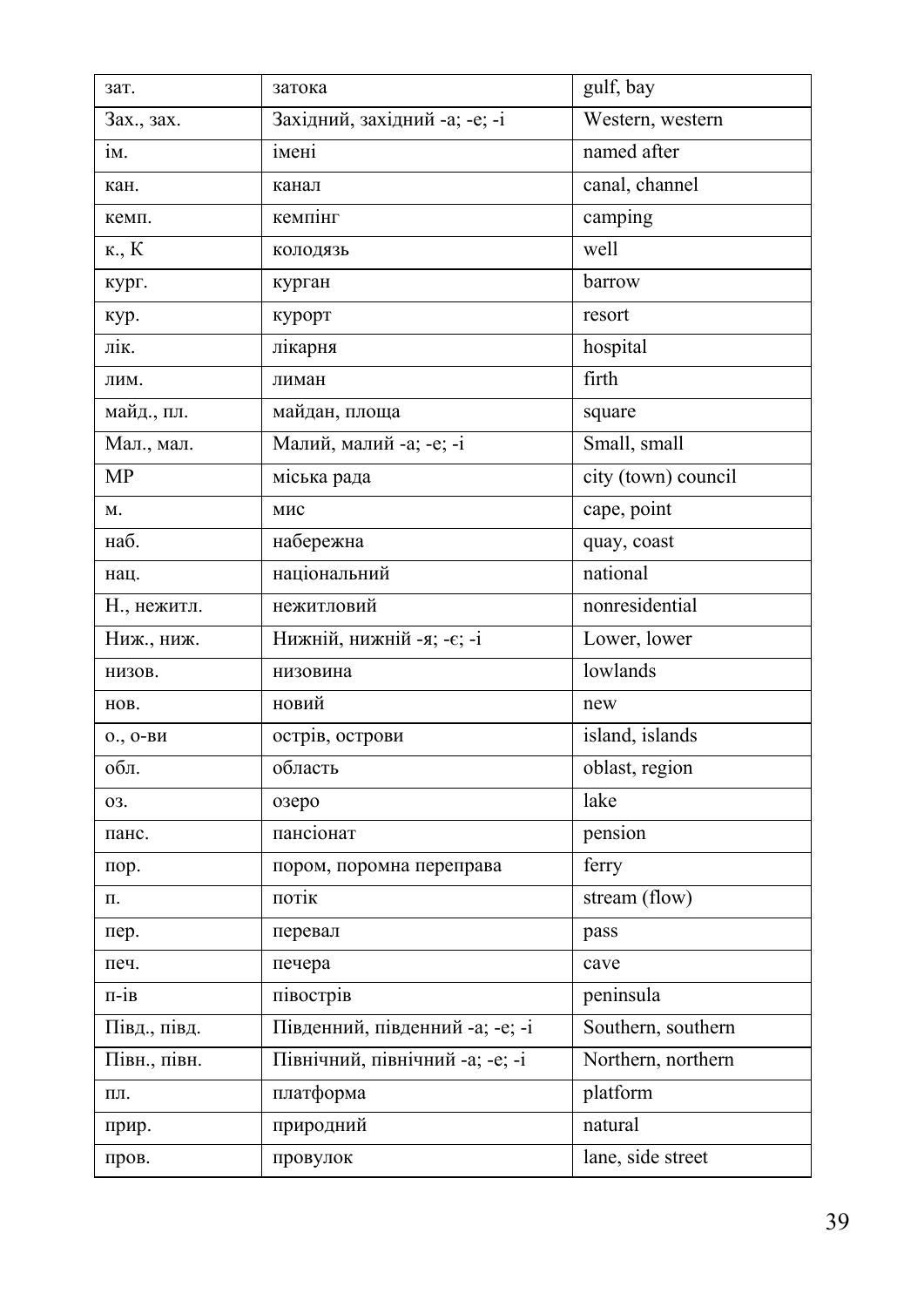| зат. | затока | gulf, bay |
|---|---|---|
| Зах., зах. | Західний, західний -а; -е; -і | Western, western |
| ім. | імені | named after |
| кан. | канал | canal, channel |
| кемп. | кемпінг | camping |
| к., К | колодязь | well |
| кург. | курган | barrow |
| кур. | курорт | resort |
| лік. | лікарня | hospital |
| лим. | лиман | firth |
| майд., пл. | майдан, площа | square |
| Мал., мал. | Малий, малий -а; -е; -і | Small, small |
| МР | міська рада | city (town) council |
| м. | мис | cape, point |
| наб. | набережна | quay, coast |
| нац. | національний | national |
| Н., нежитл. | нежитловий | nonresidential |
| Ниж., ниж. | Нижній, нижній -я; -є; -і | Lower, lower |
| низов. | низовина | lowlands |
| нов. | новий | new |
| о., о-ви | острів, острови | island, islands |
| обл. | область | oblast, region |
| оз. | озеро | lake |
| панс. | пансіонат | pension |
| пор. | пором, поромна переправа | ferry |
| п. | потік | stream (flow) |
| пер. | перевал | pass |
| печ. | печера | cave |
| п-ів | півострів | peninsula |
| Півд., півд. | Південний, південний -а; -е; -і | Southern, southern |
| Півн., півн. | Північний, північний -а; -е; -і | Northern, northern |
| пл. | платформа | platform |
| прир. | природний | natural |
| пров. | провулок | lane, side street |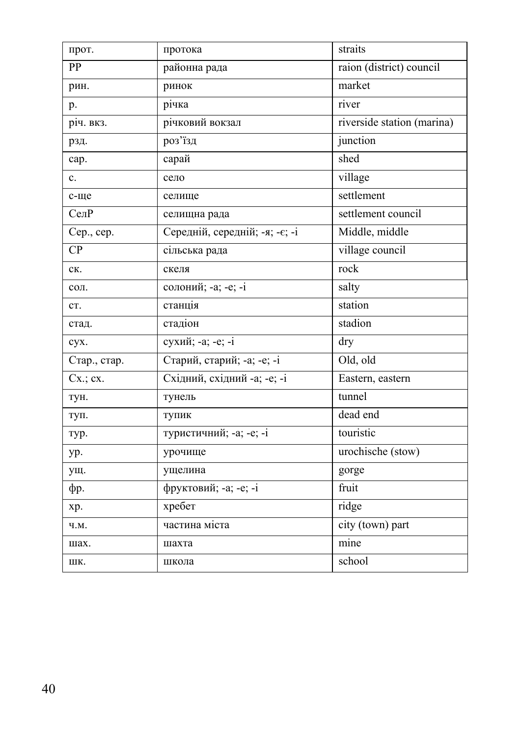| прот. | протока | straits |
|---|---|---|
| РР | районна рада | raion (district) council |
| рин. | ринок | market |
| р. | річка | river |
| річ. вкз. | річковий вокзал | riverside station (marina) |
| рзд. | роз’їзд | junction |
| сар. | сарай | shed |
| с. | село | village |
| с-ще | селище | settlement |
| СелР | селищна рада | settlement council |
| Сер., сер. | Середній, середній; -я; -є; -і | Middle, middle |
| СР | сільська рада | village council |
| ск. | скеля | rock |
| сол. | солоний; -а; -е; -і | salty |
| ст. | станція | station |
| стад. | стадіон | stadion |
| сух. | сухий; -а; -е; -і | dry |
| Стар., стар. | Старий, старий; -а; -е; -і | Old, old |
| Сх.; сх. | Східний, східний -а; -е; -і | Eastern, eastern |
| тун. | тунель | tunnel |
| туп. | тупик | dead end |
| тур. | туристичний; -а; -е; -і | touristic |
| ур. | урочище | urochische (stow) |
| ущ. | ущелина | gorge |
| фр. | фруктовий; -а; -е; -і | fruit |
| хр. | хребет | ridge |
| ч.м. | частина міста | city (town) part |
| шах. | шахта | mine |
| шк. | школа | school |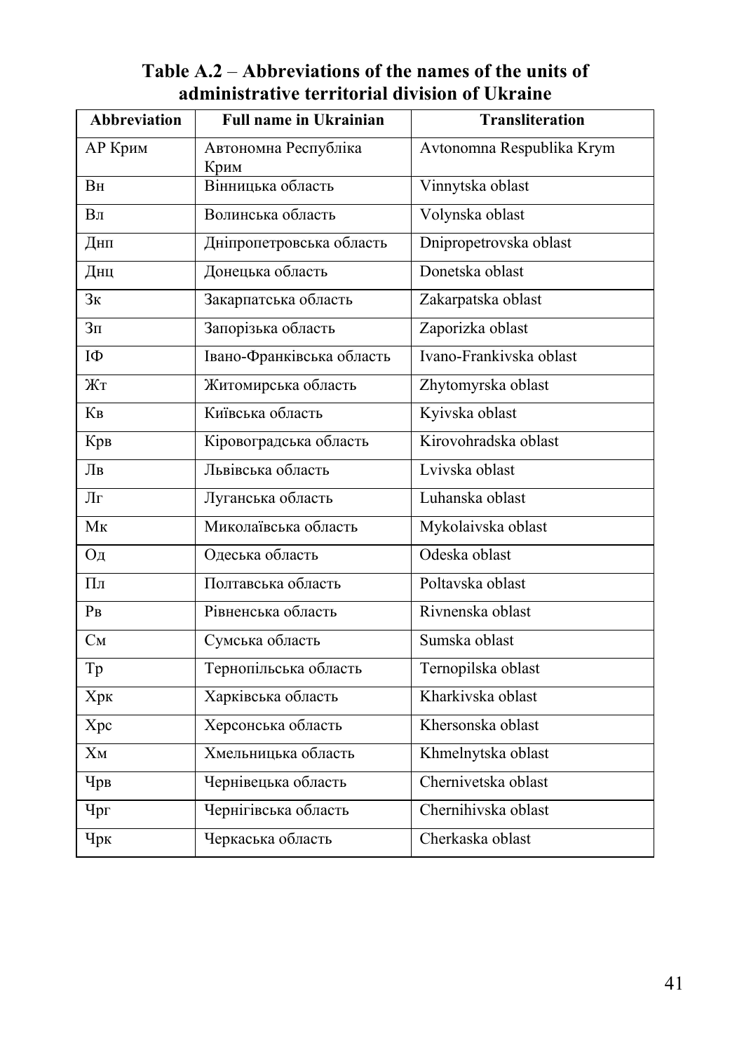**Table A.2** – **Abbreviations of the names of the units of administrative territorial division of Ukraine**

| Abbreviation | Full name in Ukrainian | Transliteration |
|---|---|---|
| АР Крим | Автономна Республіка Крим | Avtonomna Respublika Krym |
| Вн | Вінницька область | Vinnytska oblast |
| Вл | Волинська область | Volynska oblast |
| Днп | Дніпропетровська область | Dnipropetrovska oblast |
| Днц | Донецька область | Donetska oblast |
| Зк | Закарпатська область | Zakarpatska oblast |
| Зп | Запорізька область | Zaporizka oblast |
| ІФ | Івано-Франківська область | Ivano-Frankivska oblast |
| Жт | Житомирська область | Zhytomyrska oblast |
| Кв | Київська область | Kyivska oblast |
| Крв | Кіровоградська область | Kirovohradska oblast |
| Лв | Львівська область | Lvivska oblast |
| Лг | Луганська область | Luhanska oblast |
| Мк | Миколаївська область | Mykolaivska oblast |
| Од | Одеська область | Odeska oblast |
| Пл | Полтавська область | Poltavska oblast |
| Рв | Рівненська область | Rivnenska oblast |
| См | Сумська область | Sumska oblast |
| Тр | Тернопільська область | Ternopilska oblast |
| Хрк | Харківська область | Kharkivska oblast |
| Хрс | Херсонська область | Khersonska oblast |
| Хм | Хмельницька область | Khmelnytska oblast |
| Чрв | Чернівецька область | Chernivetska oblast |
| Чрг | Чернігівська область | Chernihivska oblast |
| Чрк | Черкаська область | Cherkaska oblast |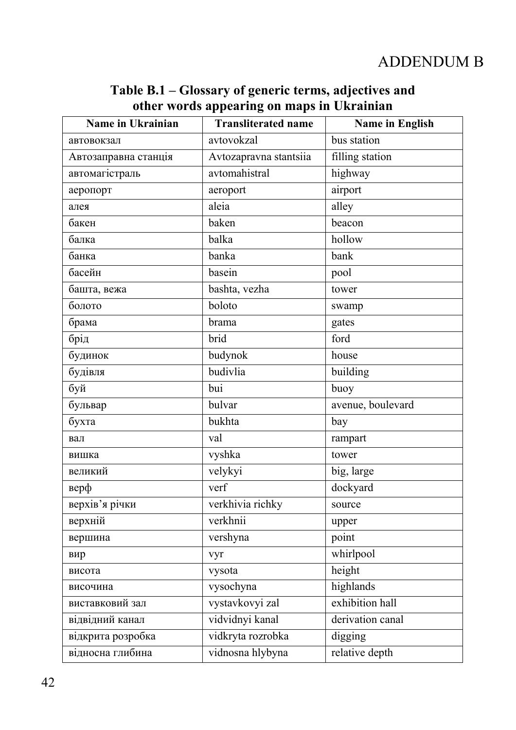# ADDENDUM B

**Table B.1 – Glossary of generic terms, adjectives and other words appearing on maps in Ukrainian**

| Name in Ukrainian | Transliterated name | Name in English |
|---|---|---|
| автовокзал | avtovokzal | bus station |
| Автозаправна станція | Avtozapravna stantsiia | filling station |
| автомагістраль | avtomahistral | highway |
| аеропорт | aeroport | airport |
| алея | aleia | alley |
| бакен | baken | beacon |
| балка | balka | hollow |
| банка | banka | bank |
| басейн | basein | pool |
| башта, вежа | bashta, vezha | tower |
| болото | boloto | swamp |
| брама | brama | gates |
| брід | brid | ford |
| будинок | budynok | house |
| будівля | budivlia | building |
| буй | bui | buoy |
| бульвар | bulvar | avenue, boulevard |
| бухта | bukhta | bay |
| вал | val | rampart |
| вишка | vyshka | tower |
| великий | velykyi | big, large |
| верф | verf | dockyard |
| верхів'я річки | verkhivia richky | source |
| верхній | verkhnii | upper |
| вершина | vershyna | point |
| вир | vyr | whirlpool |
| висота | vysota | height |
| височина | vysochyna | highlands |
| виставковий зал | vystavkovyi zal | exhibition hall |
| відвідний канал | vidvidnyi kanal | derivation canal |
| відкрита розробка | vidkryta rozrobka | digging |
| відносна глибина | vidnosna hlybyna | relative depth |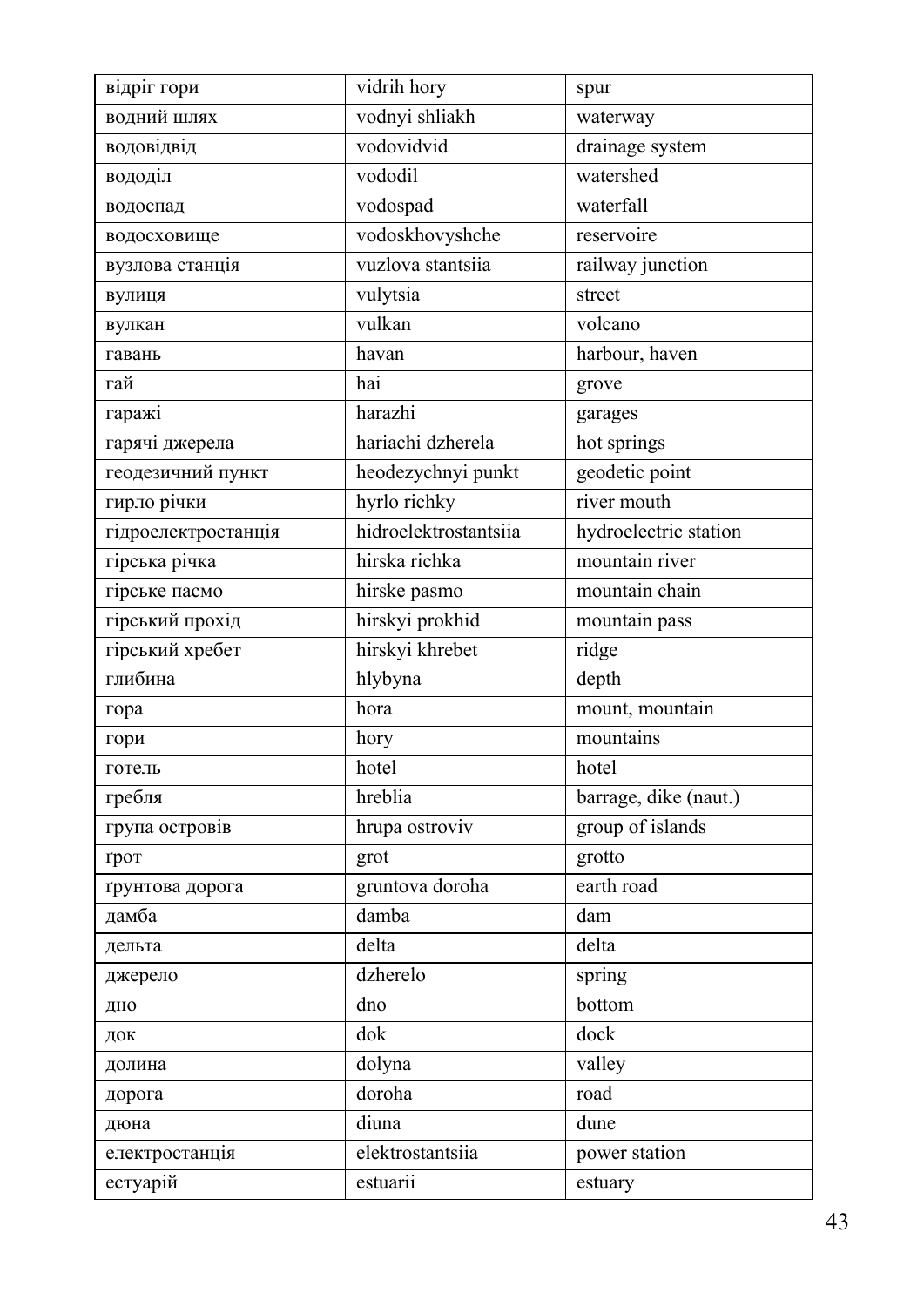| відріг гори | vidrih hory | spur |
|---|---|---|
| водний шлях | vodnyi shliakh | waterway |
| водовідвід | vodovidvid | drainage system |
| вододіл | vododil | watershed |
| водоспад | vodospad | waterfall |
| водосховище | vodoskhovyshche | reservoire |
| вузлова станція | vuzlova stantsiia | railway junction |
| вулиця | vulytsia | street |
| вулкан | vulkan | volcano |
| гавань | havan | harbour, haven |
| гай | hai | grove |
| гаражі | harazhi | garages |
| гарячі джерела | hariachi dzherela | hot springs |
| геодезичний пункт | heodezychnyi punkt | geodetic point |
| гирло річки | hyrlo richky | river mouth |
| гідроелектростанція | hidroelektrostantsiia | hydroelectric station |
| гірська річка | hirska richka | mountain river |
| гірське пасмо | hirske pasmo | mountain chain |
| гірський прохід | hirskyi prokhid | mountain pass |
| гірський хребет | hirskyi khrebet | ridge |
| глибина | hlybyna | depth |
| гора | hora | mount, mountain |
| гори | hory | mountains |
| готель | hotel | hotel |
| гребля | hreblia | barrage, dike (naut.) |
| група островів | hrupa ostroviv | group of islands |
| ґрот | grot | grotto |
| грунтова дорога | gruntova doroha | earth road |
| дамба | damba | dam |
| дельта | delta | delta |
| джерело | dzherelo | spring |
| дно | dno | bottom |
| док | dok | dock |
| долина | dolyna | valley |
| дорога | doroha | road |
| дюна | diuna | dune |
| електростанція | elektrostantsiia | power station |
| естуарій | estuarii | estuary |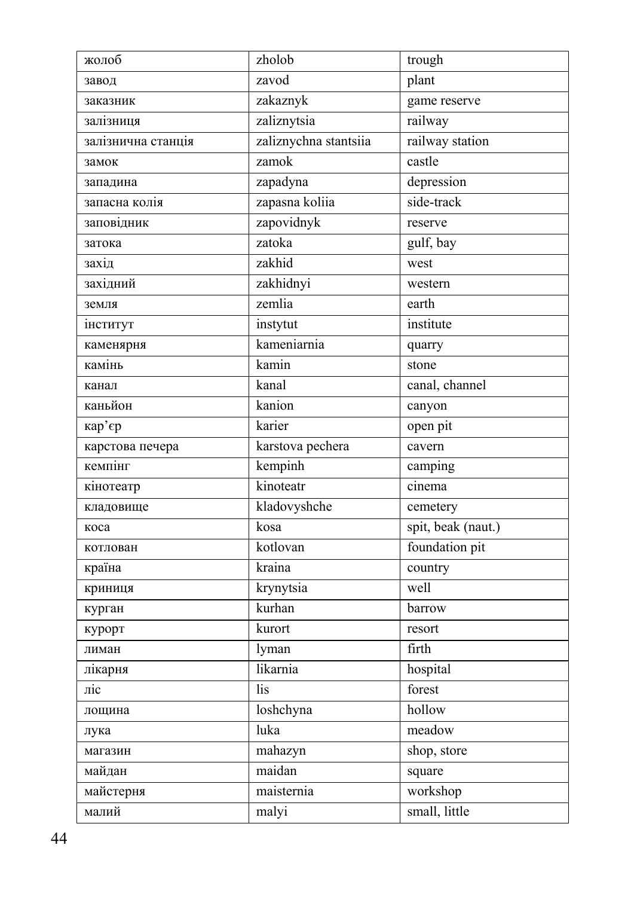| жолоб | zholob | trough |
|---|---|---|
| завод | zavod | plant |
| заказник | zakaznyk | game reserve |
| залізниця | zaliznytsia | railway |
| залізнична станція | zaliznychna stantsiia | railway station |
| замок | zamok | castle |
| западина | zapadyna | depression |
| запасна колія | zapasna koliia | side-track |
| заповідник | zapovidnyk | reserve |
| затока | zatoka | gulf, bay |
| захід | zakhid | west |
| західний | zakhidnyi | western |
| земля | zemlia | earth |
| інститут | instytut | institute |
| каменярня | kameniarnia | quarry |
| камінь | kamin | stone |
| канал | kanal | canal, channel |
| каньйон | kanion | canyon |
| кар'єр | karier | open pit |
| карстова печера | karstova pechera | cavern |
| кемпінг | kempinh | camping |
| кінотеатр | kinoteatr | cinema |
| кладовище | kladovyshche | cemetery |
| коса | kosa | spit, beak (naut.) |
| котлован | kotlovan | foundation pit |
| країна | kraina | country |
| криниця | krynytsia | well |
| курган | kurhan | barrow |
| курорт | kurort | resort |
| лиман | lyman | firth |
| лікарня | likarnia | hospital |
| ліс | lis | forest |
| лощина | loshchyna | hollow |
| лука | luka | meadow |
| магазин | mahazyn | shop, store |
| майдан | maidan | square |
| майстерня | maisternia | workshop |
| малий | malyi | small, little |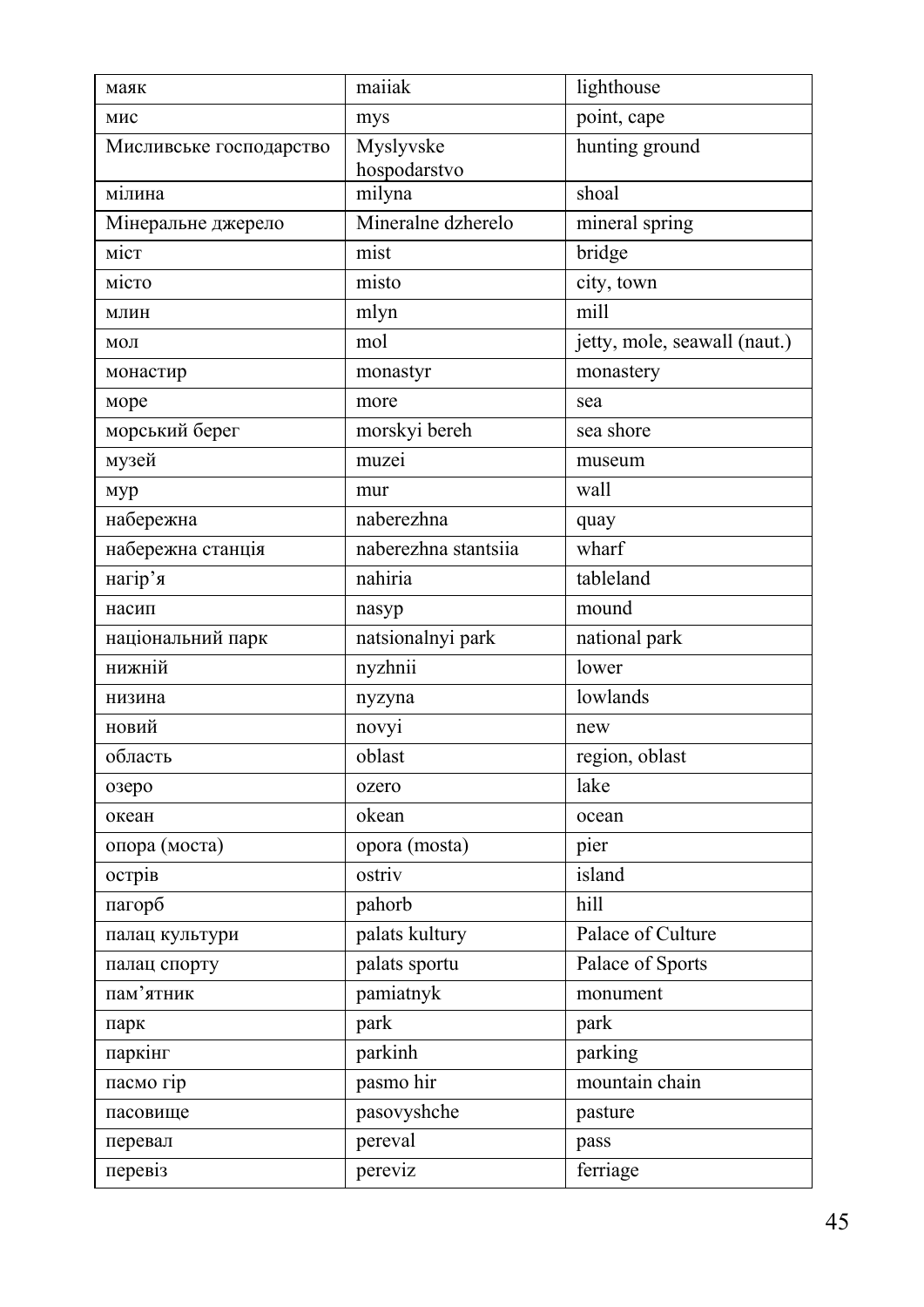| маяк | maiiak | lighthouse |
|---|---|---|
| мис | mys | point, cape |
| Мисливське господарство | Myslyvske hospodarstvo | hunting ground |
| мілина | milyna | shoal |
| Мінеральне джерело | Mineralne dzherelo | mineral spring |
| міст | mist | bridge |
| місто | misto | city, town |
| млин | mlyn | mill |
| мол | mol | jetty, mole, seawall (naut.) |
| монастир | monastyr | monastery |
| море | more | sea |
| морський берег | morskyi bereh | sea shore |
| музей | muzei | museum |
| мур | mur | wall |
| набережна | naberezhna | quay |
| набережна станція | naberezhna stantsiia | wharf |
| нагір'я | nahiria | tableland |
| насип | nasyp | mound |
| національний парк | natsionalnyi park | national park |
| нижній | nyzhnii | lower |
| низина | nyzyna | lowlands |
| новий | novyi | new |
| область | oblast | region, oblast |
| озеро | ozero | lake |
| океан | okean | ocean |
| опора (моста) | opora (mosta) | pier |
| острів | ostriv | island |
| пагорб | pahorb | hill |
| палац культури | palats kultury | Palace of Culture |
| палац спорту | palats sportu | Palace of Sports |
| пам'ятник | pamiatnyk | monument |
| парк | park | park |
| паркінг | parkinh | parking |
| пасмо гір | pasmo hir | mountain chain |
| пасовище | pasovyshche | pasture |
| перевал | pereval | pass |
| перевіз | pereviz | ferriage |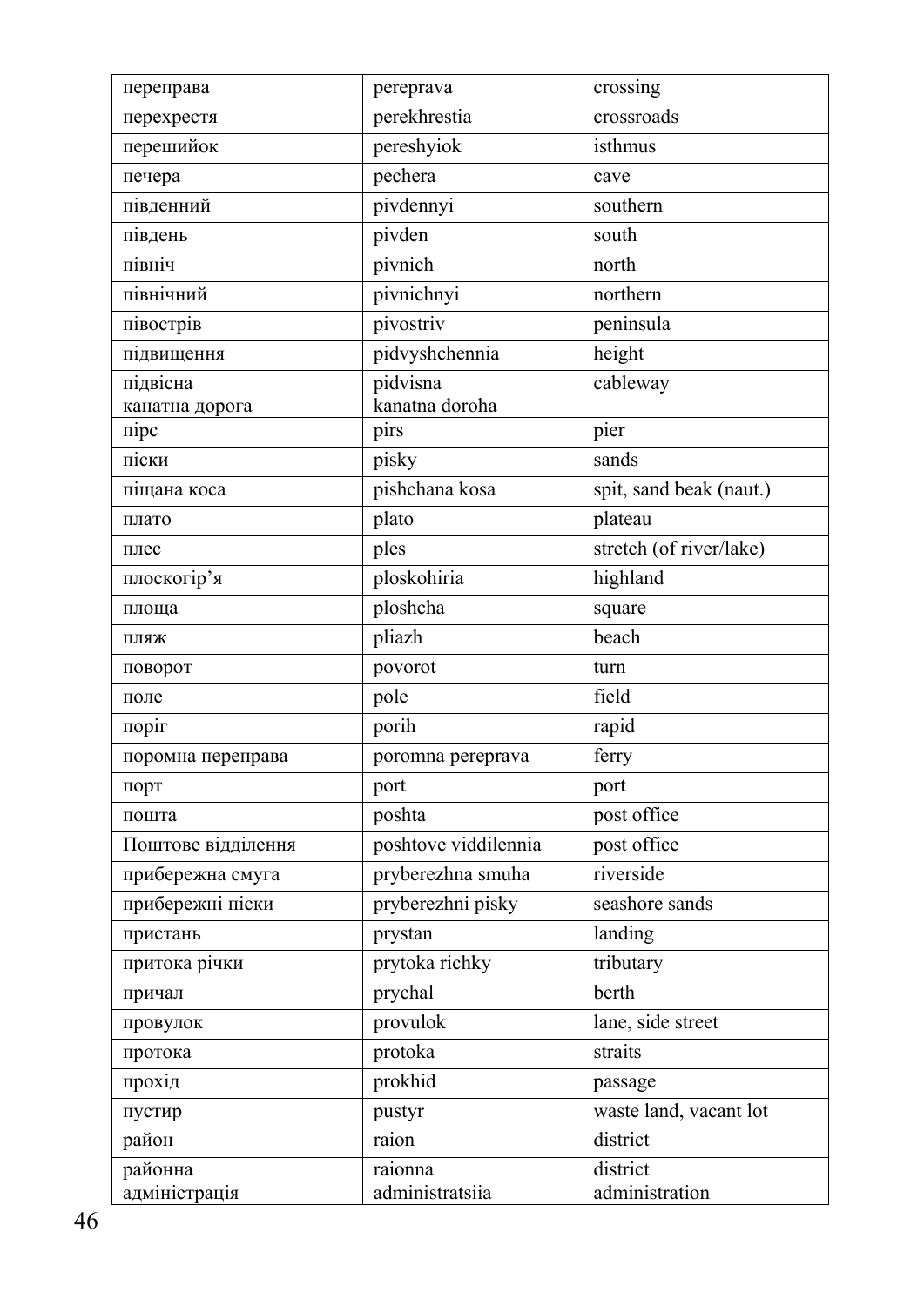| переправа | pereprava | crossing |
|---|---|---|
| перехрестя | perekhrestia | crossroads |
| перешийок | pereshyiok | isthmus |
| печера | pechera | cave |
| південний | pivdennyi | southern |
| південь | pivden | south |
| північ | pivnich | north |
| північний | pivnichnyi | northern |
| півострів | pivostriv | peninsula |
| підвищення | pidvyshchennia | height |
| підвісна канатна дорога | pidvisna kanatna doroha | cableway |
| пірс | pirs | pier |
| піски | pisky | sands |
| піщана коса | pishchana kosa | spit, sand beak (naut.) |
| плато | plato | plateau |
| плес | ples | stretch (of river/lake) |
| плоскогір'я | ploskohiria | highland |
| площа | ploshcha | square |
| пляж | pliazh | beach |
| поворот | povorot | turn |
| поле | pole | field |
| поріг | porih | rapid |
| поромна переправа | poromna pereprava | ferry |
| порт | port | port |
| пошта | poshta | post office |
| Поштове відділення | poshtove viddilennia | post office |
| прибережна смуга | pryberezhna smuha | riverside |
| прибережні піски | pryberezhni pisky | seashore sands |
| пристань | prystan | landing |
| притока річки | prytoka richky | tributary |
| причал | prychal | berth |
| провулок | provulok | lane, side street |
| протока | protoka | straits |
| прохід | prokhid | passage |
| пустир | pustyr | waste land, vacant lot |
| район | raion | district |
| районна адміністрація | raionna administratsiia | district administration |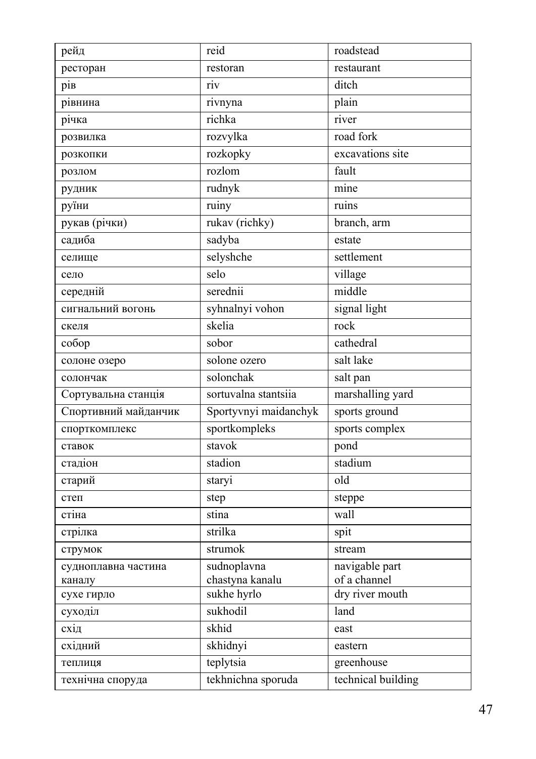| рейд | reid | roadstead |
|---|---|---|
| ресторан | restoran | restaurant |
| рів | riv | ditch |
| рівнина | rivnyna | plain |
| річка | richka | river |
| розвилка | rozvylka | road fork |
| розкопки | rozkopky | excavations site |
| розлом | rozlom | fault |
| рудник | rudnyk | mine |
| руїни | ruiny | ruins |
| рукав (річки) | rukav (richky) | branch, arm |
| садиба | sadyba | estate |
| селище | selyshche | settlement |
| село | selo | village |
| середній | serednii | middle |
| сигнальний вогонь | syhnalnyi vohon | signal light |
| скеля | skelia | rock |
| собор | sobor | cathedral |
| солоне озеро | solone ozero | salt lake |
| солончак | solonchak | salt pan |
| Сортувальна станція | sortuvalna stantsiia | marshalling yard |
| Спортивний майданчик | Sportyvnyi maidanchyk | sports ground |
| спорткомплекс | sportkompleks | sports complex |
| ставок | stavok | pond |
| стадіон | stadion | stadium |
| старий | staryi | old |
| степ | step | steppe |
| стіна | stina | wall |
| стрілка | strilka | spit |
| струмок | strumok | stream |
| судноплавна частина каналу | sudnoplavna chastyna kanalu | navigable part of a channel |
| сухе гирло | sukhe hyrlo | dry river mouth |
| суходіл | sukhodil | land |
| схід | skhid | east |
| східний | skhidnyi | eastern |
| теплиця | teplytsia | greenhouse |
| технічна споруда | tekhnichna sporuda | technical building |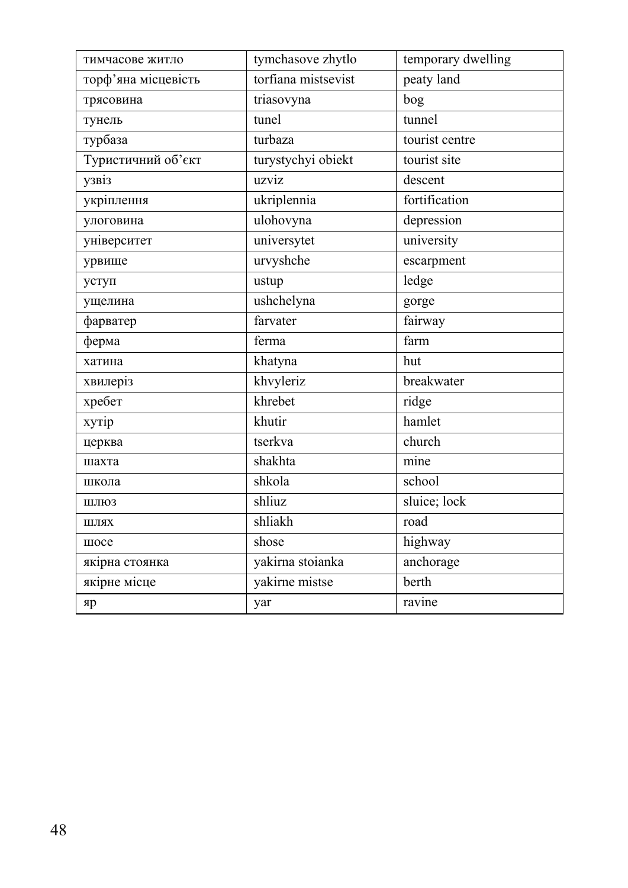| | | |
|---|---|---|
| тимчасове житло | tymchasove zhytlo | temporary dwelling |
| торф’яна місцевість | torfiana mistsevist | peaty land |
| трясовина | triasovyna | bog |
| тунель | tunel | tunnel |
| турбаза | turbaza | tourist centre |
| Туристичний об’єкт | turystychyi obiekt | tourist site |
| узвіз | uzviz | descent |
| укріплення | ukriplennia | fortification |
| улоговина | ulohovyna | depression |
| університет | universytet | university |
| урвище | urvyshche | escarpment |
| уступ | ustup | ledge |
| ущелина | ushchelyna | gorge |
| фарватер | farvater | fairway |
| ферма | ferma | farm |
| хатина | khatyna | hut |
| хвилеріз | khvyleriz | breakwater |
| хребет | khrebet | ridge |
| хутір | khutir | hamlet |
| церква | tserkva | church |
| шахта | shakhta | mine |
| школа | shkola | school |
| шлюз | shliuz | sluice; lock |
| шлях | shliakh | road |
| шосе | shose | highway |
| якірна стоянка | yakirna stoianka | anchorage |
| якірне місце | yakirne mistse | berth |
| яр | yar | ravine |